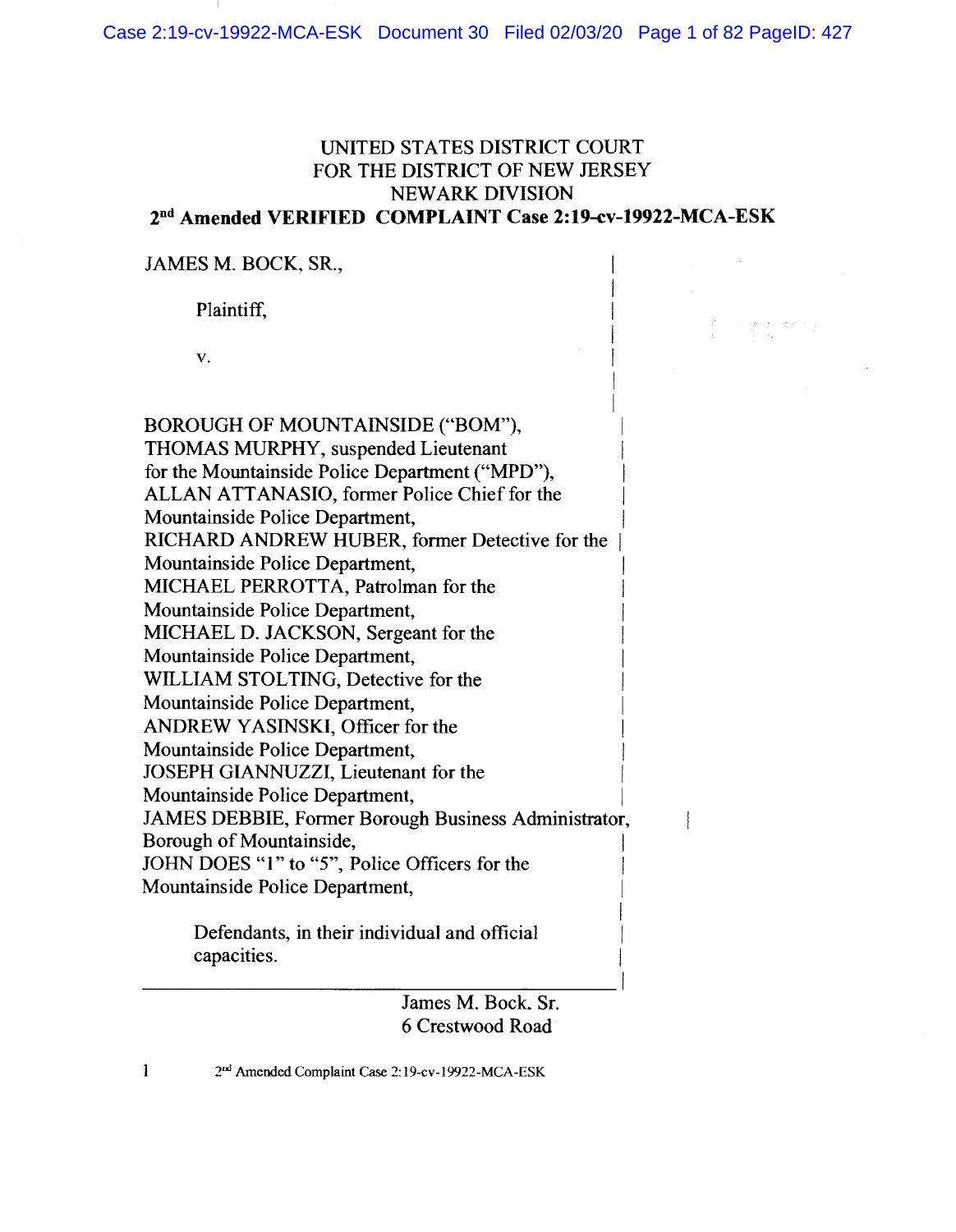UNITED STATES DISTRICT COURT
FOR THE DISTRICT OF NEW JERSEY
NEWARK DIVISION

**2nd Amended VERIFIED COMPLAINT Case 2:19-cv-19922-MCA-ESK**

JAMES M. BOCK, SR.,

Plaintiff,

v.

BOROUGH OF MOUNTAINSIDE ("BOM"),
THOMAS MURPHY, suspended Lieutenant for the Mountainside Police Department ("MPD"),
ALLAN ATTANASIO, former Police Chief for the Mountainside Police Department,
RICHARD ANDREW HUBER, former Detective for the Mountainside Police Department,
MICHAEL PERROTTA, Patrolman for the Mountainside Police Department,
MICHAEL D. JACKSON, Sergeant for the Mountainside Police Department,
WILLIAM STOLTING, Detective for the Mountainside Police Department,
ANDREW YASINSKI, Officer for the Mountainside Police Department,
JOSEPH GIANNUZZI, Lieutenant for the Mountainside Police Department,
JAMES DEBBIE, Former Borough Business Administrator, Borough of Mountainside,
JOHN DOES "1" to "5", Police Officers for the Mountainside Police Department,

Defendants, in their individual and official capacities.

James M. Bock. Sr.
6 Crestwood Road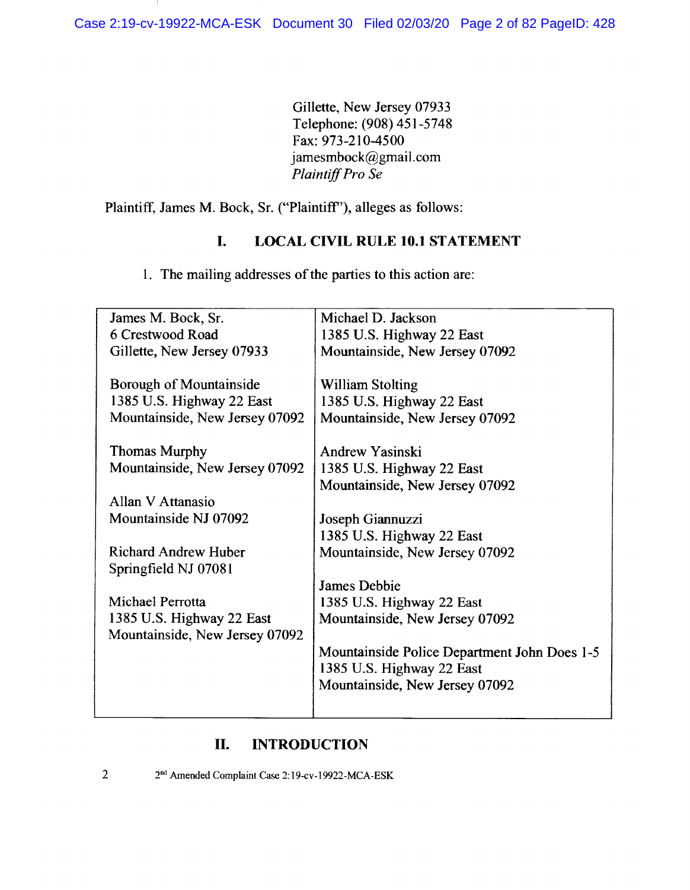Gillette, New Jersey 07933
Telephone: (908) 451-5748
Fax: 973-210-4500
jamesmbock@gmail.com
*Plaintiff Pro Se*

Plaintiff, James M. Bock, Sr. ("Plaintiff"), alleges as follows:

## I. LOCAL CIVIL RULE 10.1 STATEMENT

1. The mailing addresses of the parties to this action are:

| | |
|---|---|
| James M. Bock, Sr.<br>6 Crestwood Road<br>Gillette, New Jersey 07933 | Michael D. Jackson<br>1385 U.S. Highway 22 East<br>Mountainside, New Jersey 07092 |
| Borough of Mountainside<br>1385 U.S. Highway 22 East<br>Mountainside, New Jersey 07092 | William Stolting<br>1385 U.S. Highway 22 East<br>Mountainside, New Jersey 07092 |
| Thomas Murphy<br>Mountainside, New Jersey 07092 | Andrew Yasinski<br>1385 U.S. Highway 22 East<br>Mountainside, New Jersey 07092 |
| Allan V Attanasio<br>Mountainside NJ 07092 | Joseph Giannuzzi<br>1385 U.S. Highway 22 East<br>Mountainside, New Jersey 07092 |
| Richard Andrew Huber<br>Springfield NJ 07081 | James Debbie<br>1385 U.S. Highway 22 East<br>Mountainside, New Jersey 07092 |
| Michael Perrotta<br>1385 U.S. Highway 22 East<br>Mountainside, New Jersey 07092 | Mountainside Police Department John Does 1-5<br>1385 U.S. Highway 22 East<br>Mountainside, New Jersey 07092 |

## II. INTRODUCTION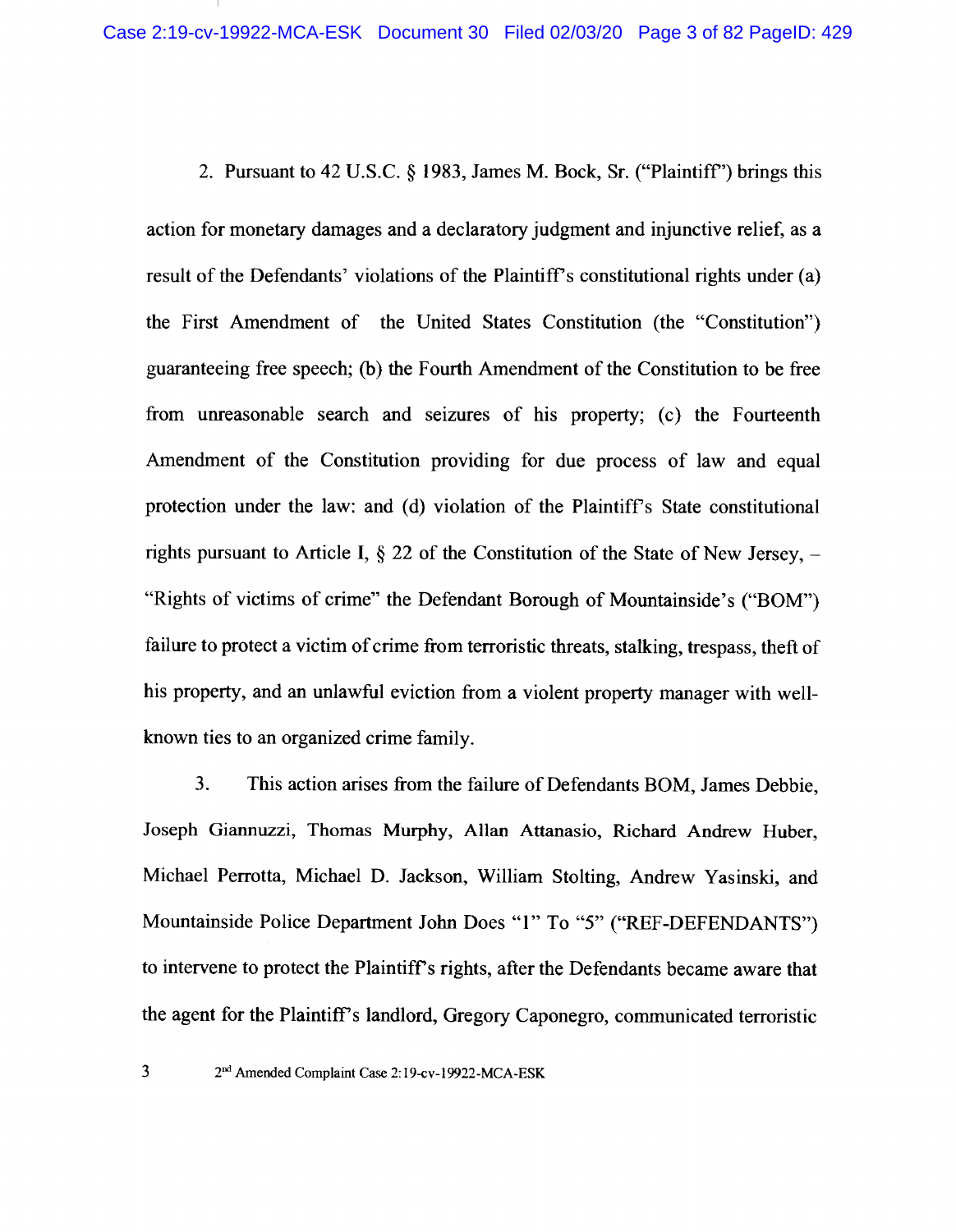2. Pursuant to 42 U.S.C. § 1983, James M. Bock, Sr. ("Plaintiff") brings this action for monetary damages and a declaratory judgment and injunctive relief, as a result of the Defendants' violations of the Plaintiff's constitutional rights under (a) the First Amendment of the United States Constitution (the "Constitution") guaranteeing free speech; (b) the Fourth Amendment of the Constitution to be free from unreasonable search and seizures of his property; (c) the Fourteenth Amendment of the Constitution providing for due process of law and equal protection under the law: and (d) violation of the Plaintiff's State constitutional rights pursuant to Article I, § 22 of the Constitution of the State of New Jersey, – "Rights of victims of crime" the Defendant Borough of Mountainside's ("BOM") failure to protect a victim of crime from terroristic threats, stalking, trespass, theft of his property, and an unlawful eviction from a violent property manager with well-known ties to an organized crime family.

3. This action arises from the failure of Defendants BOM, James Debbie, Joseph Giannuzzi, Thomas Murphy, Allan Attanasio, Richard Andrew Huber, Michael Perrotta, Michael D. Jackson, William Stolting, Andrew Yasinski, and Mountainside Police Department John Does "1" To "5" ("REF-DEFENDANTS") to intervene to protect the Plaintiff's rights, after the Defendants became aware that the agent for the Plaintiff's landlord, Gregory Caponegro, communicated terroristic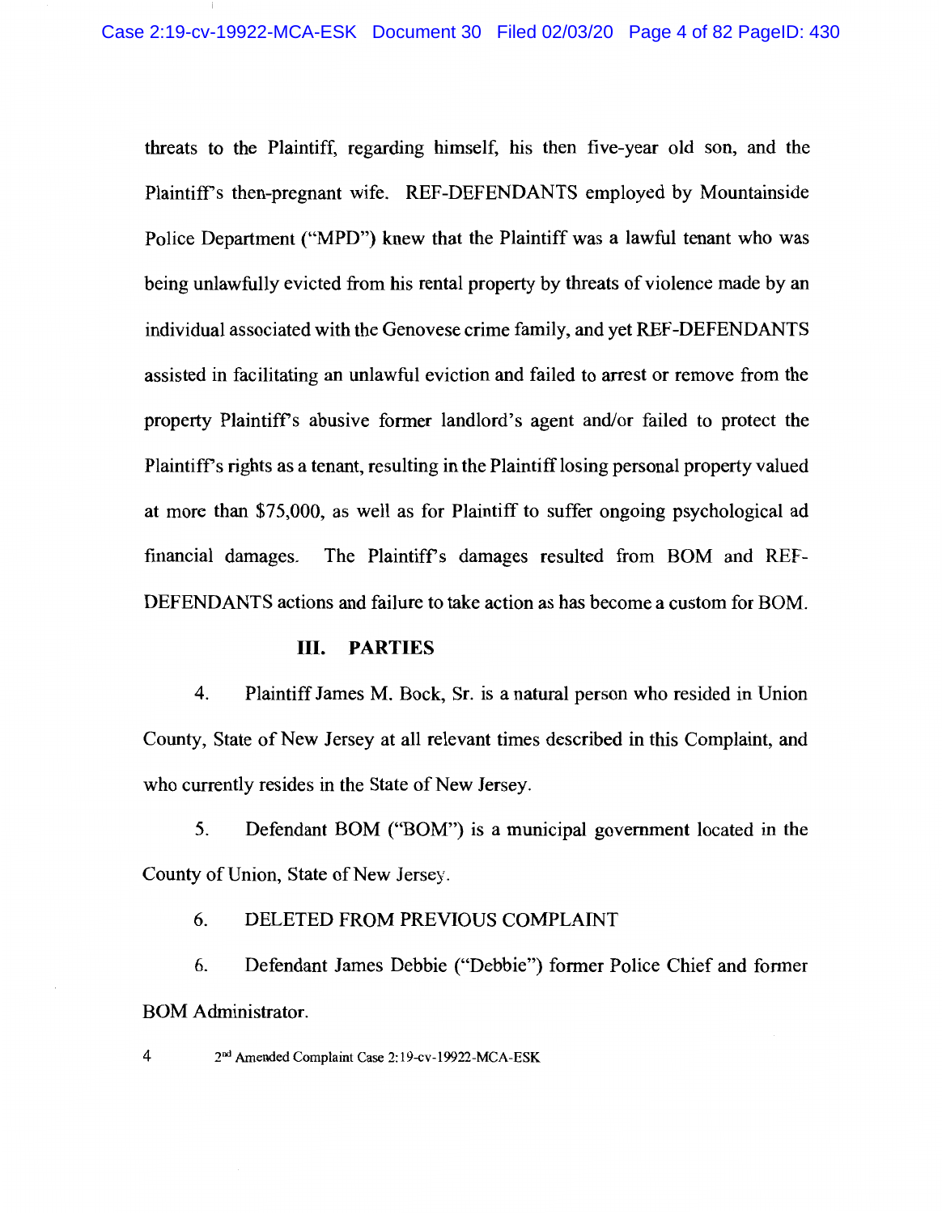threats to the Plaintiff, regarding himself, his then five-year old son, and the Plaintiff's then-pregnant wife. REF-DEFENDANTS employed by Mountainside Police Department ("MPD") knew that the Plaintiff was a lawful tenant who was being unlawfully evicted from his rental property by threats of violence made by an individual associated with the Genovese crime family, and yet REF-DEFENDANTS assisted in facilitating an unlawful eviction and failed to arrest or remove from the property Plaintiff's abusive former landlord's agent and/or failed to protect the Plaintiff's rights as a tenant, resulting in the Plaintiff losing personal property valued at more than $75,000, as well as for Plaintiff to suffer ongoing psychological ad financial damages. The Plaintiff's damages resulted from BOM and REF-DEFENDANTS actions and failure to take action as has become a custom for BOM.

## III. PARTIES

4. Plaintiff James M. Bock, Sr. is a natural person who resided in Union County, State of New Jersey at all relevant times described in this Complaint, and who currently resides in the State of New Jersey.

5. Defendant BOM ("BOM") is a municipal government located in the County of Union, State of New Jersey.

6. DELETED FROM PREVIOUS COMPLAINT

6. Defendant James Debbie ("Debbie") former Police Chief and former BOM Administrator.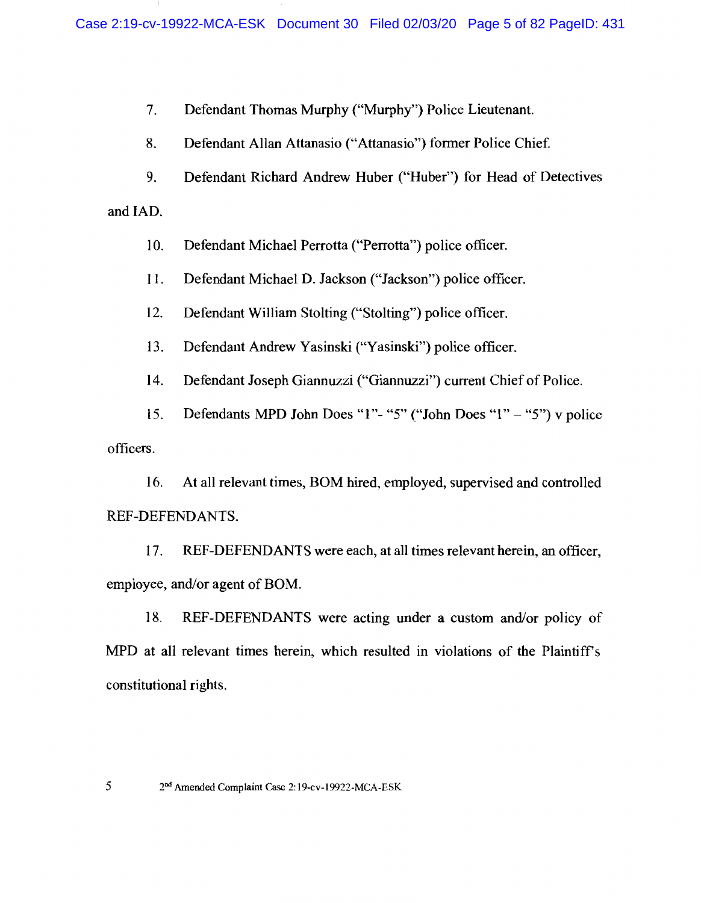7. Defendant Thomas Murphy ("Murphy") Police Lieutenant.

8. Defendant Allan Attanasio ("Attanasio") former Police Chief.

9. Defendant Richard Andrew Huber ("Huber") for Head of Detectives and IAD.

10. Defendant Michael Perrotta ("Perrotta") police officer.

11. Defendant Michael D. Jackson ("Jackson") police officer.

12. Defendant William Stolting ("Stolting") police officer.

13. Defendant Andrew Yasinski ("Yasinski") police officer.

14. Defendant Joseph Giannuzzi ("Giannuzzi") current Chief of Police.

15. Defendants MPD John Does "1"- "5" ("John Does "1" – "5") v police officers.

16. At all relevant times, BOM hired, employed, supervised and controlled REF-DEFENDANTS.

17. REF-DEFENDANTS were each, at all times relevant herein, an officer, employee, and/or agent of BOM.

18. REF-DEFENDANTS were acting under a custom and/or policy of MPD at all relevant times herein, which resulted in violations of the Plaintiff's constitutional rights.

2nd Amended Complaint Case 2:19-cv-19922-MCA-ESK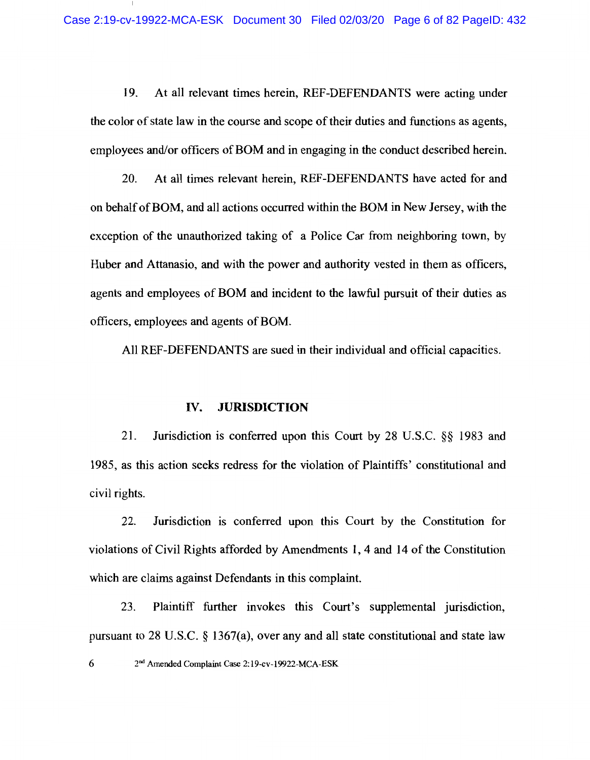19. At all relevant times herein, REF-DEFENDANTS were acting under the color of state law in the course and scope of their duties and functions as agents, employees and/or officers of BOM and in engaging in the conduct described herein.

20. At all times relevant herein, REF-DEFENDANTS have acted for and on behalf of BOM, and all actions occurred within the BOM in New Jersey, with the exception of the unauthorized taking of a Police Car from neighboring town, by Huber and Attanasio, and with the power and authority vested in them as officers, agents and employees of BOM and incident to the lawful pursuit of their duties as officers, employees and agents of BOM.

All REF-DEFENDANTS are sued in their individual and official capacities.

## IV. JURISDICTION

21. Jurisdiction is conferred upon this Court by 28 U.S.C. §§ 1983 and 1985, as this action seeks redress for the violation of Plaintiffs' constitutional and civil rights.

22. Jurisdiction is conferred upon this Court by the Constitution for violations of Civil Rights afforded by Amendments 1, 4 and 14 of the Constitution which are claims against Defendants in this complaint.

23. Plaintiff further invokes this Court's supplemental jurisdiction, pursuant to 28 U.S.C. § 1367(a), over any and all state constitutional and state law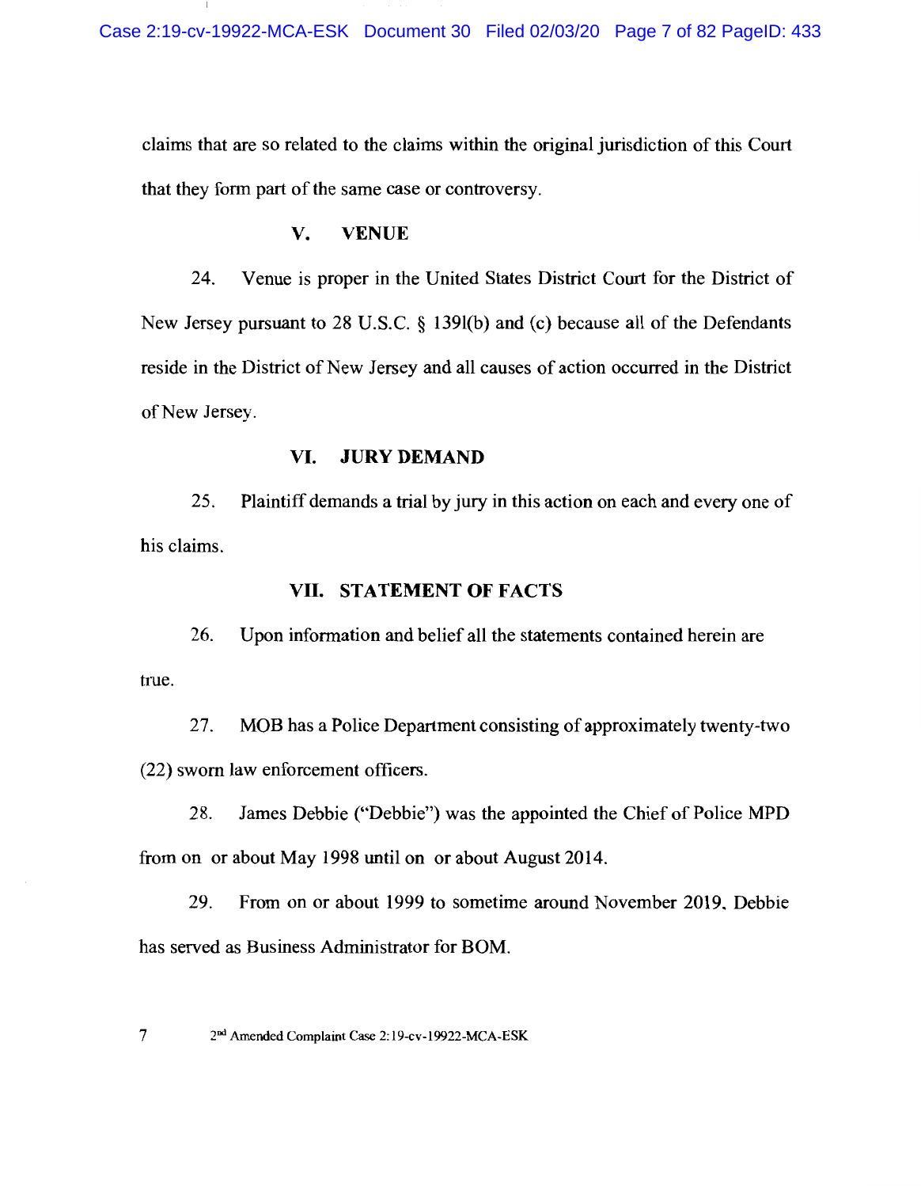claims that are so related to the claims within the original jurisdiction of this Court that they form part of the same case or controversy.

## V. VENUE

24. Venue is proper in the United States District Court for the District of New Jersey pursuant to 28 U.S.C. § 1391(b) and (c) because all of the Defendants reside in the District of New Jersey and all causes of action occurred in the District of New Jersey.

## VI. JURY DEMAND

25. Plaintiff demands a trial by jury in this action on each and every one of his claims.

## VII. STATEMENT OF FACTS

26. Upon information and belief all the statements contained herein are true.

27. MOB has a Police Department consisting of approximately twenty-two (22) sworn law enforcement officers.

28. James Debbie ("Debbie") was the appointed the Chief of Police MPD from on or about May 1998 until on or about August 2014.

29. From on or about 1999 to sometime around November 2019, Debbie has served as Business Administrator for BOM.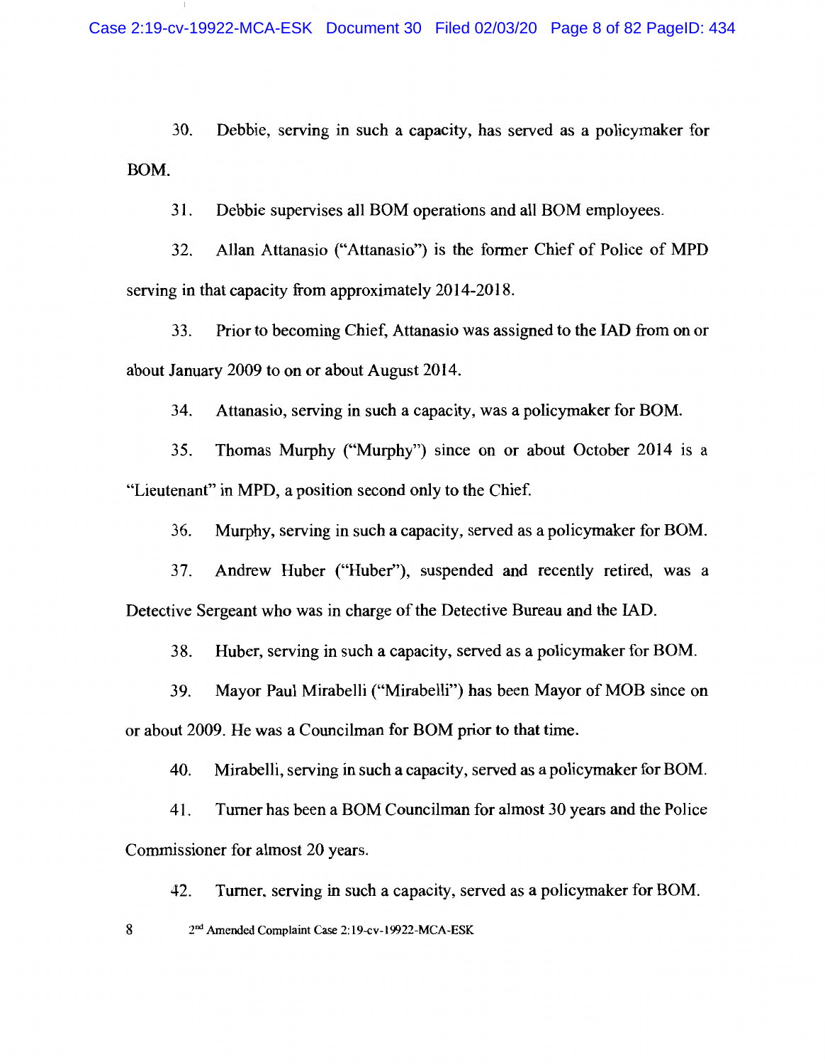30. Debbie, serving in such a capacity, has served as a policymaker for BOM.

31. Debbie supervises all BOM operations and all BOM employees.

32. Allan Attanasio ("Attanasio") is the former Chief of Police of MPD serving in that capacity from approximately 2014-2018.

33. Prior to becoming Chief, Attanasio was assigned to the IAD from on or about January 2009 to on or about August 2014.

34. Attanasio, serving in such a capacity, was a policymaker for BOM.

35. Thomas Murphy ("Murphy") since on or about October 2014 is a "Lieutenant" in MPD, a position second only to the Chief.

36. Murphy, serving in such a capacity, served as a policymaker for BOM.

37. Andrew Huber ("Huber"), suspended and recently retired, was a Detective Sergeant who was in charge of the Detective Bureau and the IAD.

38. Huber, serving in such a capacity, served as a policymaker for BOM.

39. Mayor Paul Mirabelli ("Mirabelli") has been Mayor of MOB since on or about 2009. He was a Councilman for BOM prior to that time.

40. Mirabelli, serving in such a capacity, served as a policymaker for BOM.

41. Turner has been a BOM Councilman for almost 30 years and the Police Commissioner for almost 20 years.

42. Turner, serving in such a capacity, served as a policymaker for BOM.

2nd Amended Complaint Case 2:19-cv-19922-MCA-ESK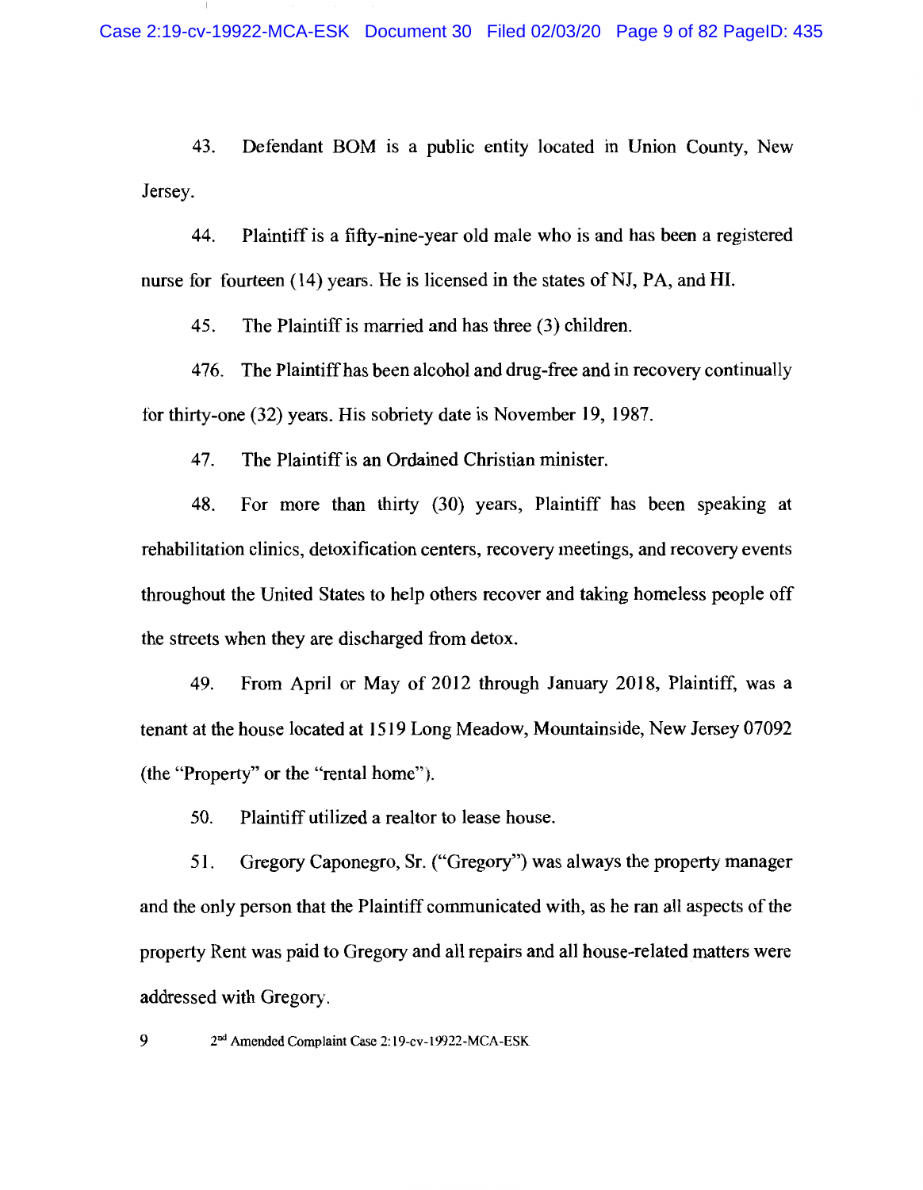43. Defendant BOM is a public entity located in Union County, New Jersey.

44. Plaintiff is a fifty-nine-year old male who is and has been a registered nurse for fourteen (14) years. He is licensed in the states of NJ, PA, and HI.

45. The Plaintiff is married and has three (3) children.

476. The Plaintiff has been alcohol and drug-free and in recovery continually for thirty-one (32) years. His sobriety date is November 19, 1987.

47. The Plaintiff is an Ordained Christian minister.

48. For more than thirty (30) years, Plaintiff has been speaking at rehabilitation clinics, detoxification centers, recovery meetings, and recovery events throughout the United States to help others recover and taking homeless people off the streets when they are discharged from detox.

49. From April or May of 2012 through January 2018, Plaintiff, was a tenant at the house located at 1519 Long Meadow, Mountainside, New Jersey 07092 (the "Property" or the "rental home").

50. Plaintiff utilized a realtor to lease house.

51. Gregory Caponegro, Sr. ("Gregory") was always the property manager and the only person that the Plaintiff communicated with, as he ran all aspects of the property Rent was paid to Gregory and all repairs and all house-related matters were addressed with Gregory.

2nd Amended Complaint Case 2:19-cv-19922-MCA-ESK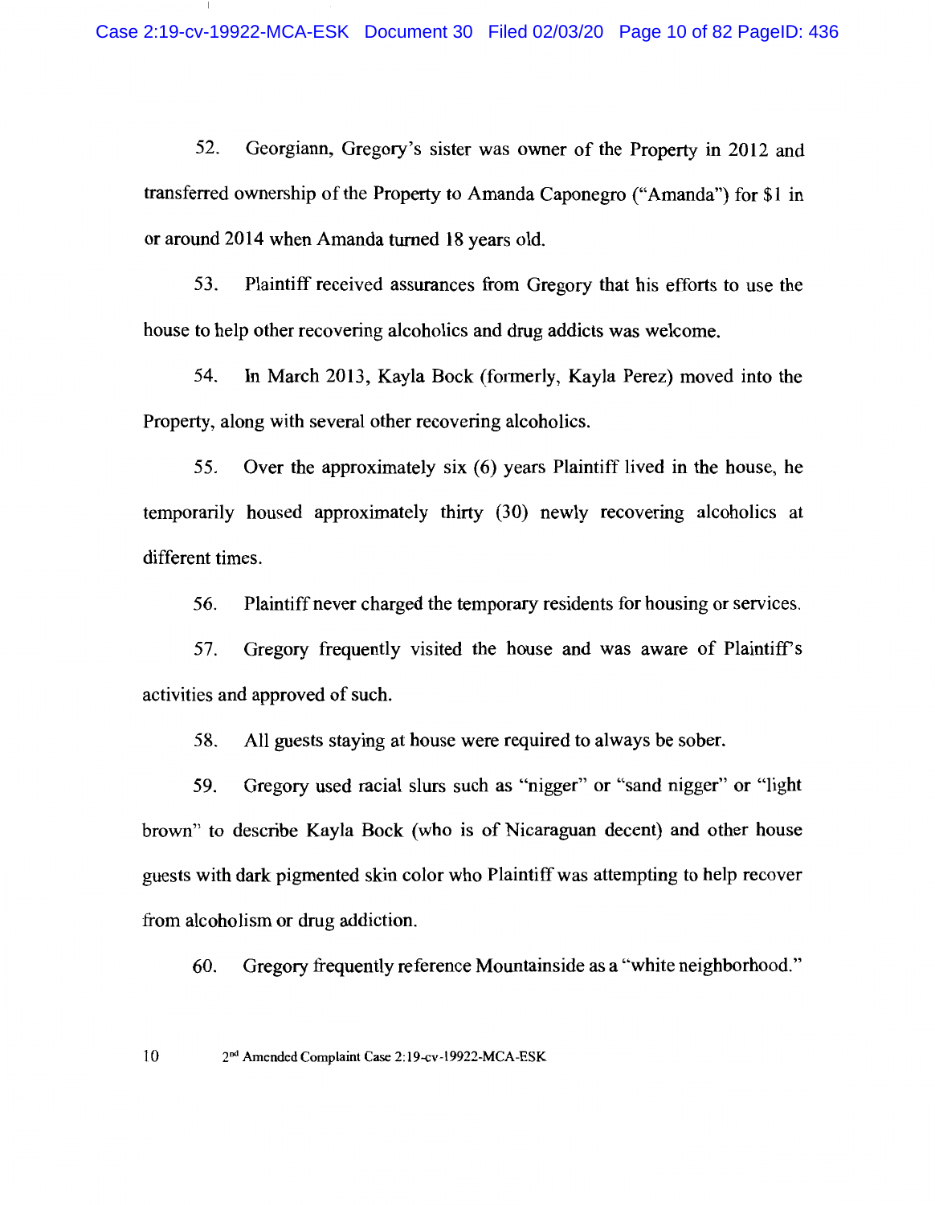52. Georgiann, Gregory's sister was owner of the Property in 2012 and transferred ownership of the Property to Amanda Caponegro ("Amanda") for $1 in or around 2014 when Amanda turned 18 years old.

53. Plaintiff received assurances from Gregory that his efforts to use the house to help other recovering alcoholics and drug addicts was welcome.

54. In March 2013, Kayla Bock (formerly, Kayla Perez) moved into the Property, along with several other recovering alcoholics.

55. Over the approximately six (6) years Plaintiff lived in the house, he temporarily housed approximately thirty (30) newly recovering alcoholics at different times.

56. Plaintiff never charged the temporary residents for housing or services.

57. Gregory frequently visited the house and was aware of Plaintiff's activities and approved of such.

58. All guests staying at house were required to always be sober.

59. Gregory used racial slurs such as "nigger" or "sand nigger" or "light brown" to describe Kayla Bock (who is of Nicaraguan decent) and other house guests with dark pigmented skin color who Plaintiff was attempting to help recover from alcoholism or drug addiction.

60. Gregory frequently reference Mountainside as a "white neighborhood."

2nd Amended Complaint Case 2:19-cv-19922-MCA-ESK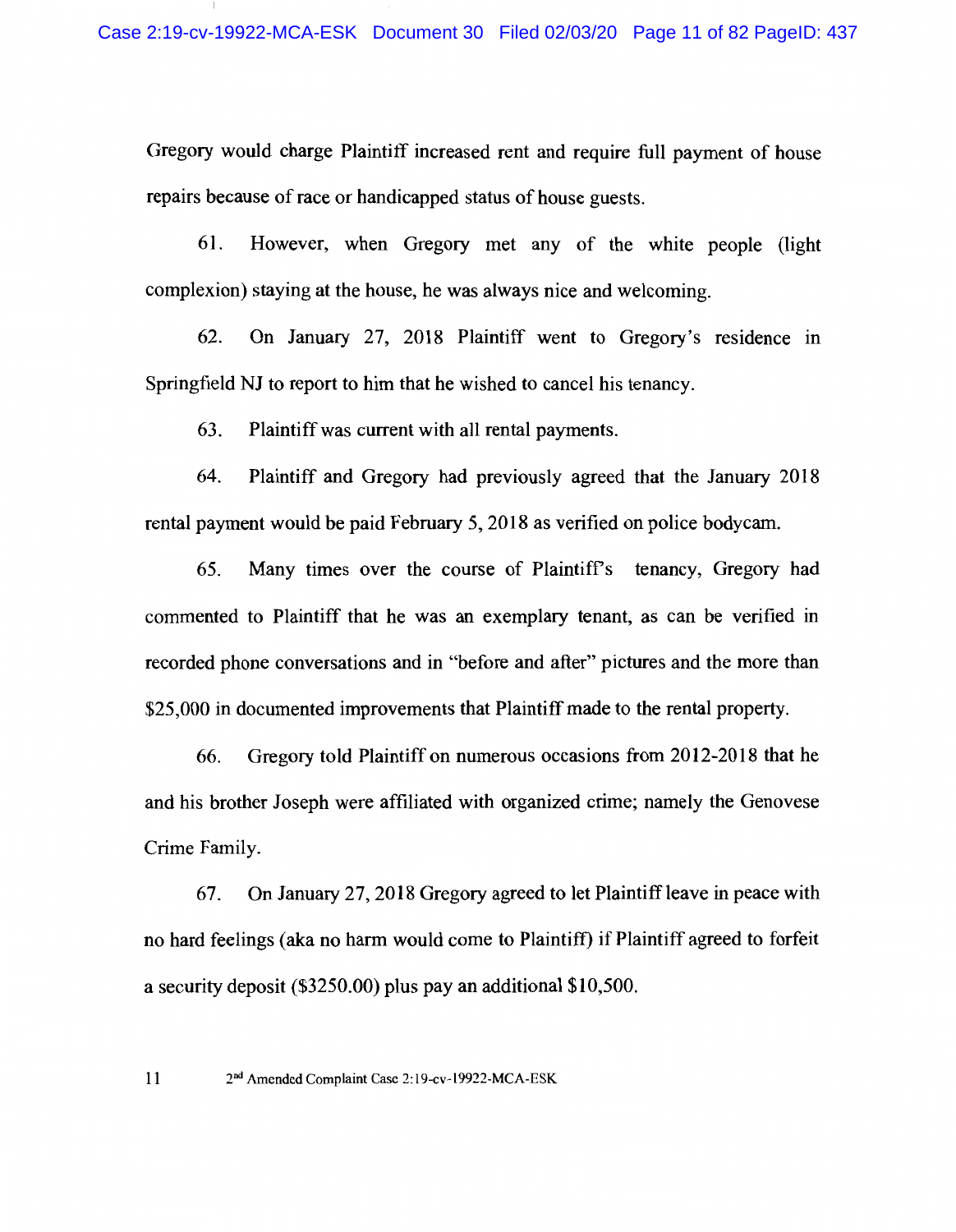Gregory would charge Plaintiff increased rent and require full payment of house repairs because of race or handicapped status of house guests.

61. However, when Gregory met any of the white people (light complexion) staying at the house, he was always nice and welcoming.

62. On January 27, 2018 Plaintiff went to Gregory's residence in Springfield NJ to report to him that he wished to cancel his tenancy.

63. Plaintiff was current with all rental payments.

64. Plaintiff and Gregory had previously agreed that the January 2018 rental payment would be paid February 5, 2018 as verified on police bodycam.

65. Many times over the course of Plaintiff's tenancy, Gregory had commented to Plaintiff that he was an exemplary tenant, as can be verified in recorded phone conversations and in "before and after" pictures and the more than $25,000 in documented improvements that Plaintiff made to the rental property.

66. Gregory told Plaintiff on numerous occasions from 2012-2018 that he and his brother Joseph were affiliated with organized crime; namely the Genovese Crime Family.

67. On January 27, 2018 Gregory agreed to let Plaintiff leave in peace with no hard feelings (aka no harm would come to Plaintiff) if Plaintiff agreed to forfeit a security deposit ($3250.00) plus pay an additional $10,500.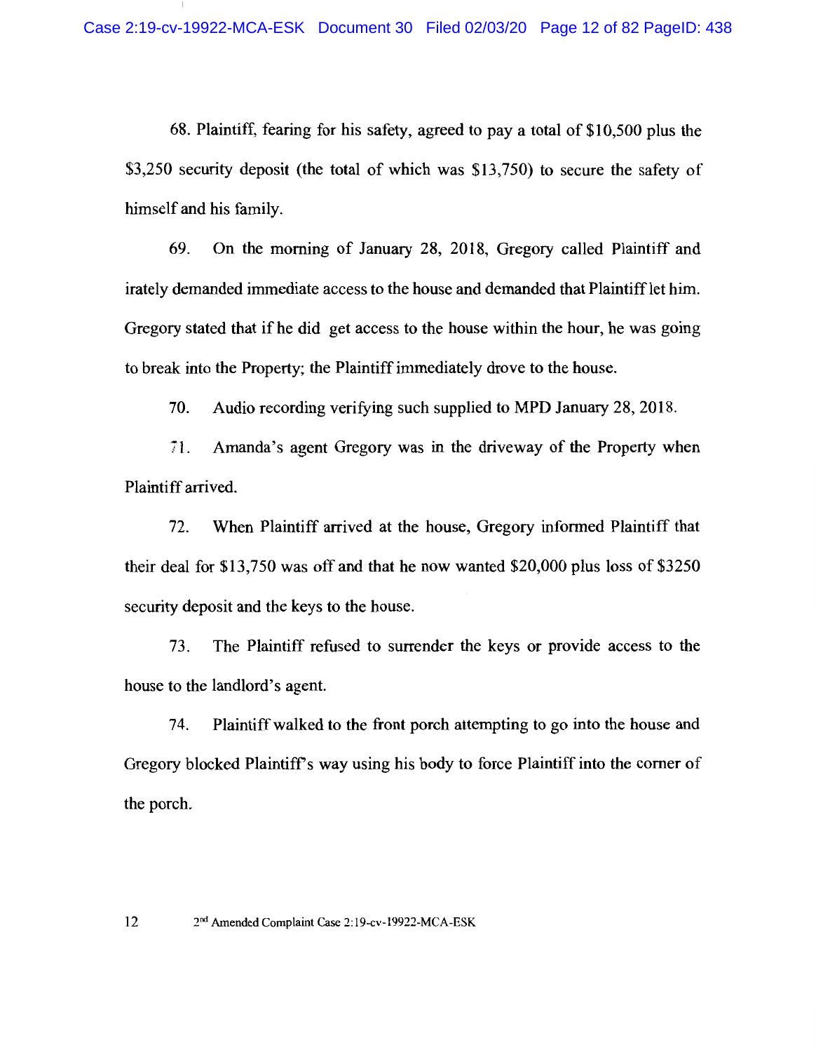68. Plaintiff, fearing for his safety, agreed to pay a total of $10,500 plus the $3,250 security deposit (the total of which was $13,750) to secure the safety of himself and his family.

69. On the morning of January 28, 2018, Gregory called Plaintiff and irately demanded immediate access to the house and demanded that Plaintiff let him. Gregory stated that if he did get access to the house within the hour, he was going to break into the Property; the Plaintiff immediately drove to the house.

70. Audio recording verifying such supplied to MPD January 28, 2018.

71. Amanda's agent Gregory was in the driveway of the Property when Plaintiff arrived.

72. When Plaintiff arrived at the house, Gregory informed Plaintiff that their deal for $13,750 was off and that he now wanted $20,000 plus loss of $3250 security deposit and the keys to the house.

73. The Plaintiff refused to surrender the keys or provide access to the house to the landlord's agent.

74. Plaintiff walked to the front porch attempting to go into the house and Gregory blocked Plaintiff's way using his body to force Plaintiff into the corner of the porch.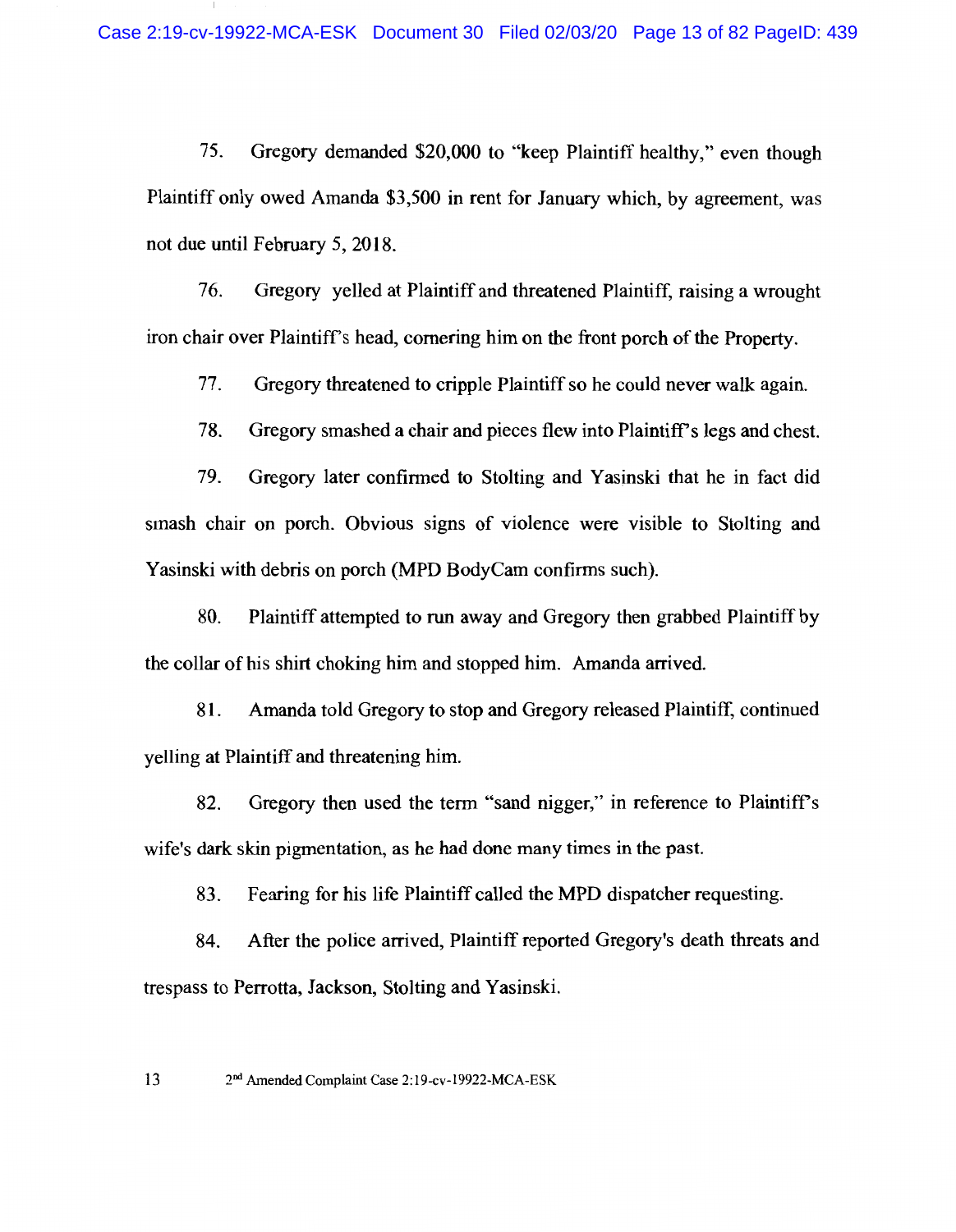75. Gregory demanded $20,000 to "keep Plaintiff healthy," even though Plaintiff only owed Amanda $3,500 in rent for January which, by agreement, was not due until February 5, 2018.

76. Gregory yelled at Plaintiff and threatened Plaintiff, raising a wrought iron chair over Plaintiff's head, cornering him on the front porch of the Property.

77. Gregory threatened to cripple Plaintiff so he could never walk again.

78. Gregory smashed a chair and pieces flew into Plaintiff's legs and chest.

79. Gregory later confirmed to Stolting and Yasinski that he in fact did smash chair on porch. Obvious signs of violence were visible to Stolting and Yasinski with debris on porch (MPD BodyCam confirms such).

80. Plaintiff attempted to run away and Gregory then grabbed Plaintiff by the collar of his shirt choking him and stopped him. Amanda arrived.

81. Amanda told Gregory to stop and Gregory released Plaintiff, continued yelling at Plaintiff and threatening him.

82. Gregory then used the term "sand nigger," in reference to Plaintiff's wife's dark skin pigmentation, as he had done many times in the past.

83. Fearing for his life Plaintiff called the MPD dispatcher requesting.

84. After the police arrived, Plaintiff reported Gregory's death threats and trespass to Perrotta, Jackson, Stolting and Yasinski.

2nd Amended Complaint Case 2:19-cv-19922-MCA-ESK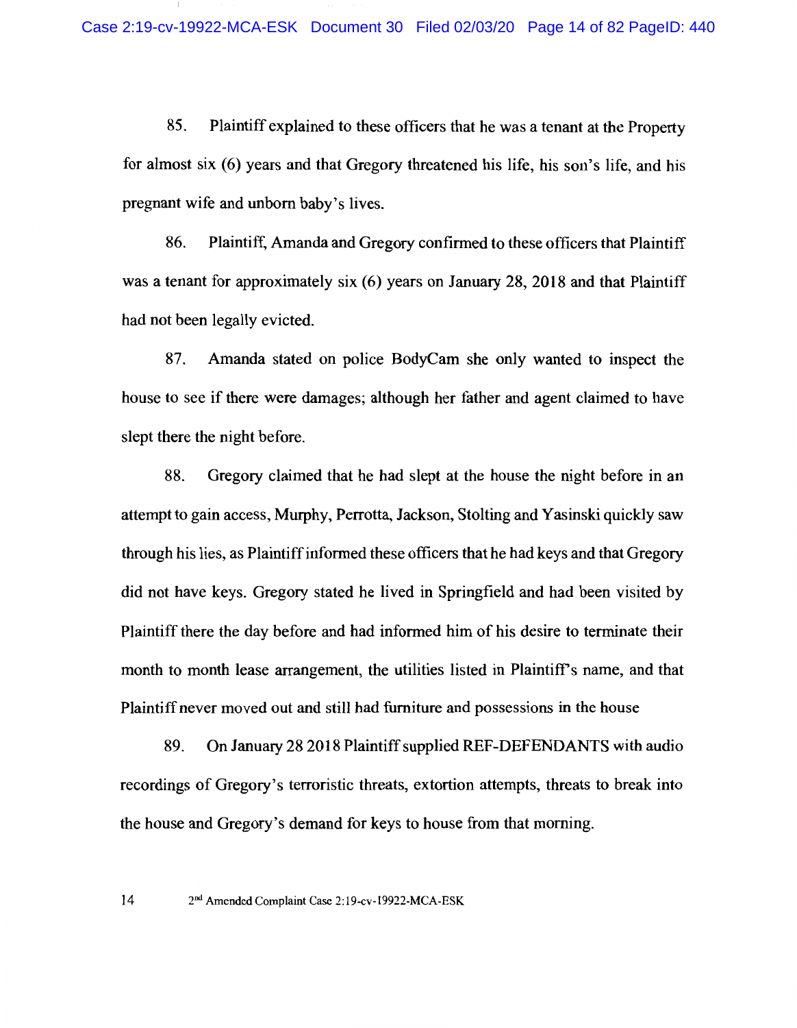85. Plaintiff explained to these officers that he was a tenant at the Property for almost six (6) years and that Gregory threatened his life, his son's life, and his pregnant wife and unborn baby's lives.

86. Plaintiff, Amanda and Gregory confirmed to these officers that Plaintiff was a tenant for approximately six (6) years on January 28, 2018 and that Plaintiff had not been legally evicted.

87. Amanda stated on police BodyCam she only wanted to inspect the house to see if there were damages; although her father and agent claimed to have slept there the night before.

88. Gregory claimed that he had slept at the house the night before in an attempt to gain access, Murphy, Perrotta, Jackson, Stolting and Yasinski quickly saw through his lies, as Plaintiff informed these officers that he had keys and that Gregory did not have keys. Gregory stated he lived in Springfield and had been visited by Plaintiff there the day before and had informed him of his desire to terminate their month to month lease arrangement, the utilities listed in Plaintiff's name, and that Plaintiff never moved out and still had furniture and possessions in the house

89. On January 28 2018 Plaintiff supplied REF-DEFENDANTS with audio recordings of Gregory's terroristic threats, extortion attempts, threats to break into the house and Gregory's demand for keys to house from that morning.

2nd Amended Complaint Case 2:19-cv-19922-MCA-ESK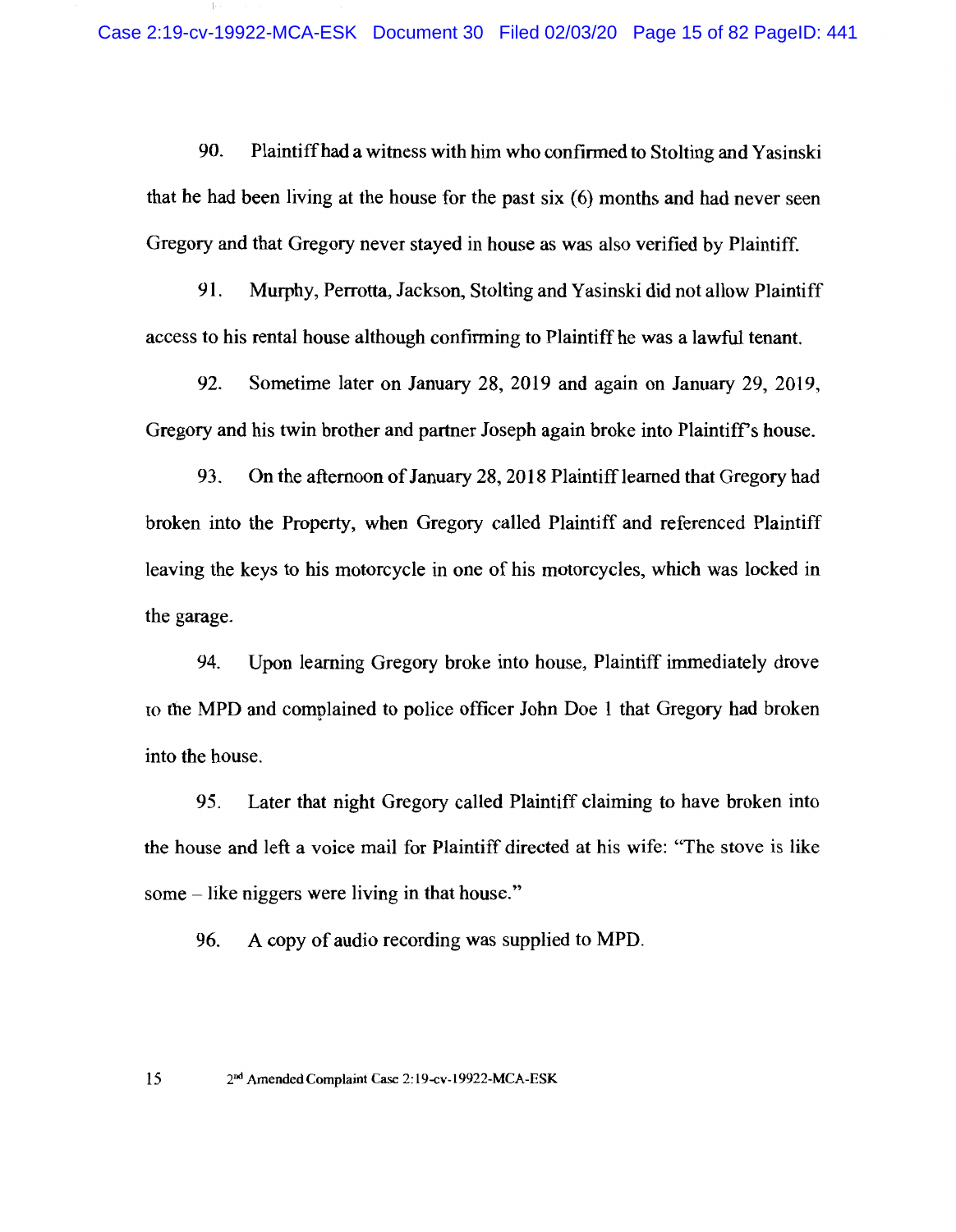90. Plaintiff had a witness with him who confirmed to Stolting and Yasinski that he had been living at the house for the past six (6) months and had never seen Gregory and that Gregory never stayed in house as was also verified by Plaintiff.

91. Murphy, Perrotta, Jackson, Stolting and Yasinski did not allow Plaintiff access to his rental house although confirming to Plaintiff he was a lawful tenant.

92. Sometime later on January 28, 2019 and again on January 29, 2019, Gregory and his twin brother and partner Joseph again broke into Plaintiff's house.

93. On the afternoon of January 28, 2018 Plaintiff learned that Gregory had broken into the Property, when Gregory called Plaintiff and referenced Plaintiff leaving the keys to his motorcycle in one of his motorcycles, which was locked in the garage.

94. Upon learning Gregory broke into house, Plaintiff immediately drove to the MPD and complained to police officer John Doe 1 that Gregory had broken into the house.

95. Later that night Gregory called Plaintiff claiming to have broken into the house and left a voice mail for Plaintiff directed at his wife: "The stove is like some – like niggers were living in that house."

96. A copy of audio recording was supplied to MPD.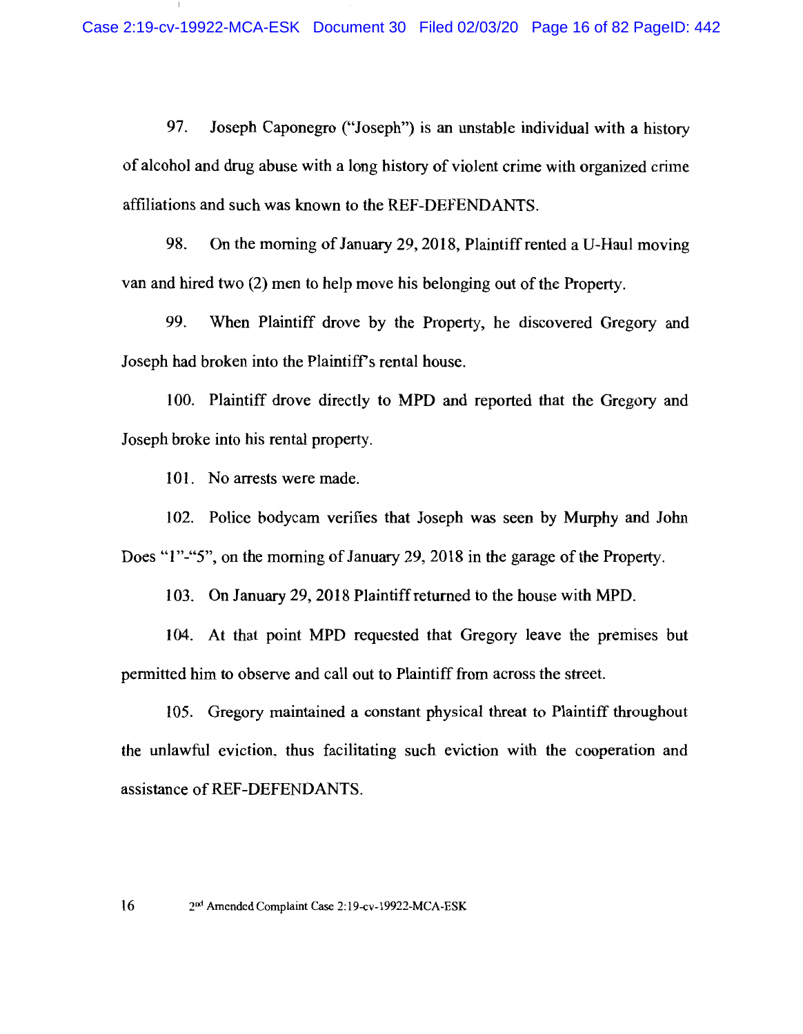97. Joseph Caponegro ("Joseph") is an unstable individual with a history of alcohol and drug abuse with a long history of violent crime with organized crime affiliations and such was known to the REF-DEFENDANTS.

98. On the morning of January 29, 2018, Plaintiff rented a U-Haul moving van and hired two (2) men to help move his belonging out of the Property.

99. When Plaintiff drove by the Property, he discovered Gregory and Joseph had broken into the Plaintiff's rental house.

100. Plaintiff drove directly to MPD and reported that the Gregory and Joseph broke into his rental property.

101. No arrests were made.

102. Police bodycam verifies that Joseph was seen by Murphy and John Does "1"-"5", on the morning of January 29, 2018 in the garage of the Property.

103. On January 29, 2018 Plaintiff returned to the house with MPD.

104. At that point MPD requested that Gregory leave the premises but permitted him to observe and call out to Plaintiff from across the street.

105. Gregory maintained a constant physical threat to Plaintiff throughout the unlawful eviction, thus facilitating such eviction with the cooperation and assistance of REF-DEFENDANTS.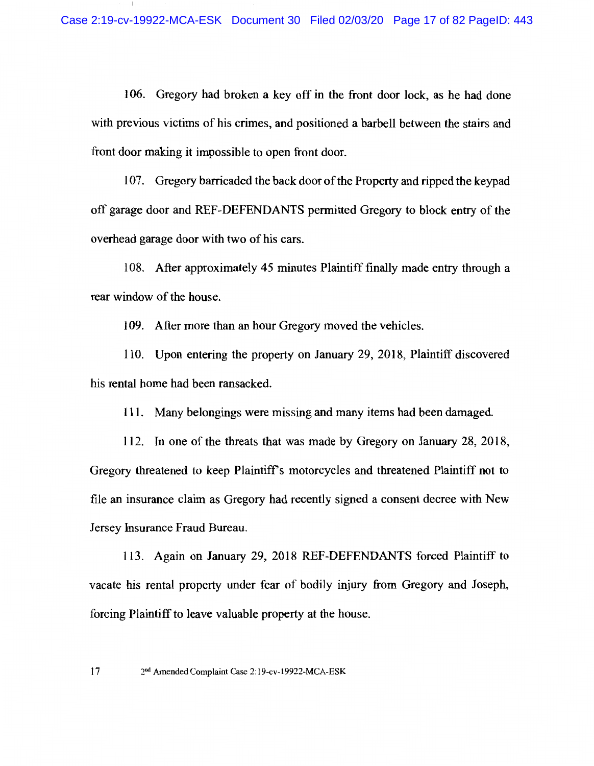106. Gregory had broken a key off in the front door lock, as he had done with previous victims of his crimes, and positioned a barbell between the stairs and front door making it impossible to open front door.

107. Gregory barricaded the back door of the Property and ripped the keypad off garage door and REF-DEFENDANTS permitted Gregory to block entry of the overhead garage door with two of his cars.

108. After approximately 45 minutes Plaintiff finally made entry through a rear window of the house.

109. After more than an hour Gregory moved the vehicles.

110. Upon entering the property on January 29, 2018, Plaintiff discovered his rental home had been ransacked.

111. Many belongings were missing and many items had been damaged.

112. In one of the threats that was made by Gregory on January 28, 2018, Gregory threatened to keep Plaintiff's motorcycles and threatened Plaintiff not to file an insurance claim as Gregory had recently signed a consent decree with New Jersey Insurance Fraud Bureau.

113. Again on January 29, 2018 REF-DEFENDANTS forced Plaintiff to vacate his rental property under fear of bodily injury from Gregory and Joseph, forcing Plaintiff to leave valuable property at the house.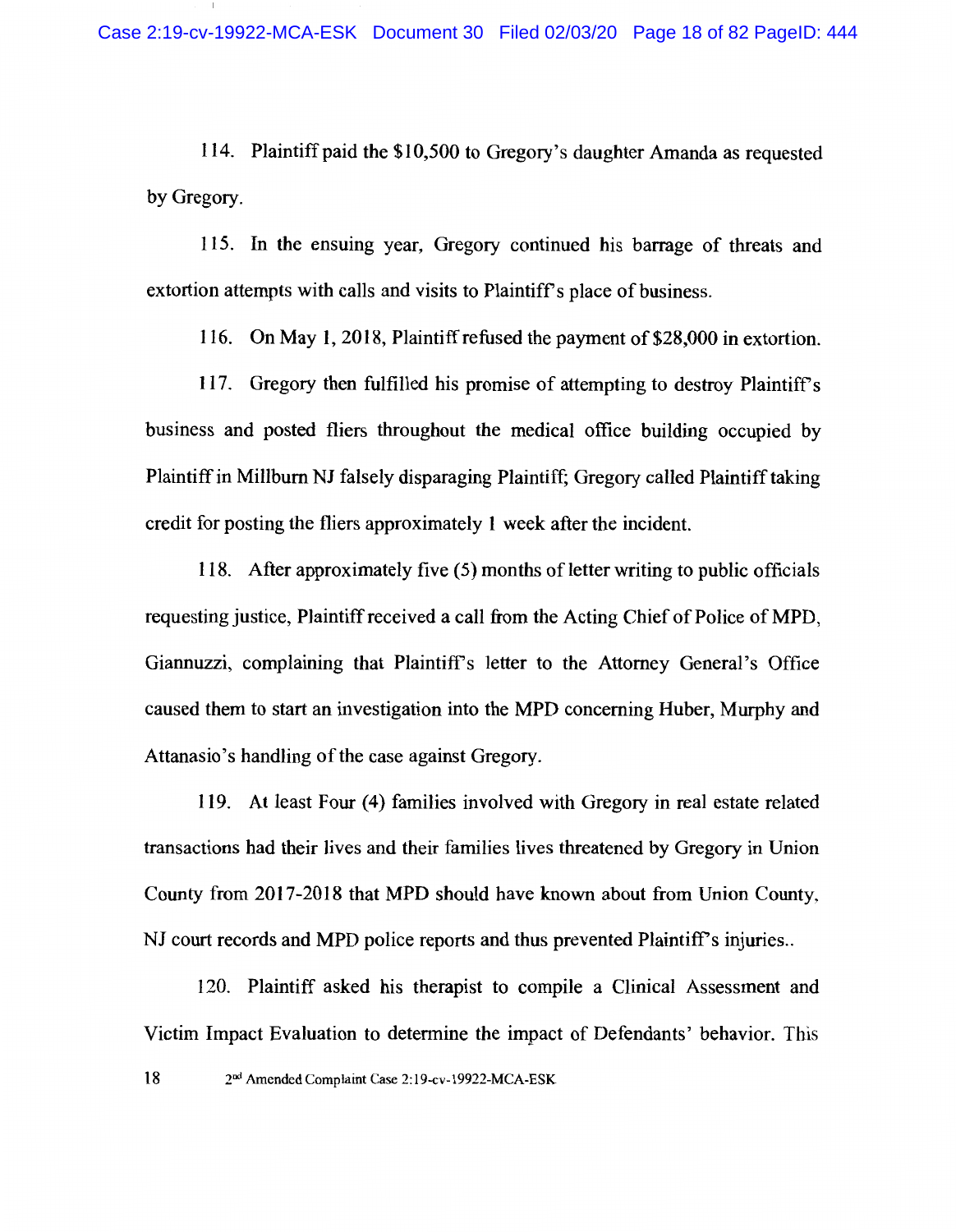114. Plaintiff paid the $10,500 to Gregory's daughter Amanda as requested by Gregory.

115. In the ensuing year, Gregory continued his barrage of threats and extortion attempts with calls and visits to Plaintiff's place of business.

116. On May 1, 2018, Plaintiff refused the payment of $28,000 in extortion.

117. Gregory then fulfilled his promise of attempting to destroy Plaintiff's business and posted fliers throughout the medical office building occupied by Plaintiff in Millburn NJ falsely disparaging Plaintiff; Gregory called Plaintiff taking credit for posting the fliers approximately 1 week after the incident.

118. After approximately five (5) months of letter writing to public officials requesting justice, Plaintiff received a call from the Acting Chief of Police of MPD, Giannuzzi, complaining that Plaintiff's letter to the Attorney General's Office caused them to start an investigation into the MPD concerning Huber, Murphy and Attanasio's handling of the case against Gregory.

119. At least Four (4) families involved with Gregory in real estate related transactions had their lives and their families lives threatened by Gregory in Union County from 2017-2018 that MPD should have known about from Union County, NJ court records and MPD police reports and thus prevented Plaintiff's injuries..

120. Plaintiff asked his therapist to compile a Clinical Assessment and Victim Impact Evaluation to determine the impact of Defendants' behavior. This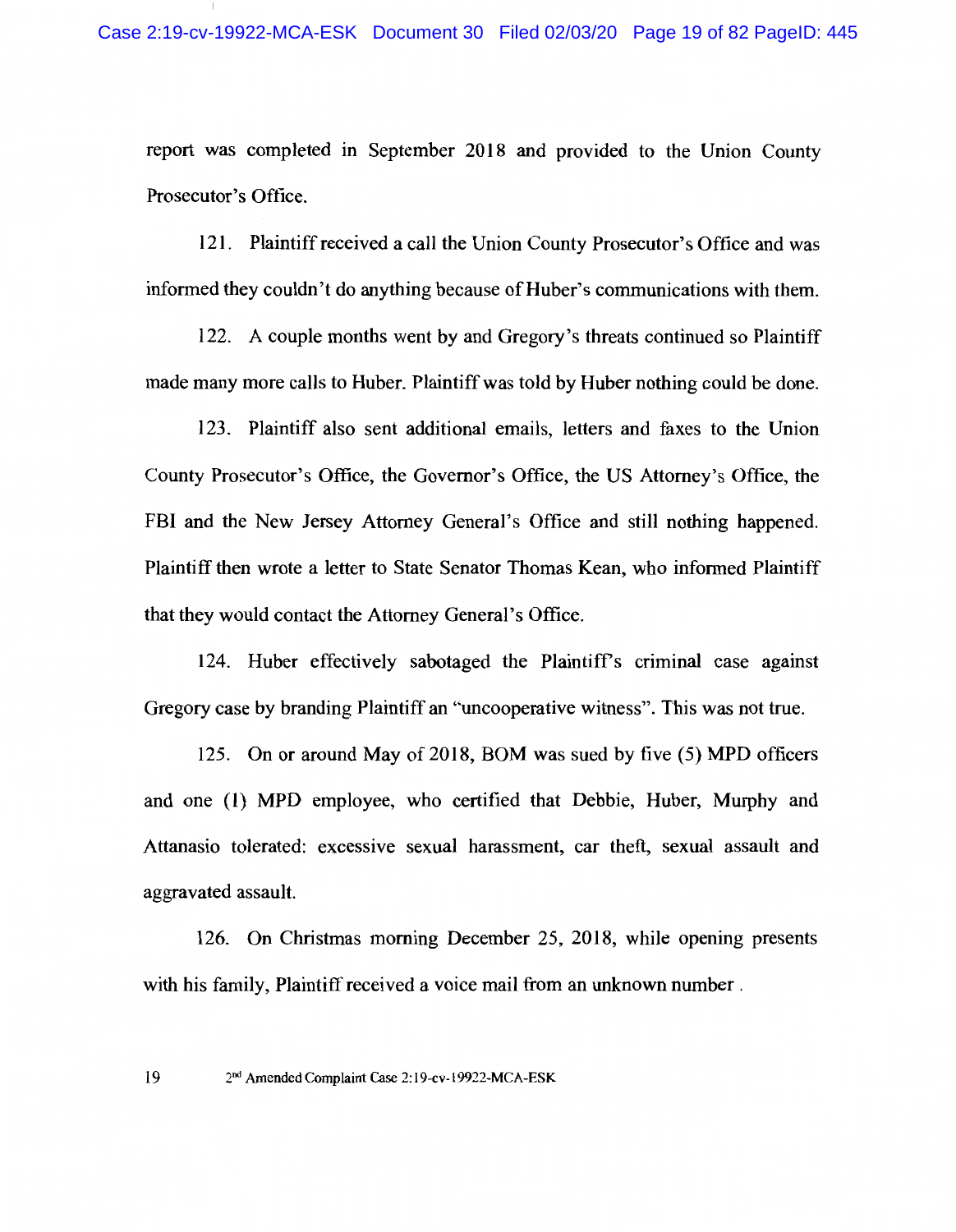report was completed in September 2018 and provided to the Union County Prosecutor's Office.

121. Plaintiff received a call the Union County Prosecutor's Office and was informed they couldn't do anything because of Huber's communications with them.

122. A couple months went by and Gregory's threats continued so Plaintiff made many more calls to Huber. Plaintiff was told by Huber nothing could be done.

123. Plaintiff also sent additional emails, letters and faxes to the Union County Prosecutor's Office, the Governor's Office, the US Attorney's Office, the FBI and the New Jersey Attorney General's Office and still nothing happened. Plaintiff then wrote a letter to State Senator Thomas Kean, who informed Plaintiff that they would contact the Attorney General's Office.

124. Huber effectively sabotaged the Plaintiff's criminal case against Gregory case by branding Plaintiff an "uncooperative witness". This was not true.

125. On or around May of 2018, BOM was sued by five (5) MPD officers and one (1) MPD employee, who certified that Debbie, Huber, Murphy and Attanasio tolerated: excessive sexual harassment, car theft, sexual assault and aggravated assault.

126. On Christmas morning December 25, 2018, while opening presents with his family, Plaintiff received a voice mail from an unknown number .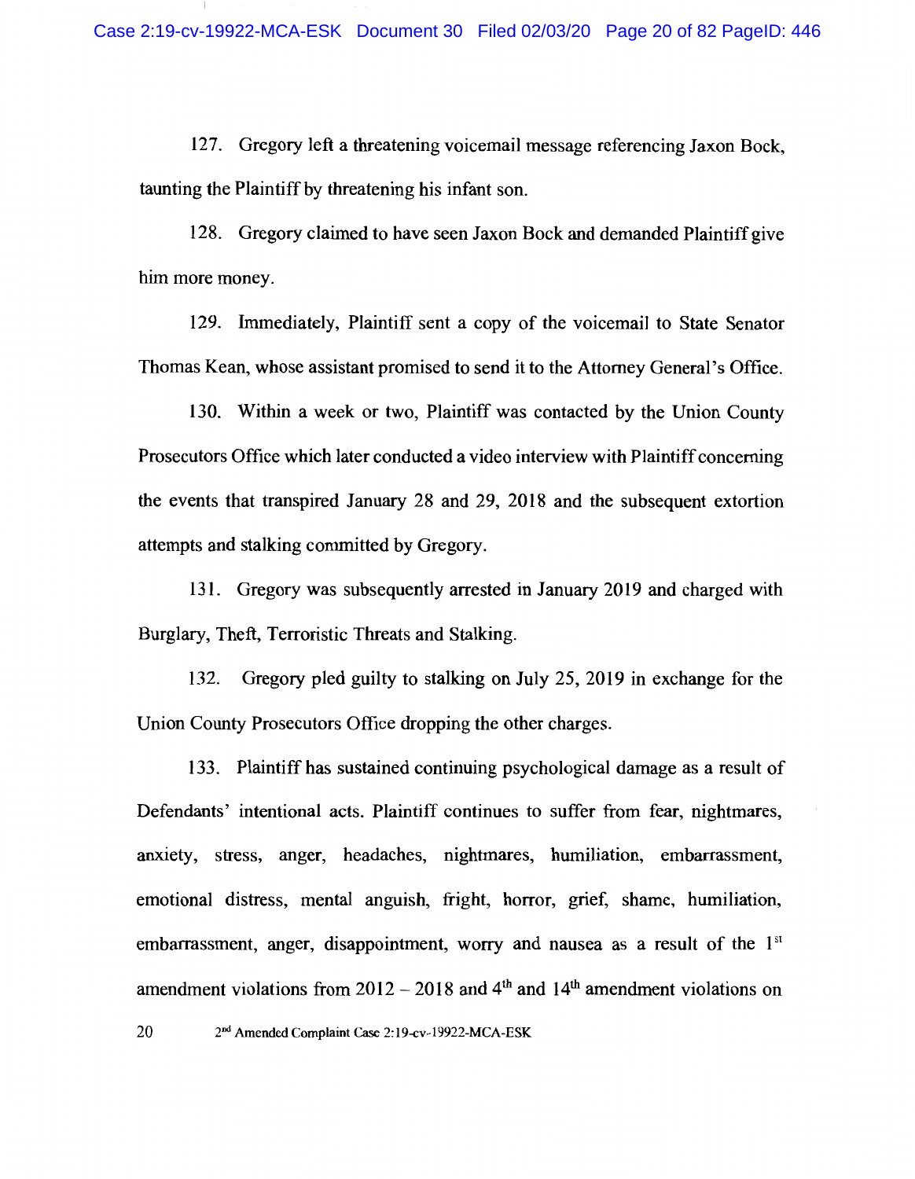127. Gregory left a threatening voicemail message referencing Jaxon Bock, taunting the Plaintiff by threatening his infant son.

128. Gregory claimed to have seen Jaxon Bock and demanded Plaintiff give him more money.

129. Immediately, Plaintiff sent a copy of the voicemail to State Senator Thomas Kean, whose assistant promised to send it to the Attorney General's Office.

130. Within a week or two, Plaintiff was contacted by the Union County Prosecutors Office which later conducted a video interview with Plaintiff concerning the events that transpired January 28 and 29, 2018 and the subsequent extortion attempts and stalking committed by Gregory.

131. Gregory was subsequently arrested in January 2019 and charged with Burglary, Theft, Terroristic Threats and Stalking.

132. Gregory pled guilty to stalking on July 25, 2019 in exchange for the Union County Prosecutors Office dropping the other charges.

133. Plaintiff has sustained continuing psychological damage as a result of Defendants' intentional acts. Plaintiff continues to suffer from fear, nightmares, anxiety, stress, anger, headaches, nightmares, humiliation, embarrassment, emotional distress, mental anguish, fright, horror, grief, shame, humiliation, embarrassment, anger, disappointment, worry and nausea as a result of the 1st amendment violations from 2012 – 2018 and 4th and 14th amendment violations on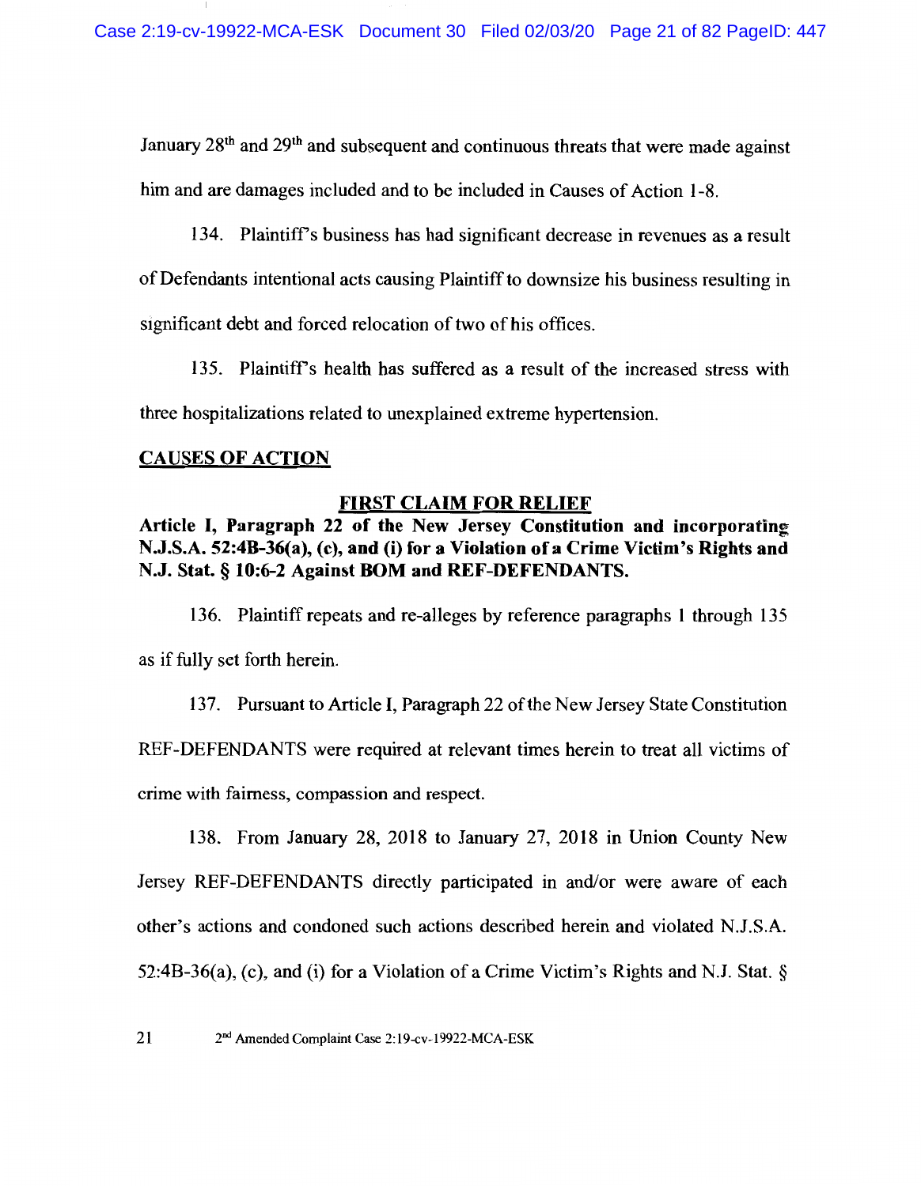January 28th and 29th and subsequent and continuous threats that were made against him and are damages included and to be included in Causes of Action 1-8.

134. Plaintiff's business has had significant decrease in revenues as a result of Defendants intentional acts causing Plaintiff to downsize his business resulting in significant debt and forced relocation of two of his offices.

135. Plaintiff's health has suffered as a result of the increased stress with three hospitalizations related to unexplained extreme hypertension.

## CAUSES OF ACTION

### FIRST CLAIM FOR RELIEF

**Article I, Paragraph 22 of the New Jersey Constitution and incorporating N.J.S.A. 52:4B-36(a), (c), and (i) for a Violation of a Crime Victim's Rights and N.J. Stat. § 10:6-2 Against BOM and REF-DEFENDANTS.**

136. Plaintiff repeats and re-alleges by reference paragraphs 1 through 135 as if fully set forth herein.

137. Pursuant to Article I, Paragraph 22 of the New Jersey State Constitution REF-DEFENDANTS were required at relevant times herein to treat all victims of crime with fairness, compassion and respect.

138. From January 28, 2018 to January 27, 2018 in Union County New Jersey REF-DEFENDANTS directly participated in and/or were aware of each other's actions and condoned such actions described herein and violated N.J.S.A. 52:4B-36(a), (c), and (i) for a Violation of a Crime Victim's Rights and N.J. Stat. §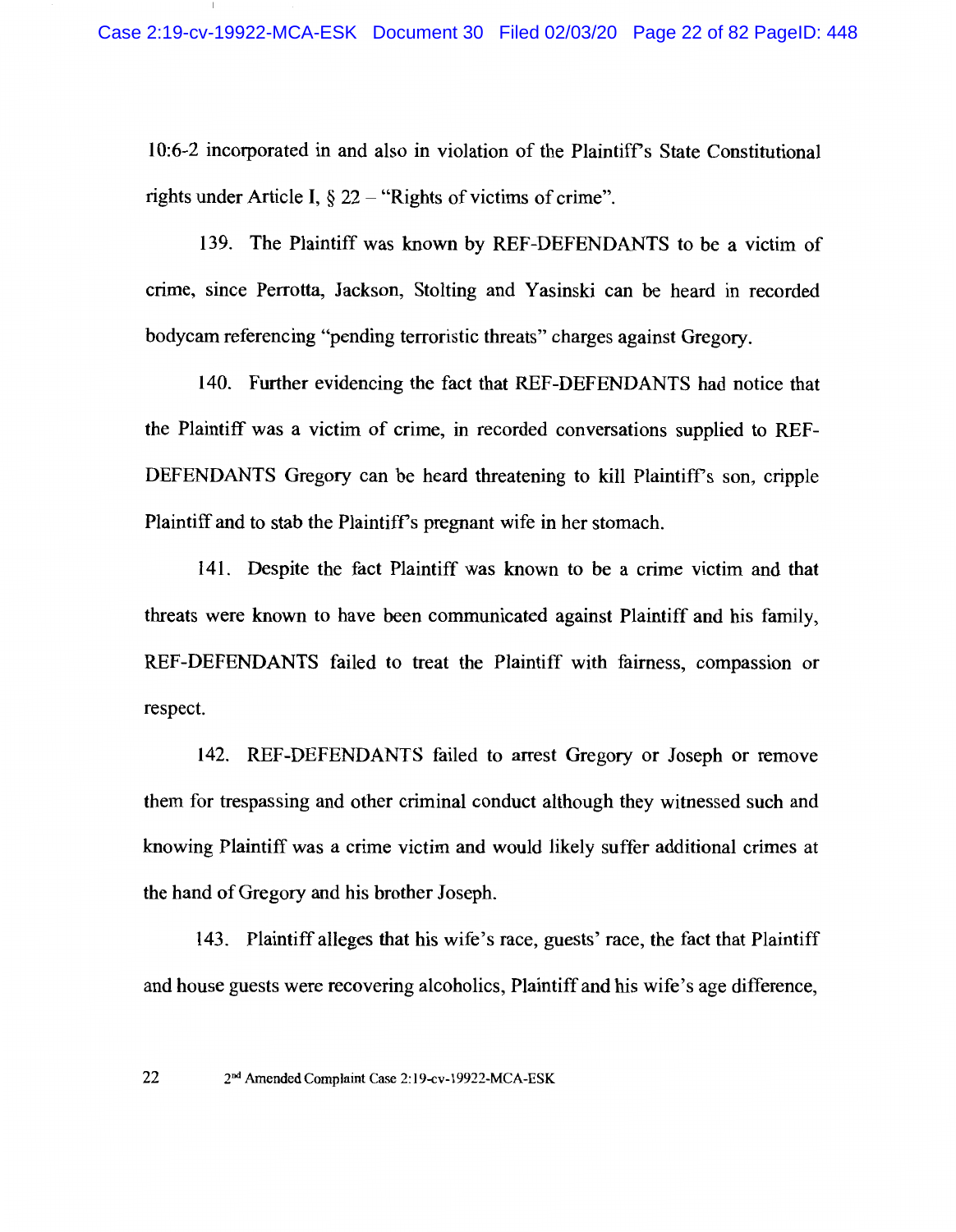10:6-2 incorporated in and also in violation of the Plaintiff's State Constitutional rights under Article I, § 22 – "Rights of victims of crime".

139. The Plaintiff was known by REF-DEFENDANTS to be a victim of crime, since Perrotta, Jackson, Stolting and Yasinski can be heard in recorded bodycam referencing "pending terroristic threats" charges against Gregory.

140. Further evidencing the fact that REF-DEFENDANTS had notice that the Plaintiff was a victim of crime, in recorded conversations supplied to REF-DEFENDANTS Gregory can be heard threatening to kill Plaintiff's son, cripple Plaintiff and to stab the Plaintiff's pregnant wife in her stomach.

141. Despite the fact Plaintiff was known to be a crime victim and that threats were known to have been communicated against Plaintiff and his family, REF-DEFENDANTS failed to treat the Plaintiff with fairness, compassion or respect.

142. REF-DEFENDANTS failed to arrest Gregory or Joseph or remove them for trespassing and other criminal conduct although they witnessed such and knowing Plaintiff was a crime victim and would likely suffer additional crimes at the hand of Gregory and his brother Joseph.

143. Plaintiff alleges that his wife's race, guests' race, the fact that Plaintiff and house guests were recovering alcoholics, Plaintiff and his wife's age difference,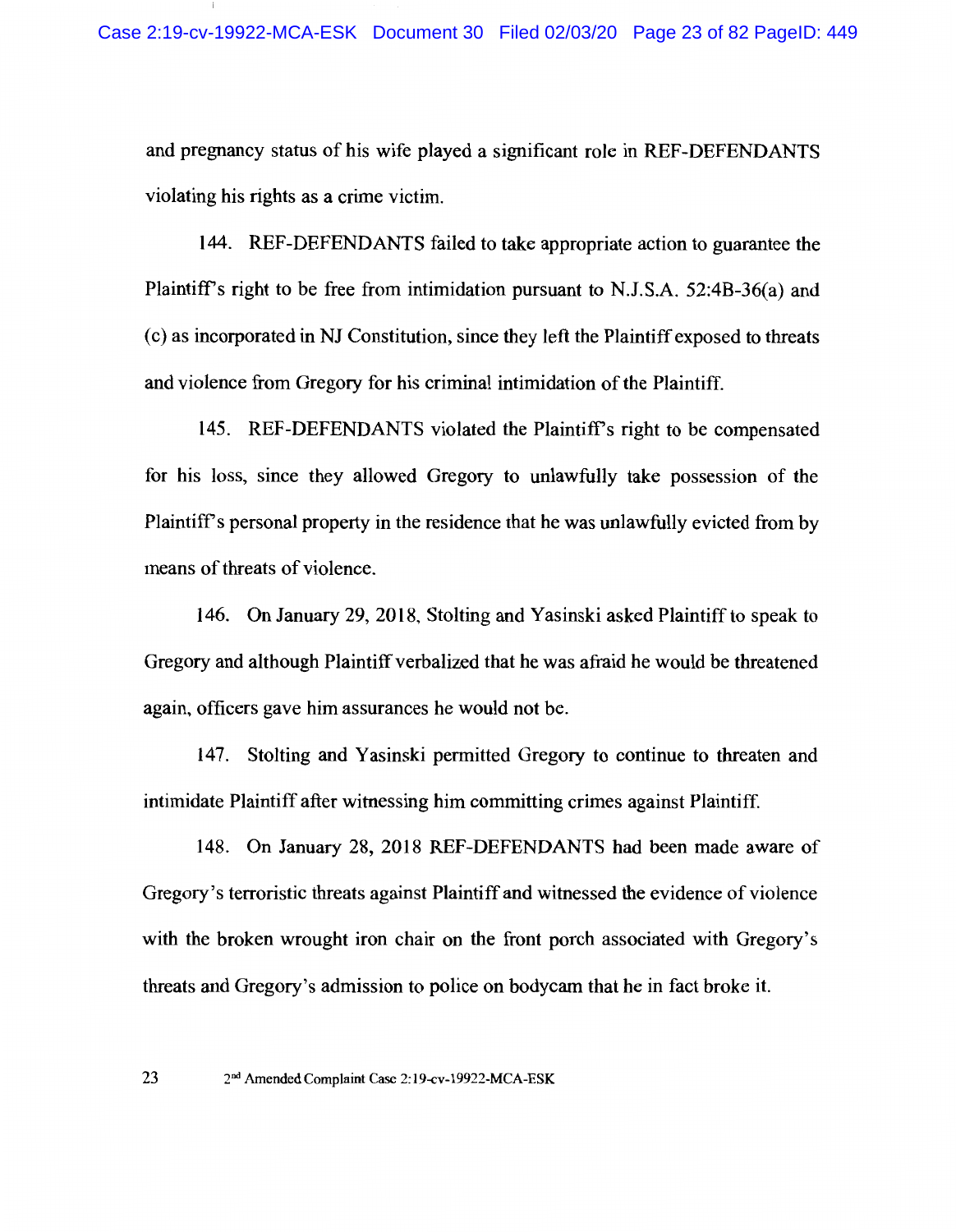and pregnancy status of his wife played a significant role in REF-DEFENDANTS violating his rights as a crime victim.

144. REF-DEFENDANTS failed to take appropriate action to guarantee the Plaintiff's right to be free from intimidation pursuant to N.J.S.A. 52:4B-36(a) and (c) as incorporated in NJ Constitution, since they left the Plaintiff exposed to threats and violence from Gregory for his criminal intimidation of the Plaintiff.

145. REF-DEFENDANTS violated the Plaintiff's right to be compensated for his loss, since they allowed Gregory to unlawfully take possession of the Plaintiff's personal property in the residence that he was unlawfully evicted from by means of threats of violence.

146. On January 29, 2018, Stolting and Yasinski asked Plaintiff to speak to Gregory and although Plaintiff verbalized that he was afraid he would be threatened again, officers gave him assurances he would not be.

147. Stolting and Yasinski permitted Gregory to continue to threaten and intimidate Plaintiff after witnessing him committing crimes against Plaintiff.

148. On January 28, 2018 REF-DEFENDANTS had been made aware of Gregory's terroristic threats against Plaintiff and witnessed the evidence of violence with the broken wrought iron chair on the front porch associated with Gregory's threats and Gregory's admission to police on bodycam that he in fact broke it.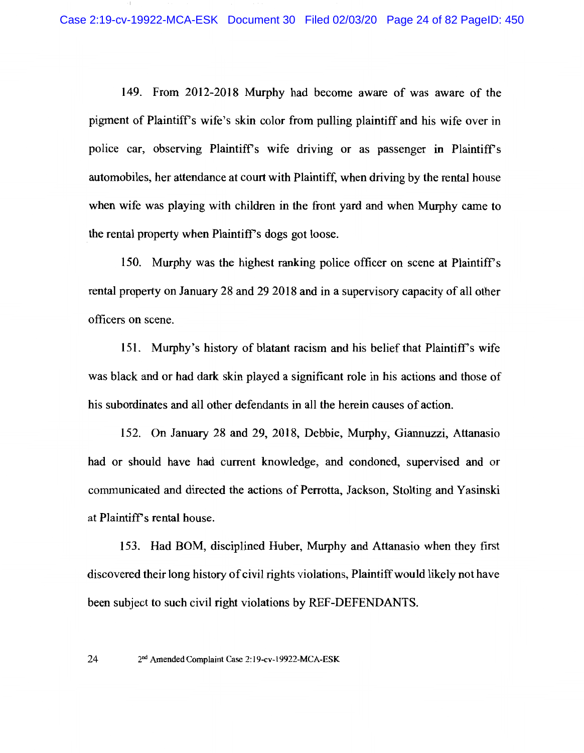149. From 2012-2018 Murphy had become aware of was aware of the pigment of Plaintiff's wife's skin color from pulling plaintiff and his wife over in police car, observing Plaintiff's wife driving or as passenger in Plaintiff's automobiles, her attendance at court with Plaintiff, when driving by the rental house when wife was playing with children in the front yard and when Murphy came to the rental property when Plaintiff's dogs got loose.

150. Murphy was the highest ranking police officer on scene at Plaintiff's rental property on January 28 and 29 2018 and in a supervisory capacity of all other officers on scene.

151. Murphy's history of blatant racism and his belief that Plaintiff's wife was black and or had dark skin played a significant role in his actions and those of his subordinates and all other defendants in all the herein causes of action.

152. On January 28 and 29, 2018, Debbie, Murphy, Giannuzzi, Attanasio had or should have had current knowledge, and condoned, supervised and or communicated and directed the actions of Perrotta, Jackson, Stolting and Yasinski at Plaintiff's rental house.

153. Had BOM, disciplined Huber, Murphy and Attanasio when they first discovered their long history of civil rights violations, Plaintiff would likely not have been subject to such civil right violations by REF-DEFENDANTS.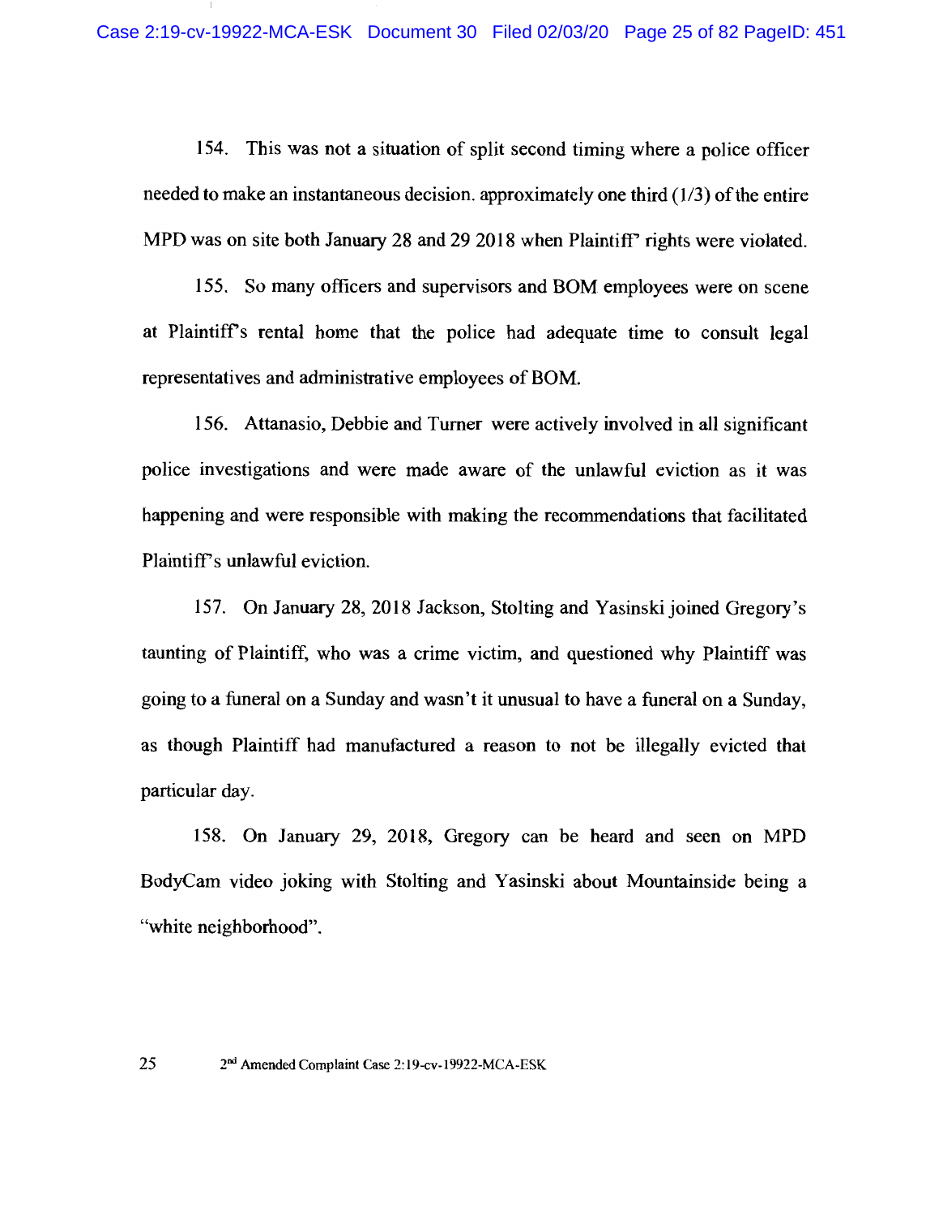154. This was not a situation of split second timing where a police officer needed to make an instantaneous decision. approximately one third (1/3) of the entire MPD was on site both January 28 and 29 2018 when Plaintiff' rights were violated.

155. So many officers and supervisors and BOM employees were on scene at Plaintiff's rental home that the police had adequate time to consult legal representatives and administrative employees of BOM.

156. Attanasio, Debbie and Turner were actively involved in all significant police investigations and were made aware of the unlawful eviction as it was happening and were responsible with making the recommendations that facilitated Plaintiff's unlawful eviction.

157. On January 28, 2018 Jackson, Stolting and Yasinski joined Gregory's taunting of Plaintiff, who was a crime victim, and questioned why Plaintiff was going to a funeral on a Sunday and wasn't it unusual to have a funeral on a Sunday, as though Plaintiff had manufactured a reason to not be illegally evicted that particular day.

158. On January 29, 2018, Gregory can be heard and seen on MPD BodyCam video joking with Stolting and Yasinski about Mountainside being a "white neighborhood".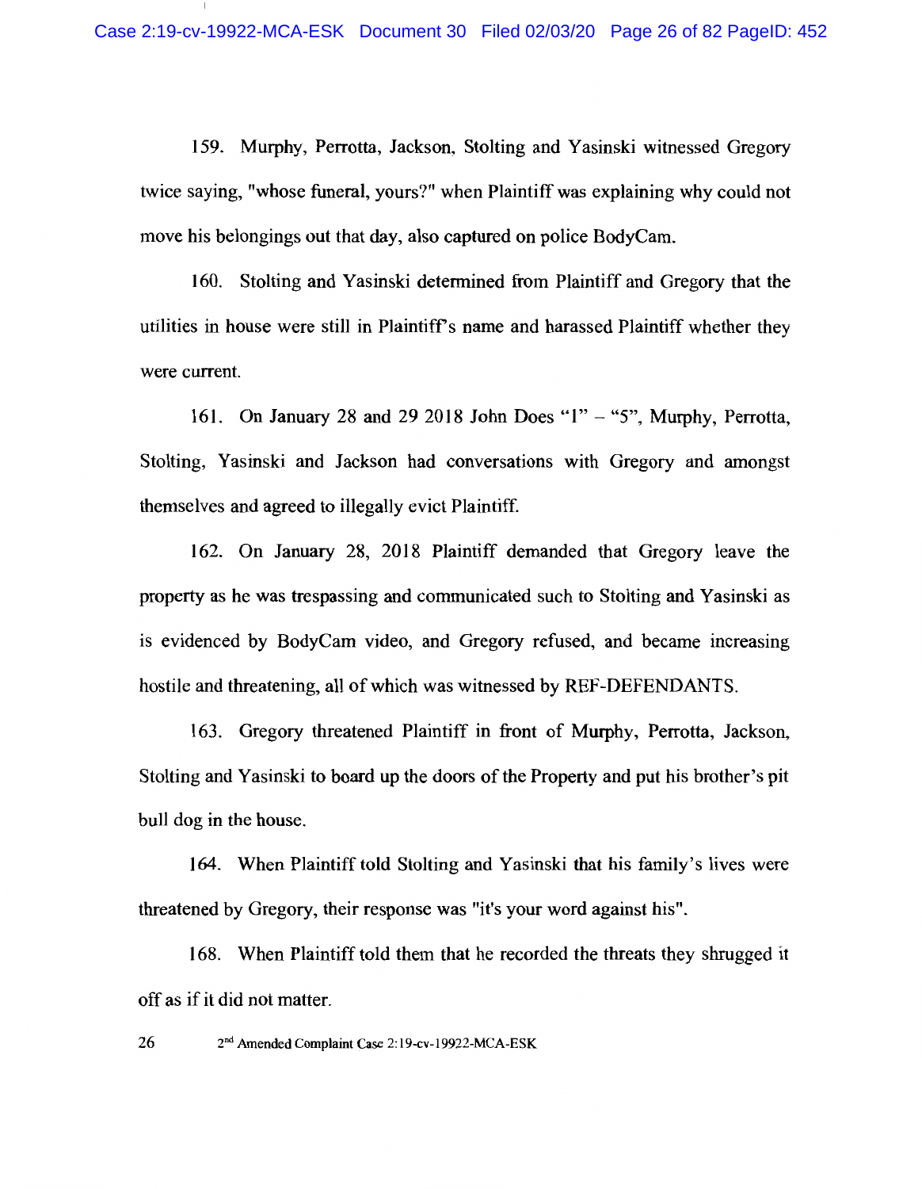159. Murphy, Perrotta, Jackson, Stolting and Yasinski witnessed Gregory twice saying, "whose funeral, yours?" when Plaintiff was explaining why could not move his belongings out that day, also captured on police BodyCam.

160. Stolting and Yasinski determined from Plaintiff and Gregory that the utilities in house were still in Plaintiff's name and harassed Plaintiff whether they were current.

161. On January 28 and 29 2018 John Does "1" – "5", Murphy, Perrotta, Stolting, Yasinski and Jackson had conversations with Gregory and amongst themselves and agreed to illegally evict Plaintiff.

162. On January 28, 2018 Plaintiff demanded that Gregory leave the property as he was trespassing and communicated such to Stolting and Yasinski as is evidenced by BodyCam video, and Gregory refused, and became increasing hostile and threatening, all of which was witnessed by REF-DEFENDANTS.

163. Gregory threatened Plaintiff in front of Murphy, Perrotta, Jackson, Stolting and Yasinski to board up the doors of the Property and put his brother's pit bull dog in the house.

164. When Plaintiff told Stolting and Yasinski that his family's lives were threatened by Gregory, their response was "it's your word against his".

168. When Plaintiff told them that he recorded the threats they shrugged it off as if it did not matter.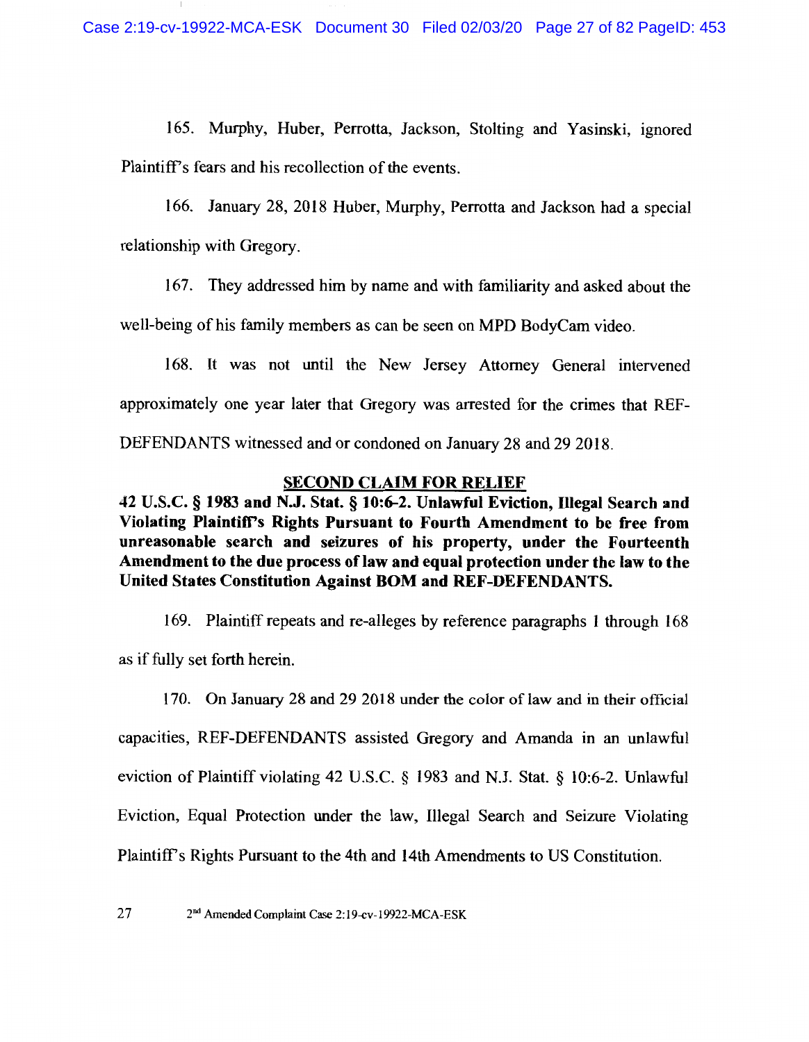165. Murphy, Huber, Perrotta, Jackson, Stolting and Yasinski, ignored Plaintiff's fears and his recollection of the events.

166. January 28, 2018 Huber, Murphy, Perrotta and Jackson had a special relationship with Gregory.

167. They addressed him by name and with familiarity and asked about the well-being of his family members as can be seen on MPD BodyCam video.

168. It was not until the New Jersey Attorney General intervened approximately one year later that Gregory was arrested for the crimes that REF-DEFENDANTS witnessed and or condoned on January 28 and 29 2018.

## SECOND CLAIM FOR RELIEF

**42 U.S.C. § 1983 and N.J. Stat. § 10:6-2. Unlawful Eviction, Illegal Search and Violating Plaintiff's Rights Pursuant to Fourth Amendment to be free from unreasonable search and seizures of his property, under the Fourteenth Amendment to the due process of law and equal protection under the law to the United States Constitution Against BOM and REF-DEFENDANTS.**

169. Plaintiff repeats and re-alleges by reference paragraphs 1 through 168 as if fully set forth herein.

170. On January 28 and 29 2018 under the color of law and in their official capacities, REF-DEFENDANTS assisted Gregory and Amanda in an unlawful eviction of Plaintiff violating 42 U.S.C. § 1983 and N.J. Stat. § 10:6-2. Unlawful Eviction, Equal Protection under the law, Illegal Search and Seizure Violating Plaintiff's Rights Pursuant to the 4th and 14th Amendments to US Constitution.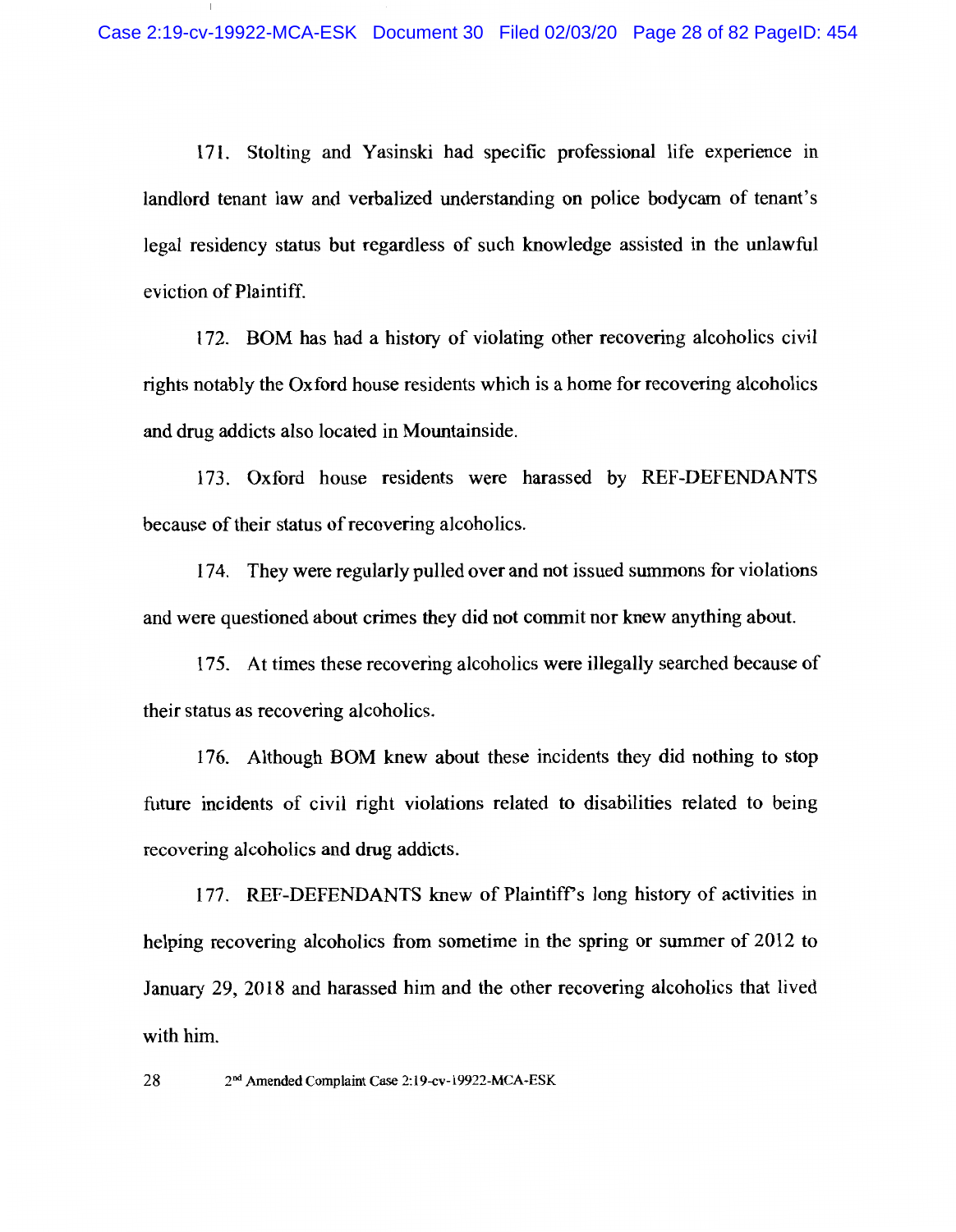171. Stolting and Yasinski had specific professional life experience in landlord tenant law and verbalized understanding on police bodycam of tenant's legal residency status but regardless of such knowledge assisted in the unlawful eviction of Plaintiff.

172. BOM has had a history of violating other recovering alcoholics civil rights notably the Oxford house residents which is a home for recovering alcoholics and drug addicts also located in Mountainside.

173. Oxford house residents were harassed by REF-DEFENDANTS because of their status of recovering alcoholics.

174. They were regularly pulled over and not issued summons for violations and were questioned about crimes they did not commit nor knew anything about.

175. At times these recovering alcoholics were illegally searched because of their status as recovering alcoholics.

176. Although BOM knew about these incidents they did nothing to stop future incidents of civil right violations related to disabilities related to being recovering alcoholics and drug addicts.

177. REF-DEFENDANTS knew of Plaintiff's long history of activities in helping recovering alcoholics from sometime in the spring or summer of 2012 to January 29, 2018 and harassed him and the other recovering alcoholics that lived with him.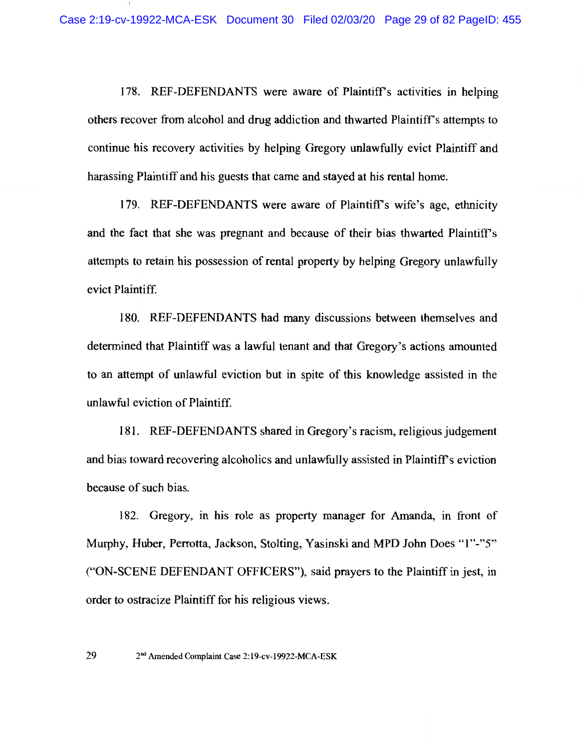178. REF-DEFENDANTS were aware of Plaintiff's activities in helping others recover from alcohol and drug addiction and thwarted Plaintiff's attempts to continue his recovery activities by helping Gregory unlawfully evict Plaintiff and harassing Plaintiff and his guests that came and stayed at his rental home.

179. REF-DEFENDANTS were aware of Plaintiff's wife's age, ethnicity and the fact that she was pregnant and because of their bias thwarted Plaintiff's attempts to retain his possession of rental property by helping Gregory unlawfully evict Plaintiff.

180. REF-DEFENDANTS had many discussions between themselves and determined that Plaintiff was a lawful tenant and that Gregory's actions amounted to an attempt of unlawful eviction but in spite of this knowledge assisted in the unlawful eviction of Plaintiff.

181. REF-DEFENDANTS shared in Gregory's racism, religious judgement and bias toward recovering alcoholics and unlawfully assisted in Plaintiff's eviction because of such bias.

182. Gregory, in his role as property manager for Amanda, in front of Murphy, Huber, Perrotta, Jackson, Stolting, Yasinski and MPD John Does "1"-"5" ("ON-SCENE DEFENDANT OFFICERS"), said prayers to the Plaintiff in jest, in order to ostracize Plaintiff for his religious views.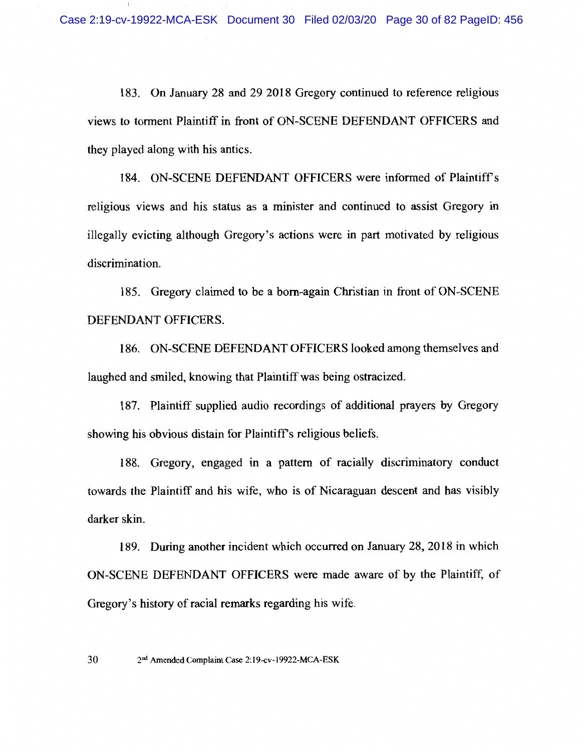183. On January 28 and 29 2018 Gregory continued to reference religious views to torment Plaintiff in front of ON-SCENE DEFENDANT OFFICERS and they played along with his antics.

184. ON-SCENE DEFENDANT OFFICERS were informed of Plaintiff's religious views and his status as a minister and continued to assist Gregory in illegally evicting although Gregory's actions were in part motivated by religious discrimination.

185. Gregory claimed to be a born-again Christian in front of ON-SCENE DEFENDANT OFFICERS.

186. ON-SCENE DEFENDANT OFFICERS looked among themselves and laughed and smiled, knowing that Plaintiff was being ostracized.

187. Plaintiff supplied audio recordings of additional prayers by Gregory showing his obvious distain for Plaintiff's religious beliefs.

188. Gregory, engaged in a pattern of racially discriminatory conduct towards the Plaintiff and his wife, who is of Nicaraguan descent and has visibly darker skin.

189. During another incident which occurred on January 28, 2018 in which ON-SCENE DEFENDANT OFFICERS were made aware of by the Plaintiff, of Gregory's history of racial remarks regarding his wife.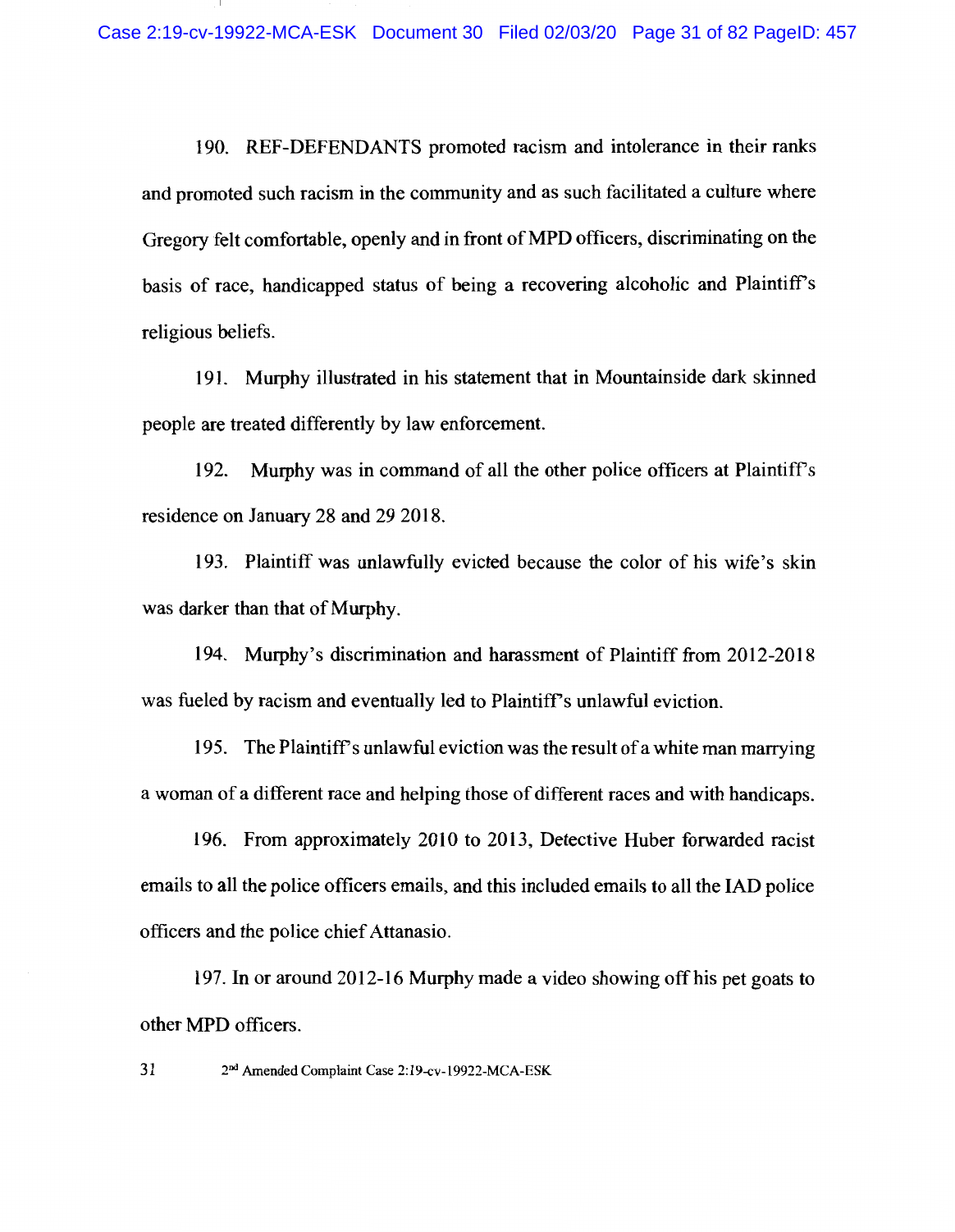190. REF-DEFENDANTS promoted racism and intolerance in their ranks and promoted such racism in the community and as such facilitated a culture where Gregory felt comfortable, openly and in front of MPD officers, discriminating on the basis of race, handicapped status of being a recovering alcoholic and Plaintiff's religious beliefs.

191. Murphy illustrated in his statement that in Mountainside dark skinned people are treated differently by law enforcement.

192. Murphy was in command of all the other police officers at Plaintiff's residence on January 28 and 29 2018.

193. Plaintiff was unlawfully evicted because the color of his wife's skin was darker than that of Murphy.

194. Murphy's discrimination and harassment of Plaintiff from 2012-2018 was fueled by racism and eventually led to Plaintiff's unlawful eviction.

195. The Plaintiff's unlawful eviction was the result of a white man marrying a woman of a different race and helping those of different races and with handicaps.

196. From approximately 2010 to 2013, Detective Huber forwarded racist emails to all the police officers emails, and this included emails to all the IAD police officers and the police chief Attanasio.

197. In or around 2012-16 Murphy made a video showing off his pet goats to other MPD officers.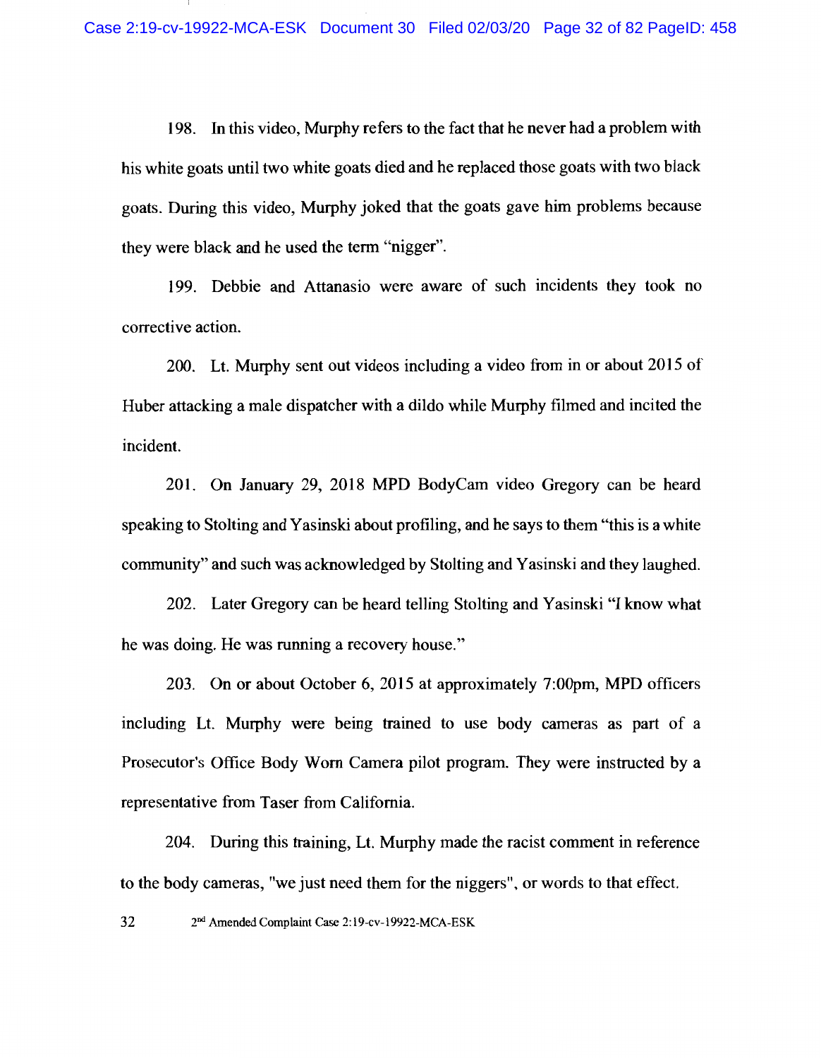198. In this video, Murphy refers to the fact that he never had a problem with his white goats until two white goats died and he replaced those goats with two black goats. During this video, Murphy joked that the goats gave him problems because they were black and he used the term "nigger".

199. Debbie and Attanasio were aware of such incidents they took no corrective action.

200. Lt. Murphy sent out videos including a video from in or about 2015 of Huber attacking a male dispatcher with a dildo while Murphy filmed and incited the incident.

201. On January 29, 2018 MPD BodyCam video Gregory can be heard speaking to Stolting and Yasinski about profiling, and he says to them "this is a white community" and such was acknowledged by Stolting and Yasinski and they laughed.

202. Later Gregory can be heard telling Stolting and Yasinski "I know what he was doing. He was running a recovery house."

203. On or about October 6, 2015 at approximately 7:00pm, MPD officers including Lt. Murphy were being trained to use body cameras as part of a Prosecutor's Office Body Worn Camera pilot program. They were instructed by a representative from Taser from California.

204. During this training, Lt. Murphy made the racist comment in reference to the body cameras, "we just need them for the niggers", or words to that effect.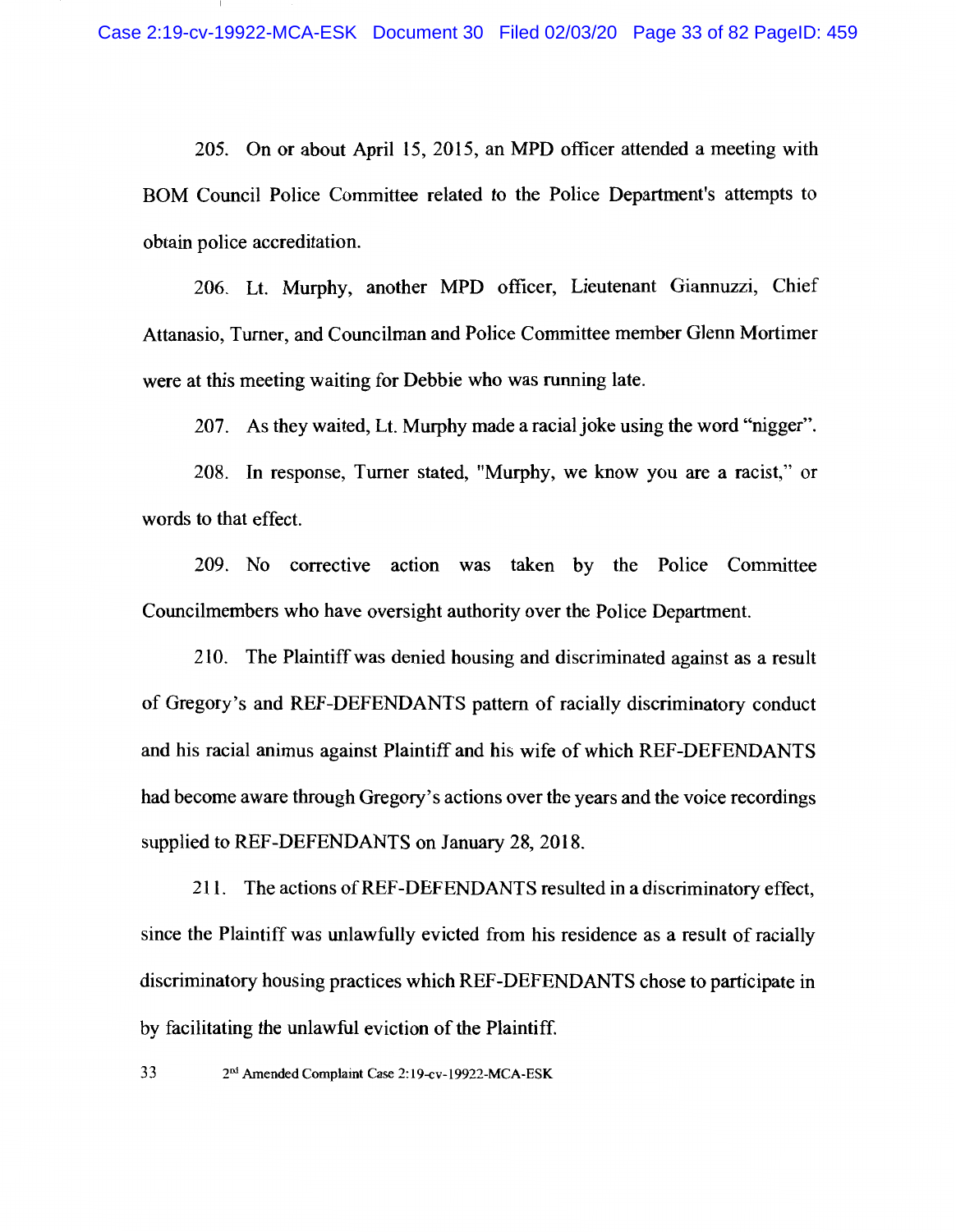205. On or about April 15, 2015, an MPD officer attended a meeting with BOM Council Police Committee related to the Police Department's attempts to obtain police accreditation.

206. Lt. Murphy, another MPD officer, Lieutenant Giannuzzi, Chief Attanasio, Turner, and Councilman and Police Committee member Glenn Mortimer were at this meeting waiting for Debbie who was running late.

207. As they waited, Lt. Murphy made a racial joke using the word "nigger".

208. In response, Turner stated, "Murphy, we know you are a racist," or words to that effect.

209. No corrective action was taken by the Police Committee Councilmembers who have oversight authority over the Police Department.

210. The Plaintiff was denied housing and discriminated against as a result of Gregory's and REF-DEFENDANTS pattern of racially discriminatory conduct and his racial animus against Plaintiff and his wife of which REF-DEFENDANTS had become aware through Gregory's actions over the years and the voice recordings supplied to REF-DEFENDANTS on January 28, 2018.

211. The actions of REF-DEFENDANTS resulted in a discriminatory effect, since the Plaintiff was unlawfully evicted from his residence as a result of racially discriminatory housing practices which REF-DEFENDANTS chose to participate in by facilitating the unlawful eviction of the Plaintiff.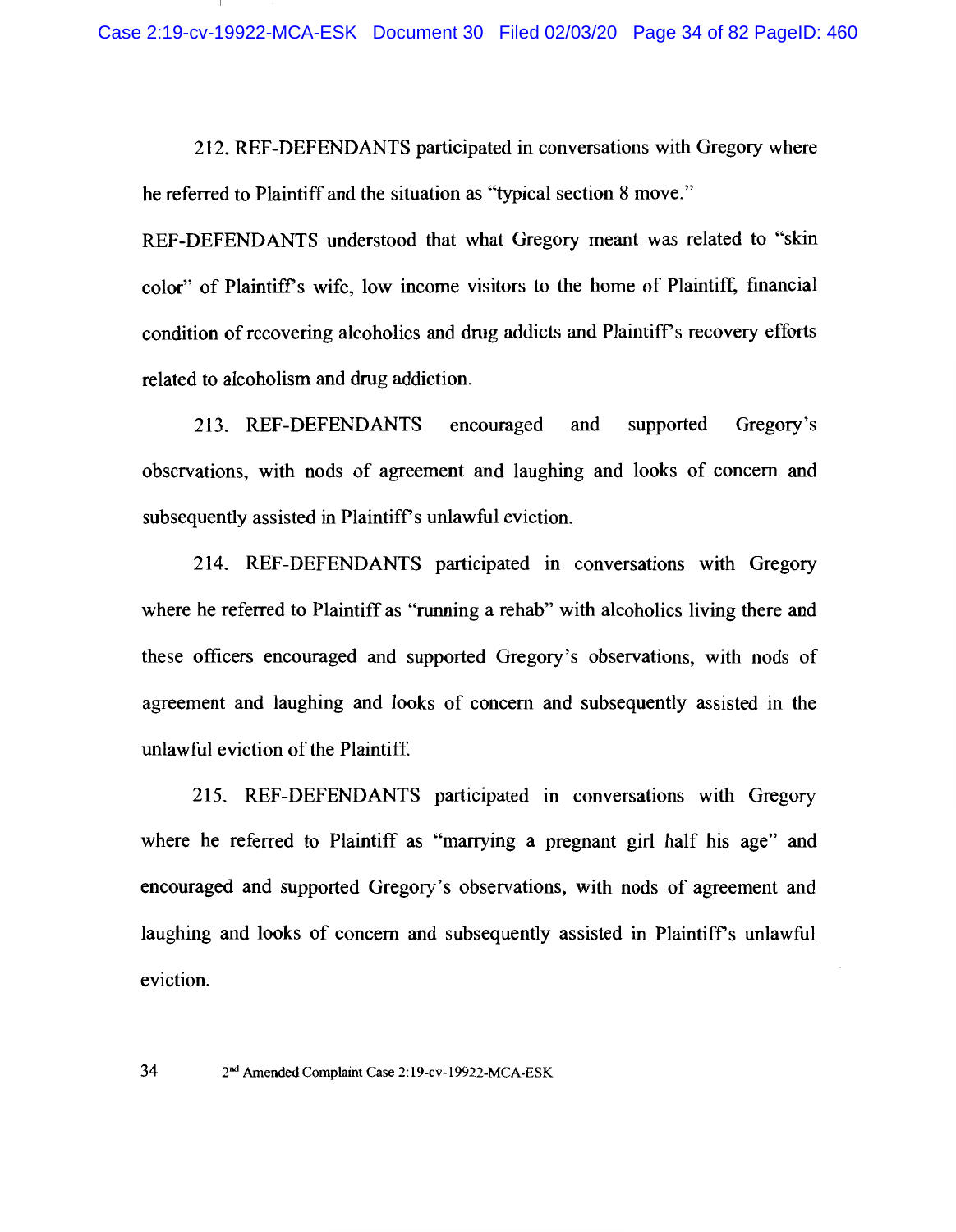212. REF-DEFENDANTS participated in conversations with Gregory where he referred to Plaintiff and the situation as "typical section 8 move." REF-DEFENDANTS understood that what Gregory meant was related to "skin color" of Plaintiff's wife, low income visitors to the home of Plaintiff, financial condition of recovering alcoholics and drug addicts and Plaintiff's recovery efforts related to alcoholism and drug addiction.

213. REF-DEFENDANTS encouraged and supported Gregory's observations, with nods of agreement and laughing and looks of concern and subsequently assisted in Plaintiff's unlawful eviction.

214. REF-DEFENDANTS participated in conversations with Gregory where he referred to Plaintiff as "running a rehab" with alcoholics living there and these officers encouraged and supported Gregory's observations, with nods of agreement and laughing and looks of concern and subsequently assisted in the unlawful eviction of the Plaintiff.

215. REF-DEFENDANTS participated in conversations with Gregory where he referred to Plaintiff as "marrying a pregnant girl half his age" and encouraged and supported Gregory's observations, with nods of agreement and laughing and looks of concern and subsequently assisted in Plaintiff's unlawful eviction.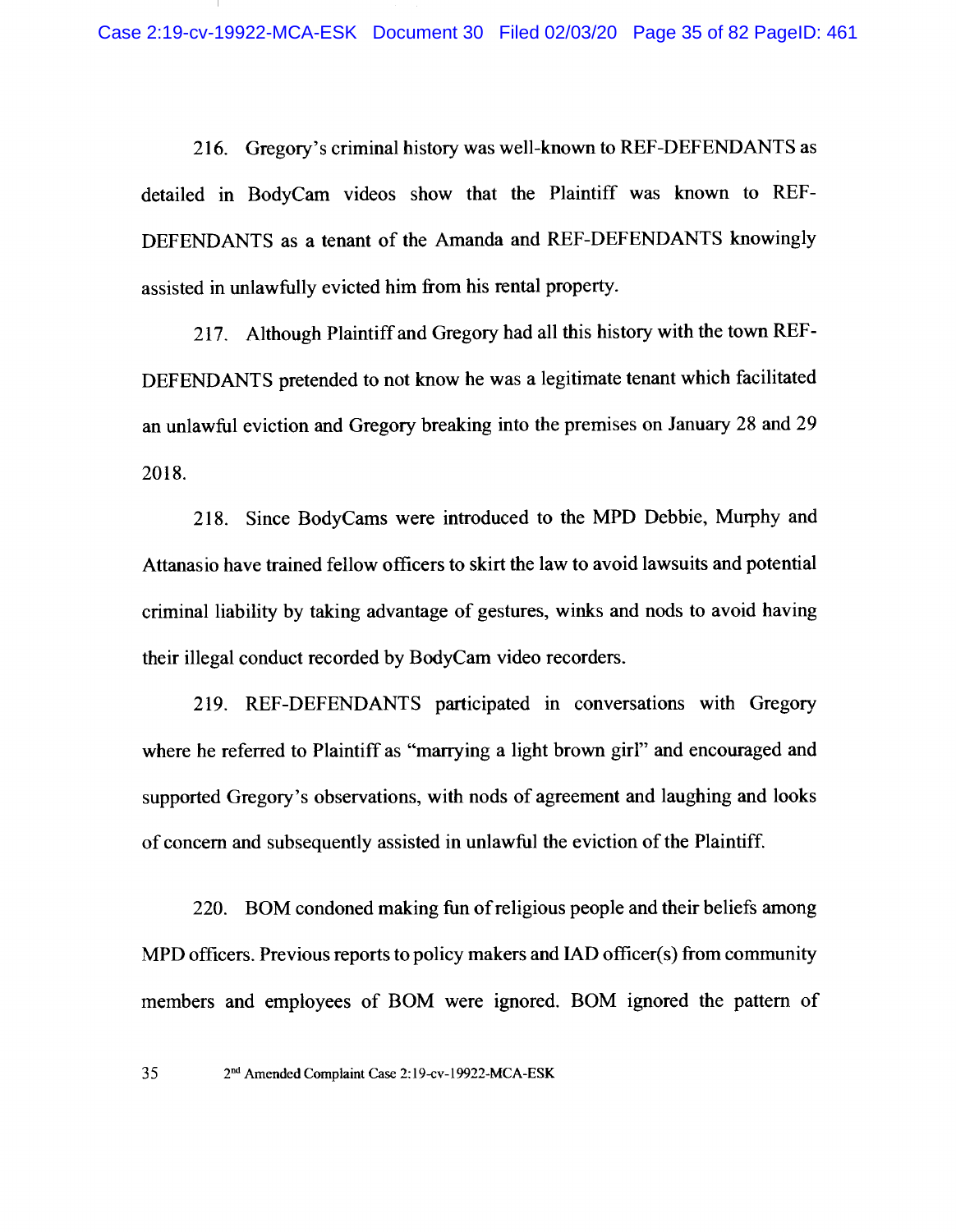216. Gregory's criminal history was well-known to REF-DEFENDANTS as detailed in BodyCam videos show that the Plaintiff was known to REF-DEFENDANTS as a tenant of the Amanda and REF-DEFENDANTS knowingly assisted in unlawfully evicted him from his rental property.

217. Although Plaintiff and Gregory had all this history with the town REF-DEFENDANTS pretended to not know he was a legitimate tenant which facilitated an unlawful eviction and Gregory breaking into the premises on January 28 and 29 2018.

218. Since BodyCams were introduced to the MPD Debbie, Murphy and Attanasio have trained fellow officers to skirt the law to avoid lawsuits and potential criminal liability by taking advantage of gestures, winks and nods to avoid having their illegal conduct recorded by BodyCam video recorders.

219. REF-DEFENDANTS participated in conversations with Gregory where he referred to Plaintiff as "marrying a light brown girl" and encouraged and supported Gregory's observations, with nods of agreement and laughing and looks of concern and subsequently assisted in unlawful the eviction of the Plaintiff.

220. BOM condoned making fun of religious people and their beliefs among MPD officers. Previous reports to policy makers and IAD officer(s) from community members and employees of BOM were ignored. BOM ignored the pattern of

2nd Amended Complaint Case 2:19-cv-19922-MCA-ESK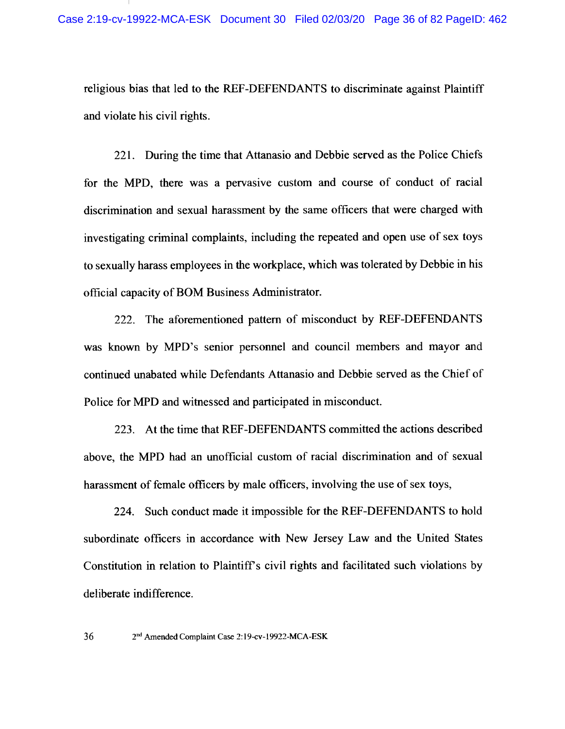religious bias that led to the REF-DEFENDANTS to discriminate against Plaintiff and violate his civil rights.

221. During the time that Attanasio and Debbie served as the Police Chiefs for the MPD, there was a pervasive custom and course of conduct of racial discrimination and sexual harassment by the same officers that were charged with investigating criminal complaints, including the repeated and open use of sex toys to sexually harass employees in the workplace, which was tolerated by Debbie in his official capacity of BOM Business Administrator.

222. The aforementioned pattern of misconduct by REF-DEFENDANTS was known by MPD's senior personnel and council members and mayor and continued unabated while Defendants Attanasio and Debbie served as the Chief of Police for MPD and witnessed and participated in misconduct.

223. At the time that REF-DEFENDANTS committed the actions described above, the MPD had an unofficial custom of racial discrimination and of sexual harassment of female officers by male officers, involving the use of sex toys,

224. Such conduct made it impossible for the REF-DEFENDANTS to hold subordinate officers in accordance with New Jersey Law and the United States Constitution in relation to Plaintiff's civil rights and facilitated such violations by deliberate indifference.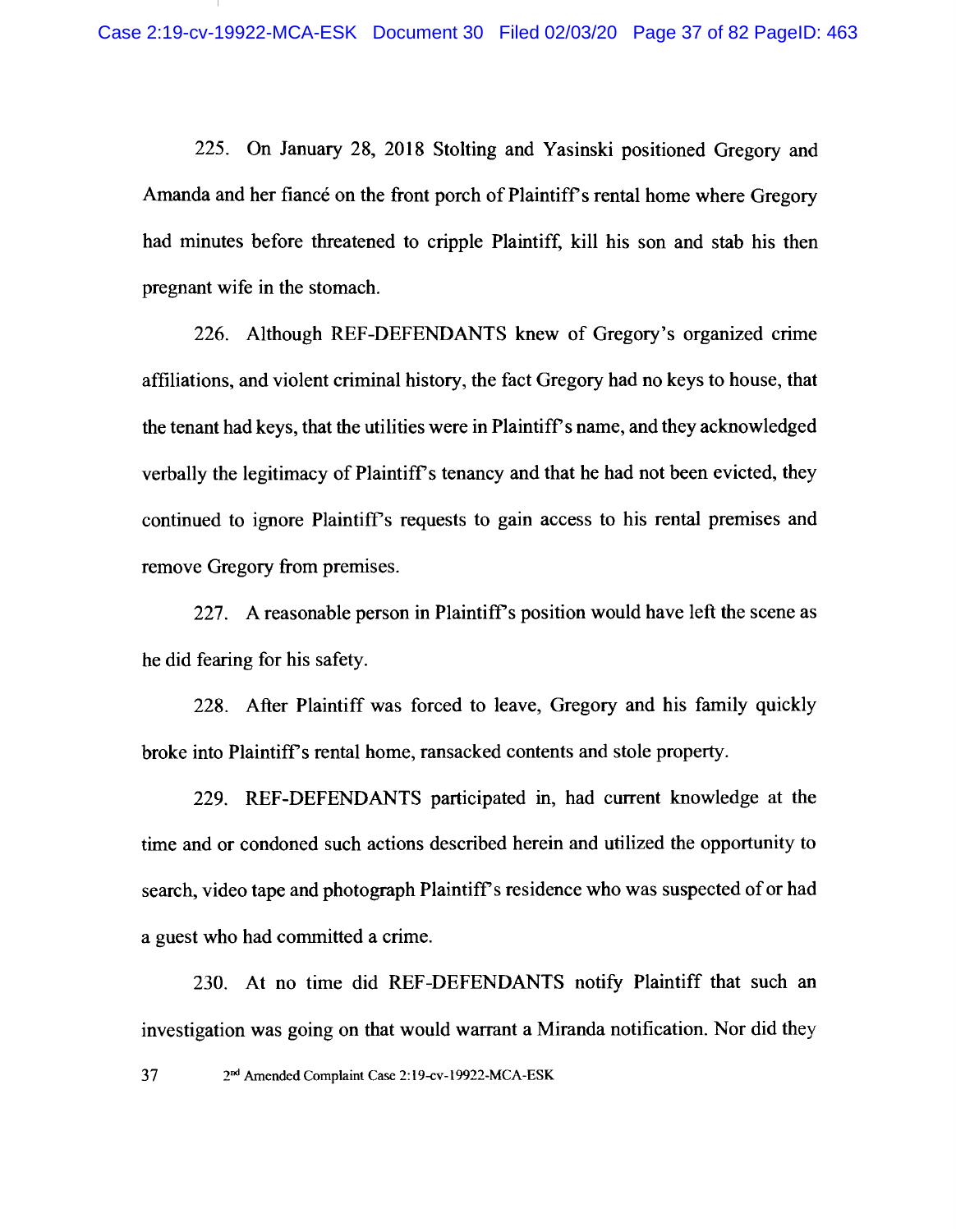225. On January 28, 2018 Stolting and Yasinski positioned Gregory and Amanda and her fiancé on the front porch of Plaintiff's rental home where Gregory had minutes before threatened to cripple Plaintiff, kill his son and stab his then pregnant wife in the stomach.

226. Although REF-DEFENDANTS knew of Gregory's organized crime affiliations, and violent criminal history, the fact Gregory had no keys to house, that the tenant had keys, that the utilities were in Plaintiff's name, and they acknowledged verbally the legitimacy of Plaintiff's tenancy and that he had not been evicted, they continued to ignore Plaintiff's requests to gain access to his rental premises and remove Gregory from premises.

227. A reasonable person in Plaintiff's position would have left the scene as he did fearing for his safety.

228. After Plaintiff was forced to leave, Gregory and his family quickly broke into Plaintiff's rental home, ransacked contents and stole property.

229. REF-DEFENDANTS participated in, had current knowledge at the time and or condoned such actions described herein and utilized the opportunity to search, video tape and photograph Plaintiff's residence who was suspected of or had a guest who had committed a crime.

230. At no time did REF-DEFENDANTS notify Plaintiff that such an investigation was going on that would warrant a Miranda notification. Nor did they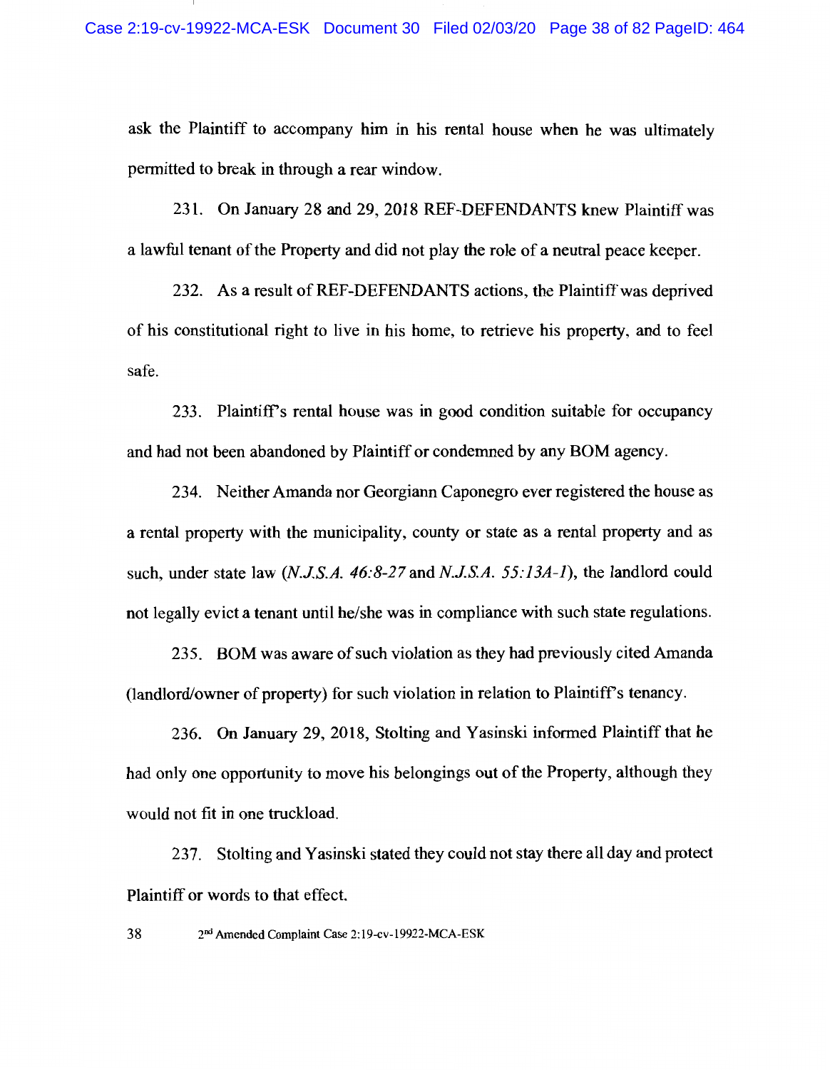ask the Plaintiff to accompany him in his rental house when he was ultimately permitted to break in through a rear window.

231. On January 28 and 29, 2018 REF-DEFENDANTS knew Plaintiff was a lawful tenant of the Property and did not play the role of a neutral peace keeper.

232. As a result of REF-DEFENDANTS actions, the Plaintiff was deprived of his constitutional right to live in his home, to retrieve his property, and to feel safe.

233. Plaintiff's rental house was in good condition suitable for occupancy and had not been abandoned by Plaintiff or condemned by any BOM agency.

234. Neither Amanda nor Georgiann Caponegro ever registered the house as a rental property with the municipality, county or state as a rental property and as such, under state law (*N.J.S.A. 46:8-27* and *N.J.S.A. 55:13A-1*), the landlord could not legally evict a tenant until he/she was in compliance with such state regulations.

235. BOM was aware of such violation as they had previously cited Amanda (landlord/owner of property) for such violation in relation to Plaintiff's tenancy.

236. On January 29, 2018, Stolting and Yasinski informed Plaintiff that he had only one opportunity to move his belongings out of the Property, although they would not fit in one truckload.

237. Stolting and Yasinski stated they could not stay there all day and protect Plaintiff or words to that effect.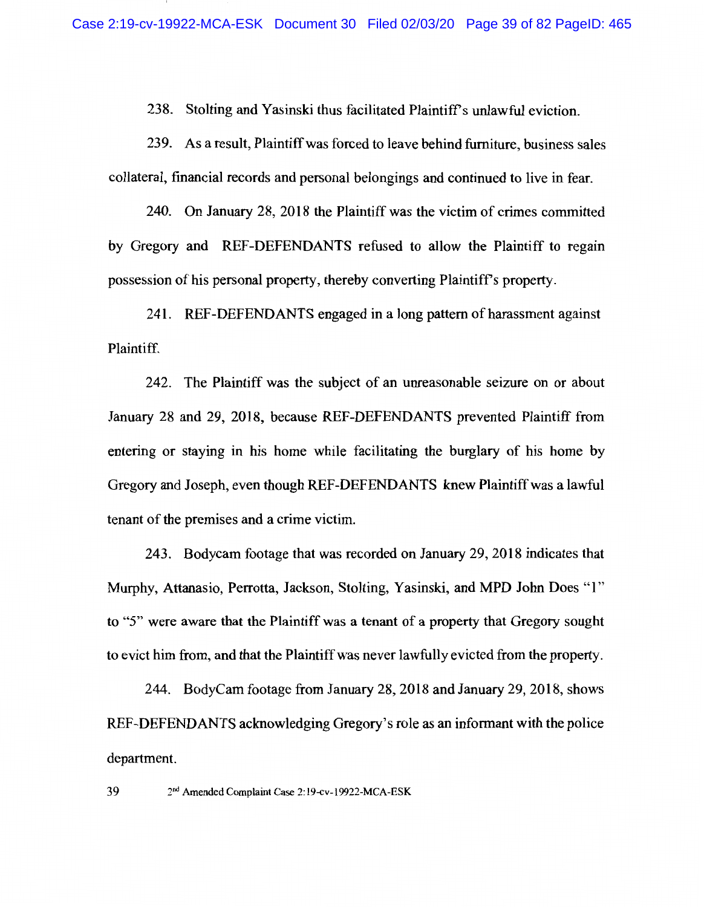238. Stolting and Yasinski thus facilitated Plaintiff's unlawful eviction.

239. As a result, Plaintiff was forced to leave behind furniture, business sales collateral, financial records and personal belongings and continued to live in fear.

240. On January 28, 2018 the Plaintiff was the victim of crimes committed by Gregory and REF-DEFENDANTS refused to allow the Plaintiff to regain possession of his personal property, thereby converting Plaintiff's property.

241. REF-DEFENDANTS engaged in a long pattern of harassment against Plaintiff.

242. The Plaintiff was the subject of an unreasonable seizure on or about January 28 and 29, 2018, because REF-DEFENDANTS prevented Plaintiff from entering or staying in his home while facilitating the burglary of his home by Gregory and Joseph, even though REF-DEFENDANTS knew Plaintiff was a lawful tenant of the premises and a crime victim.

243. Bodycam footage that was recorded on January 29, 2018 indicates that Murphy, Attanasio, Perrotta, Jackson, Stolting, Yasinski, and MPD John Does "1" to "5" were aware that the Plaintiff was a tenant of a property that Gregory sought to evict him from, and that the Plaintiff was never lawfully evicted from the property.

244. BodyCam footage from January 28, 2018 and January 29, 2018, shows REF-DEFENDANTS acknowledging Gregory's role as an informant with the police department.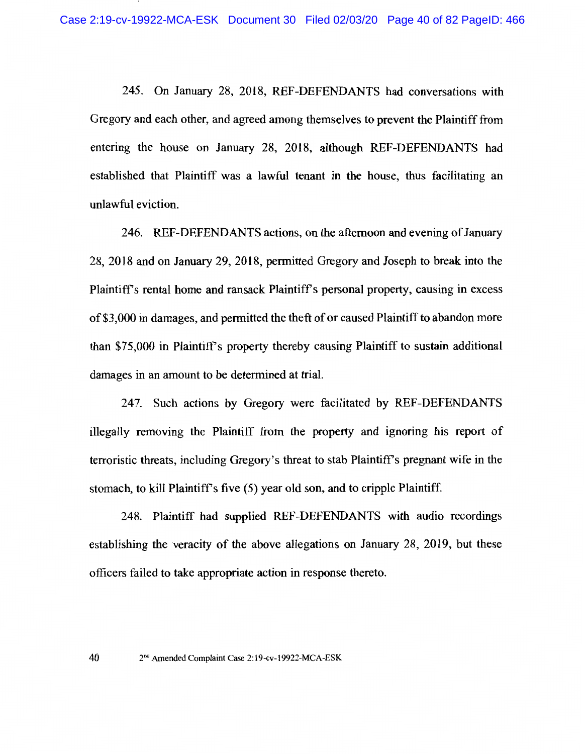245. On January 28, 2018, REF-DEFENDANTS had conversations with Gregory and each other, and agreed among themselves to prevent the Plaintiff from entering the house on January 28, 2018, although REF-DEFENDANTS had established that Plaintiff was a lawful tenant in the house, thus facilitating an unlawful eviction.

246. REF-DEFENDANTS actions, on the afternoon and evening of January 28, 2018 and on January 29, 2018, permitted Gregory and Joseph to break into the Plaintiff's rental home and ransack Plaintiff's personal property, causing in excess of $3,000 in damages, and permitted the theft of or caused Plaintiff to abandon more than $75,000 in Plaintiff's property thereby causing Plaintiff to sustain additional damages in an amount to be determined at trial.

247. Such actions by Gregory were facilitated by REF-DEFENDANTS illegally removing the Plaintiff from the property and ignoring his report of terroristic threats, including Gregory's threat to stab Plaintiff's pregnant wife in the stomach, to kill Plaintiff's five (5) year old son, and to cripple Plaintiff.

248. Plaintiff had supplied REF-DEFENDANTS with audio recordings establishing the veracity of the above allegations on January 28, 2019, but these officers failed to take appropriate action in response thereto.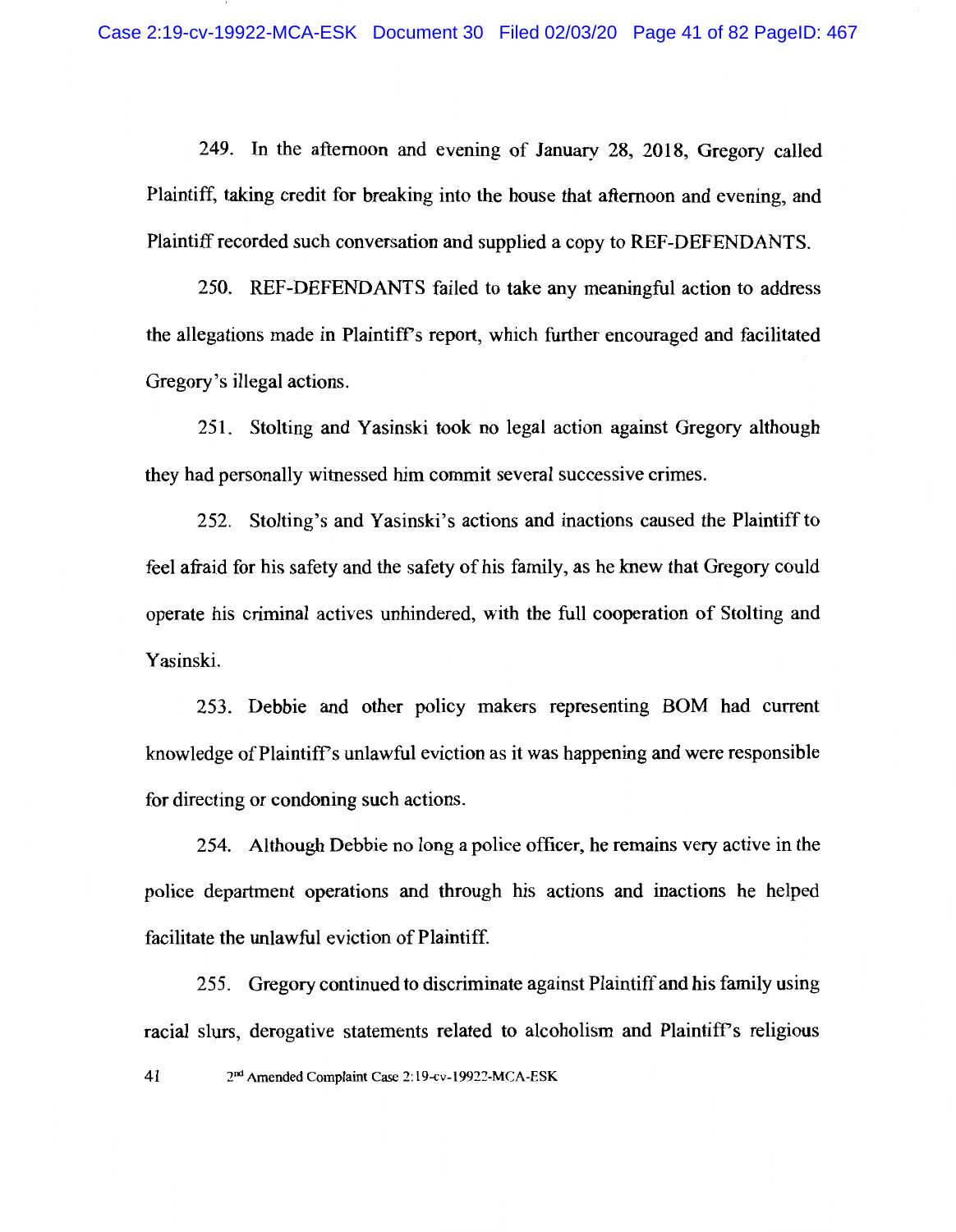249. In the afternoon and evening of January 28, 2018, Gregory called Plaintiff, taking credit for breaking into the house that afternoon and evening, and Plaintiff recorded such conversation and supplied a copy to REF-DEFENDANTS.

250. REF-DEFENDANTS failed to take any meaningful action to address the allegations made in Plaintiff's report, which further encouraged and facilitated Gregory's illegal actions.

251. Stolting and Yasinski took no legal action against Gregory although they had personally witnessed him commit several successive crimes.

252. Stolting's and Yasinski's actions and inactions caused the Plaintiff to feel afraid for his safety and the safety of his family, as he knew that Gregory could operate his criminal actives unhindered, with the full cooperation of Stolting and Yasinski.

253. Debbie and other policy makers representing BOM had current knowledge of Plaintiff's unlawful eviction as it was happening and were responsible for directing or condoning such actions.

254. Although Debbie no long a police officer, he remains very active in the police department operations and through his actions and inactions he helped facilitate the unlawful eviction of Plaintiff.

255. Gregory continued to discriminate against Plaintiff and his family using racial slurs, derogative statements related to alcoholism and Plaintiff's religious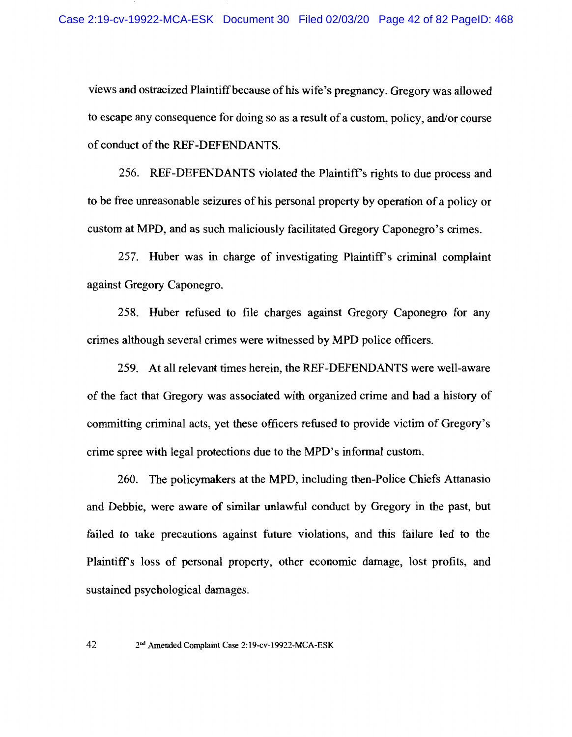views and ostracized Plaintiff because of his wife's pregnancy. Gregory was allowed to escape any consequence for doing so as a result of a custom, policy, and/or course of conduct of the REF-DEFENDANTS.

256. REF-DEFENDANTS violated the Plaintiff's rights to due process and to be free unreasonable seizures of his personal property by operation of a policy or custom at MPD, and as such maliciously facilitated Gregory Caponegro's crimes.

257. Huber was in charge of investigating Plaintiff's criminal complaint against Gregory Caponegro.

258. Huber refused to file charges against Gregory Caponegro for any crimes although several crimes were witnessed by MPD police officers.

259. At all relevant times herein, the REF-DEFENDANTS were well-aware of the fact that Gregory was associated with organized crime and had a history of committing criminal acts, yet these officers refused to provide victim of Gregory's crime spree with legal protections due to the MPD's informal custom.

260. The policymakers at the MPD, including then-Police Chiefs Attanasio and Debbie, were aware of similar unlawful conduct by Gregory in the past, but failed to take precautions against future violations, and this failure led to the Plaintiff's loss of personal property, other economic damage, lost profits, and sustained psychological damages.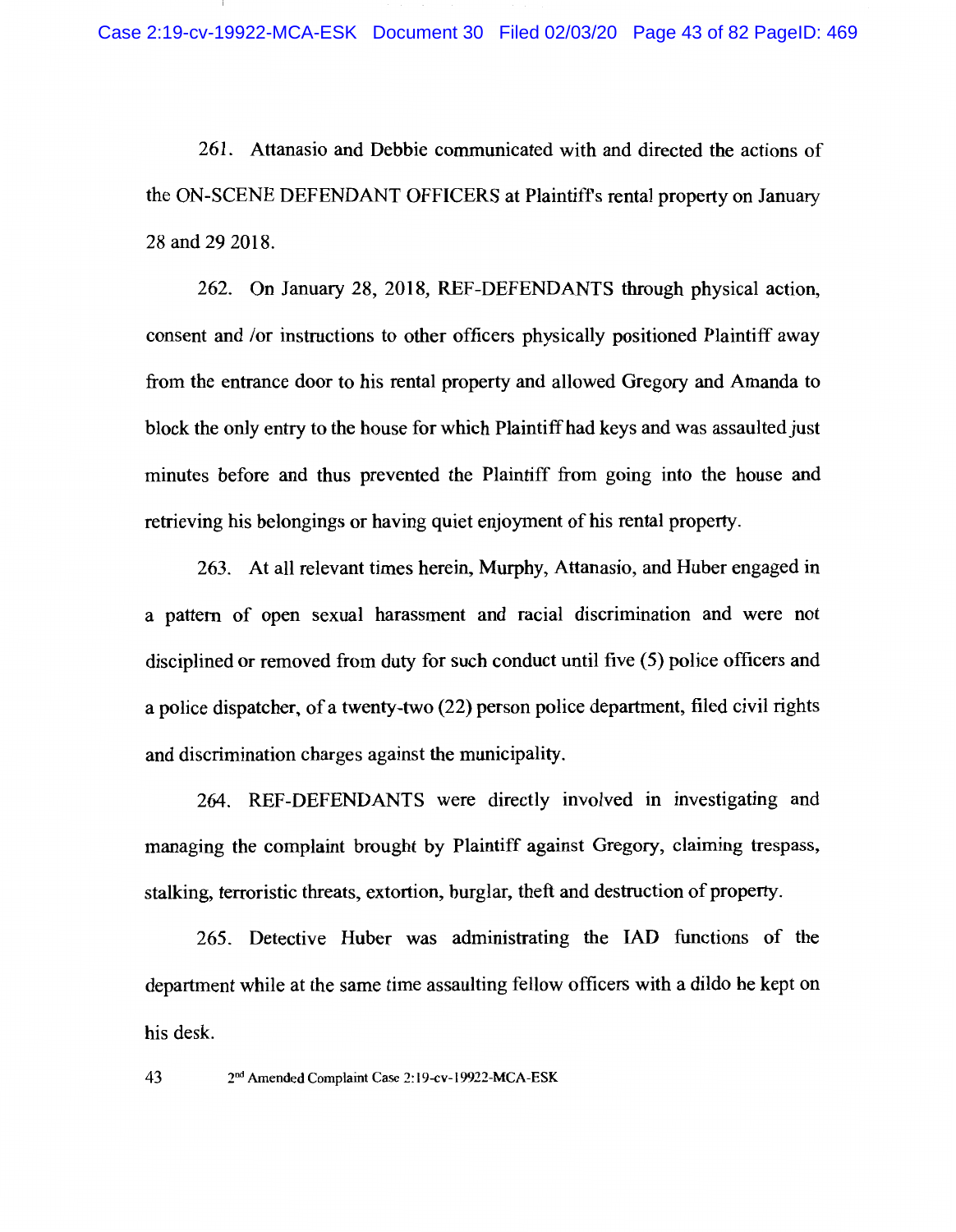261. Attanasio and Debbie communicated with and directed the actions of the ON-SCENE DEFENDANT OFFICERS at Plaintiff's rental property on January 28 and 29 2018.

262. On January 28, 2018, REF-DEFENDANTS through physical action, consent and /or instructions to other officers physically positioned Plaintiff away from the entrance door to his rental property and allowed Gregory and Amanda to block the only entry to the house for which Plaintiff had keys and was assaulted just minutes before and thus prevented the Plaintiff from going into the house and retrieving his belongings or having quiet enjoyment of his rental property.

263. At all relevant times herein, Murphy, Attanasio, and Huber engaged in a pattern of open sexual harassment and racial discrimination and were not disciplined or removed from duty for such conduct until five (5) police officers and a police dispatcher, of a twenty-two (22) person police department, filed civil rights and discrimination charges against the municipality.

264. REF-DEFENDANTS were directly involved in investigating and managing the complaint brought by Plaintiff against Gregory, claiming trespass, stalking, terroristic threats, extortion, burglar, theft and destruction of property.

265. Detective Huber was administrating the IAD functions of the department while at the same time assaulting fellow officers with a dildo he kept on his desk.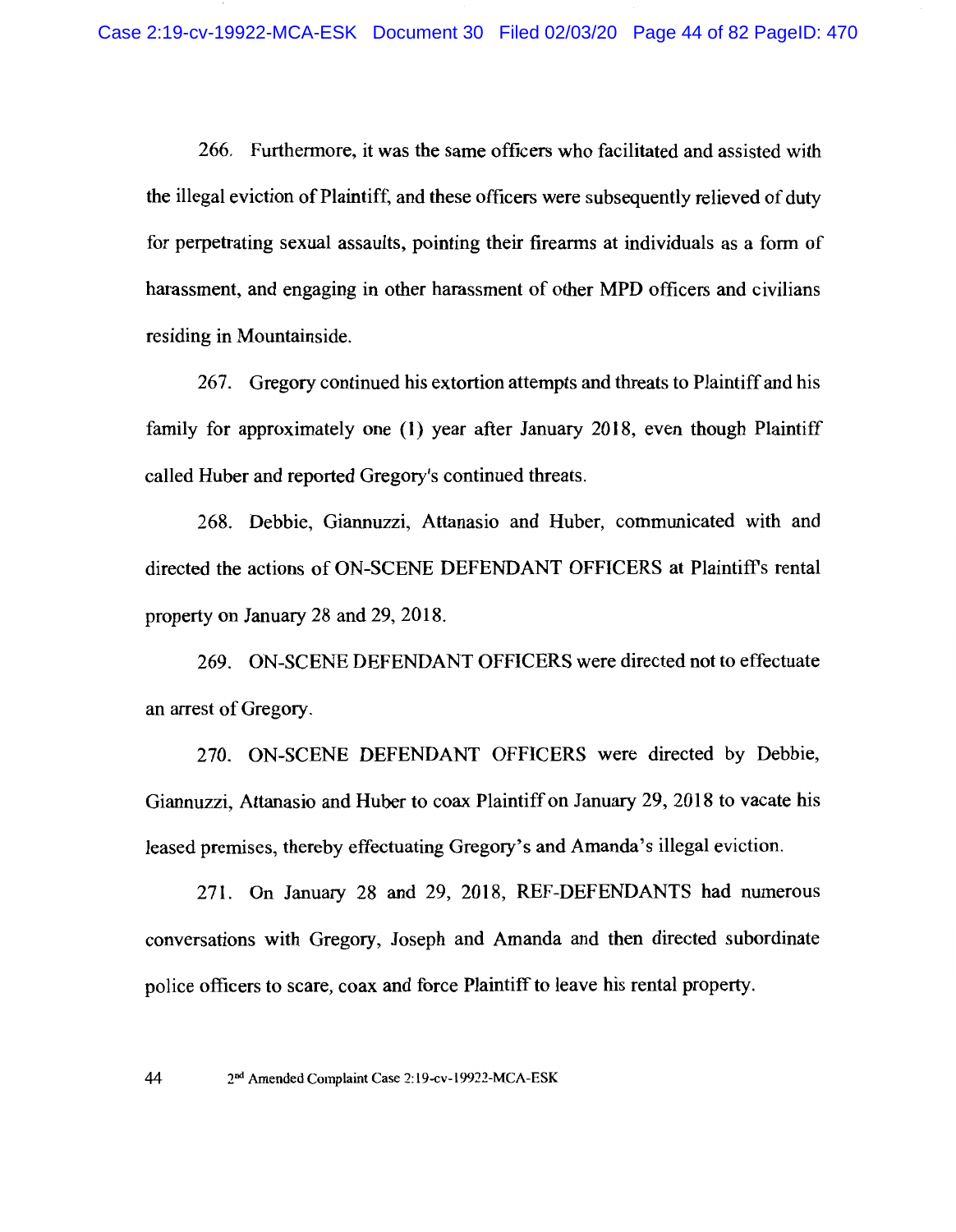266. Furthermore, it was the same officers who facilitated and assisted with the illegal eviction of Plaintiff, and these officers were subsequently relieved of duty for perpetrating sexual assaults, pointing their firearms at individuals as a form of harassment, and engaging in other harassment of other MPD officers and civilians residing in Mountainside.

267. Gregory continued his extortion attempts and threats to Plaintiff and his family for approximately one (1) year after January 2018, even though Plaintiff called Huber and reported Gregory's continued threats.

268. Debbie, Giannuzzi, Attanasio and Huber, communicated with and directed the actions of ON-SCENE DEFENDANT OFFICERS at Plaintiff's rental property on January 28 and 29, 2018.

269. ON-SCENE DEFENDANT OFFICERS were directed not to effectuate an arrest of Gregory.

270. ON-SCENE DEFENDANT OFFICERS were directed by Debbie, Giannuzzi, Attanasio and Huber to coax Plaintiff on January 29, 2018 to vacate his leased premises, thereby effectuating Gregory's and Amanda's illegal eviction.

271. On January 28 and 29, 2018, REF-DEFENDANTS had numerous conversations with Gregory, Joseph and Amanda and then directed subordinate police officers to scare, coax and force Plaintiff to leave his rental property.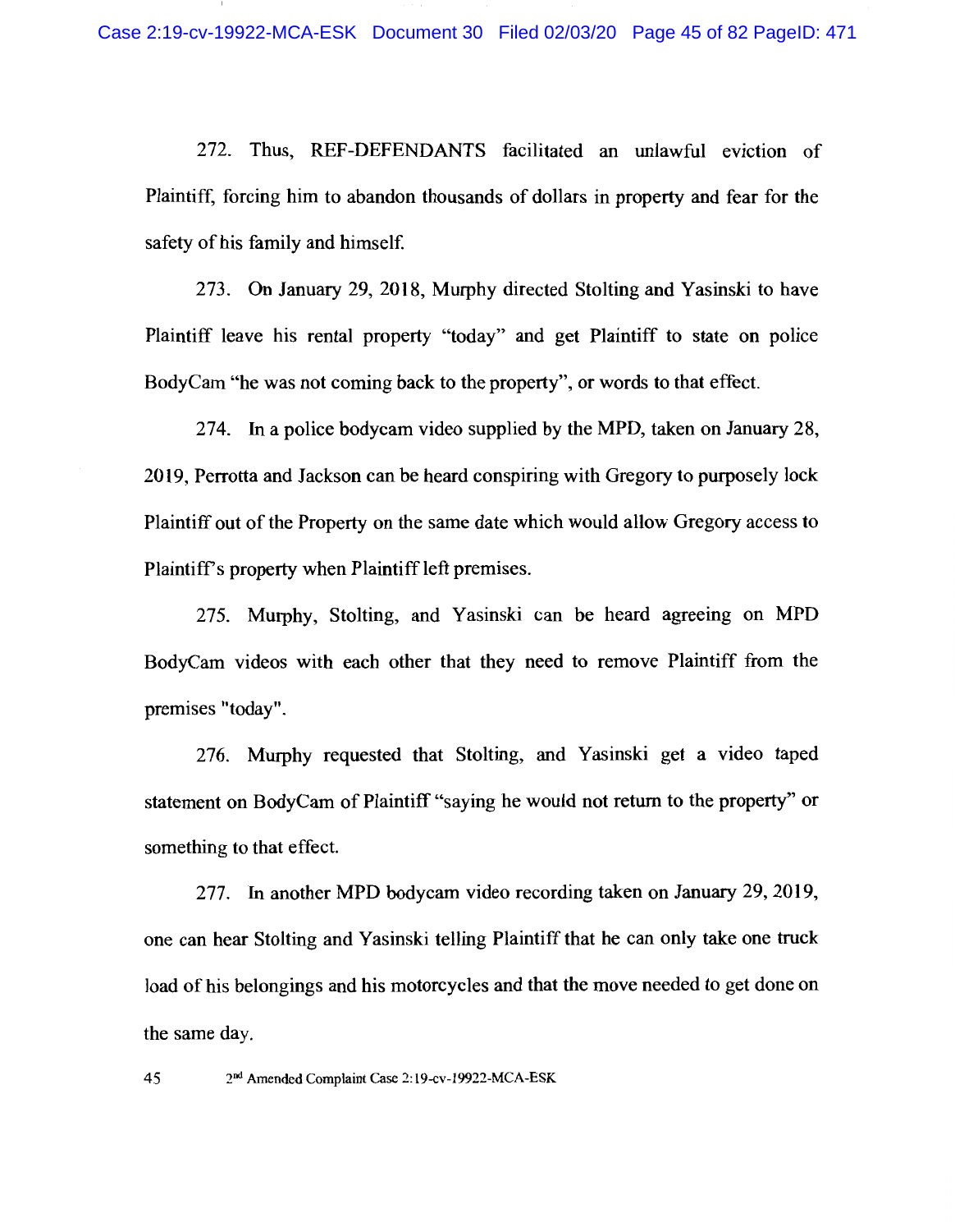272. Thus, REF-DEFENDANTS facilitated an unlawful eviction of Plaintiff, forcing him to abandon thousands of dollars in property and fear for the safety of his family and himself.

273. On January 29, 2018, Murphy directed Stolting and Yasinski to have Plaintiff leave his rental property "today" and get Plaintiff to state on police BodyCam "he was not coming back to the property", or words to that effect.

274. In a police bodycam video supplied by the MPD, taken on January 28, 2019, Perrotta and Jackson can be heard conspiring with Gregory to purposely lock Plaintiff out of the Property on the same date which would allow Gregory access to Plaintiff's property when Plaintiff left premises.

275. Murphy, Stolting, and Yasinski can be heard agreeing on MPD BodyCam videos with each other that they need to remove Plaintiff from the premises "today".

276. Murphy requested that Stolting, and Yasinski get a video taped statement on BodyCam of Plaintiff "saying he would not return to the property" or something to that effect.

277. In another MPD bodycam video recording taken on January 29, 2019, one can hear Stolting and Yasinski telling Plaintiff that he can only take one truck load of his belongings and his motorcycles and that the move needed to get done on the same day.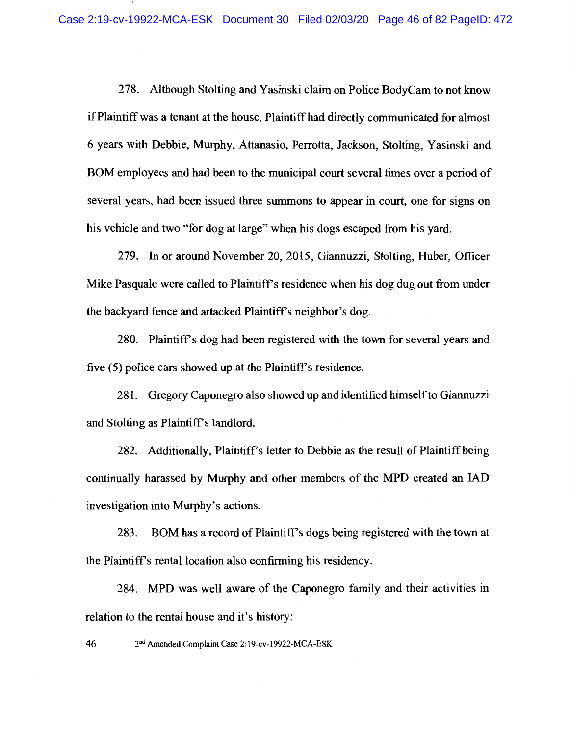278. Although Stolting and Yasinski claim on Police BodyCam to not know if Plaintiff was a tenant at the house, Plaintiff had directly communicated for almost 6 years with Debbie, Murphy, Attanasio, Perrotta, Jackson, Stolting, Yasinski and BOM employees and had been to the municipal court several times over a period of several years, had been issued three summons to appear in court, one for signs on his vehicle and two "for dog at large" when his dogs escaped from his yard.

279. In or around November 20, 2015, Giannuzzi, Stolting, Huber, Officer Mike Pasquale were called to Plaintiff's residence when his dog dug out from under the backyard fence and attacked Plaintiff's neighbor's dog.

280. Plaintiff's dog had been registered with the town for several years and five (5) police cars showed up at the Plaintiff's residence.

281. Gregory Caponegro also showed up and identified himself to Giannuzzi and Stolting as Plaintiff's landlord.

282. Additionally, Plaintiff's letter to Debbie as the result of Plaintiff being continually harassed by Murphy and other members of the MPD created an IAD investigation into Murphy's actions.

283. BOM has a record of Plaintiff's dogs being registered with the town at the Plaintiff's rental location also confirming his residency.

284. MPD was well aware of the Caponegro family and their activities in relation to the rental house and it's history: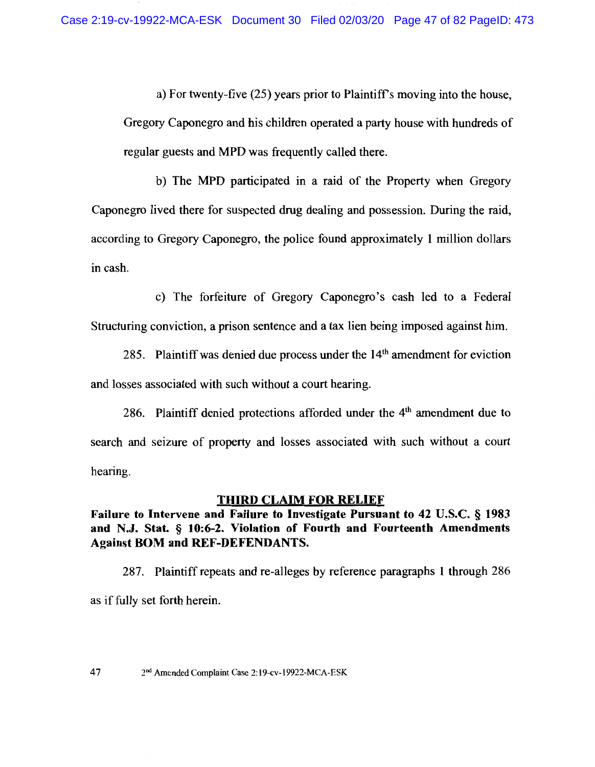a) For twenty-five (25) years prior to Plaintiff's moving into the house, Gregory Caponegro and his children operated a party house with hundreds of regular guests and MPD was frequently called there.

b) The MPD participated in a raid of the Property when Gregory Caponegro lived there for suspected drug dealing and possession. During the raid, according to Gregory Caponegro, the police found approximately 1 million dollars in cash.

c) The forfeiture of Gregory Caponegro's cash led to a Federal Structuring conviction, a prison sentence and a tax lien being imposed against him.

285. Plaintiff was denied due process under the 14th amendment for eviction and losses associated with such without a court hearing.

286. Plaintiff denied protections afforded under the 4th amendment due to search and seizure of property and losses associated with such without a court hearing.

## THIRD CLAIM FOR RELIEF

**Failure to Intervene and Failure to Investigate Pursuant to 42 U.S.C. § 1983 and N.J. Stat. § 10:6-2. Violation of Fourth and Fourteenth Amendments Against BOM and REF-DEFENDANTS.**

287. Plaintiff repeats and re-alleges by reference paragraphs 1 through 286 as if fully set forth herein.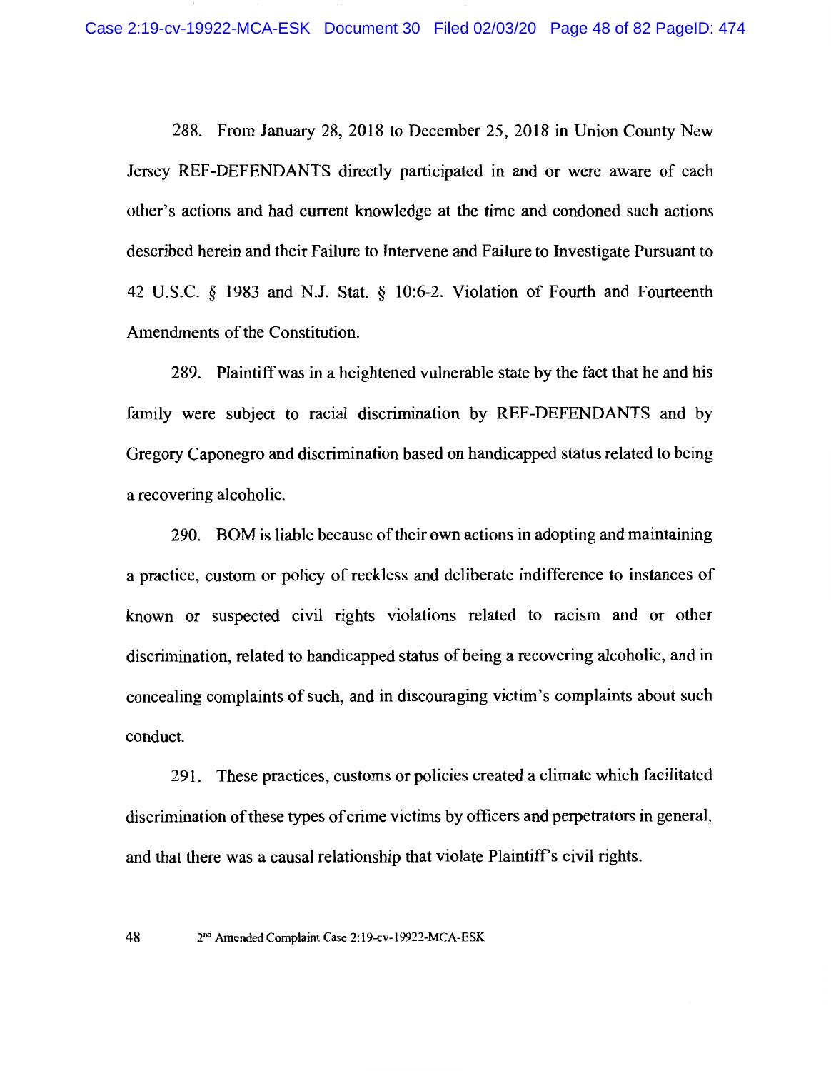288. From January 28, 2018 to December 25, 2018 in Union County New Jersey REF-DEFENDANTS directly participated in and or were aware of each other's actions and had current knowledge at the time and condoned such actions described herein and their Failure to Intervene and Failure to Investigate Pursuant to 42 U.S.C. § 1983 and N.J. Stat. § 10:6-2. Violation of Fourth and Fourteenth Amendments of the Constitution.

289. Plaintiff was in a heightened vulnerable state by the fact that he and his family were subject to racial discrimination by REF-DEFENDANTS and by Gregory Caponegro and discrimination based on handicapped status related to being a recovering alcoholic.

290. BOM is liable because of their own actions in adopting and maintaining a practice, custom or policy of reckless and deliberate indifference to instances of known or suspected civil rights violations related to racism and or other discrimination, related to handicapped status of being a recovering alcoholic, and in concealing complaints of such, and in discouraging victim's complaints about such conduct.

291. These practices, customs or policies created a climate which facilitated discrimination of these types of crime victims by officers and perpetrators in general, and that there was a causal relationship that violate Plaintiff's civil rights.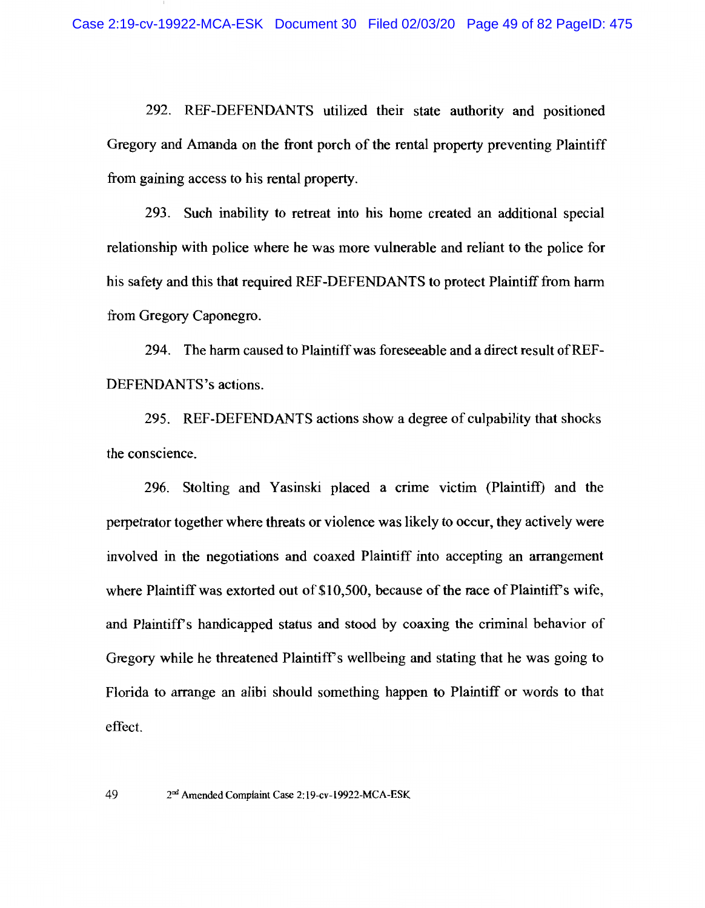292. REF-DEFENDANTS utilized their state authority and positioned Gregory and Amanda on the front porch of the rental property preventing Plaintiff from gaining access to his rental property.

293. Such inability to retreat into his home created an additional special relationship with police where he was more vulnerable and reliant to the police for his safety and this that required REF-DEFENDANTS to protect Plaintiff from harm from Gregory Caponegro.

294. The harm caused to Plaintiff was foreseeable and a direct result of REF-DEFENDANTS's actions.

295. REF-DEFENDANTS actions show a degree of culpability that shocks the conscience.

296. Stolting and Yasinski placed a crime victim (Plaintiff) and the perpetrator together where threats or violence was likely to occur, they actively were involved in the negotiations and coaxed Plaintiff into accepting an arrangement where Plaintiff was extorted out of $10,500, because of the race of Plaintiff's wife, and Plaintiff's handicapped status and stood by coaxing the criminal behavior of Gregory while he threatened Plaintiff's wellbeing and stating that he was going to Florida to arrange an alibi should something happen to Plaintiff or words to that effect.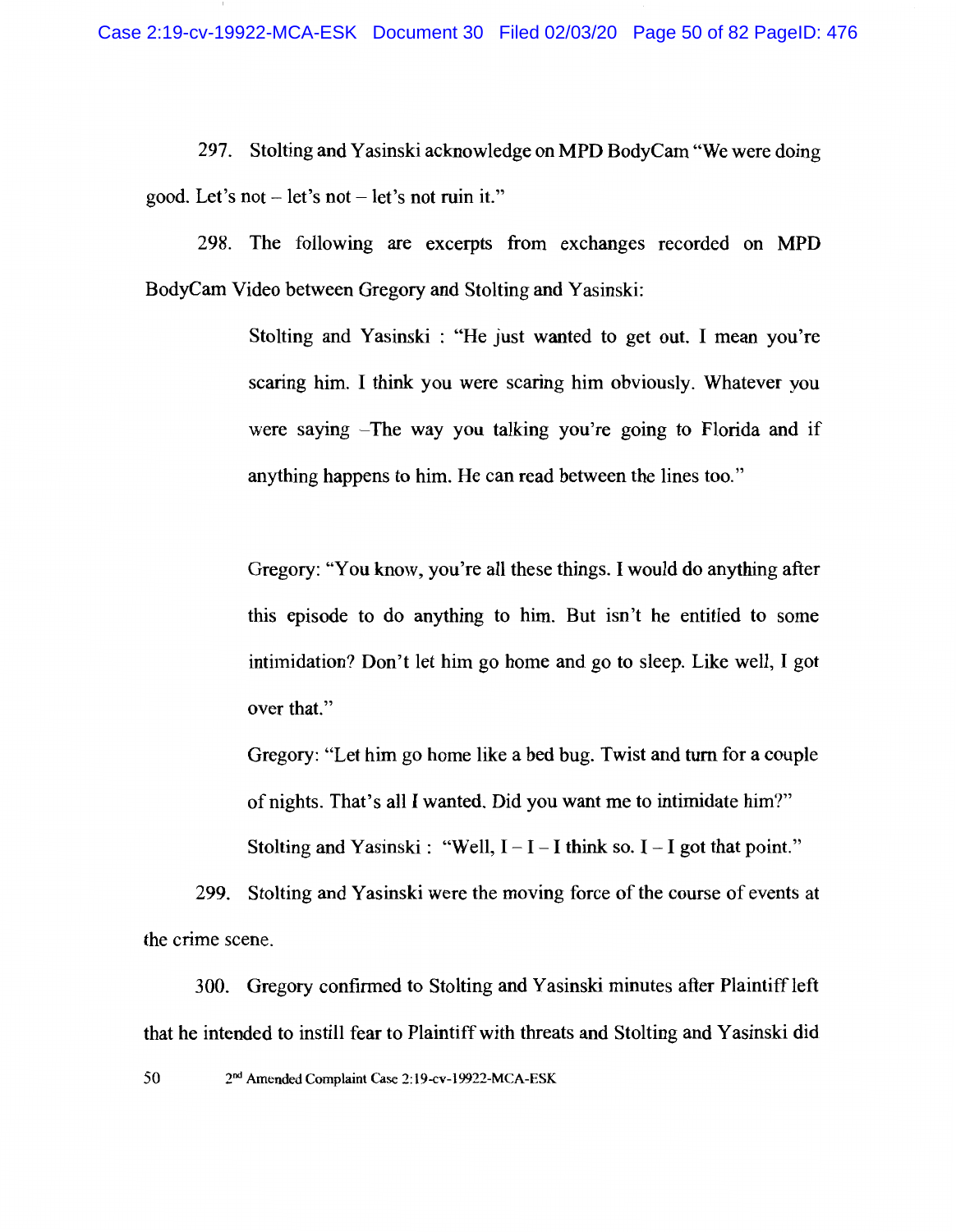297. Stolting and Yasinski acknowledge on MPD BodyCam "We were doing good. Let's not – let's not – let's not ruin it."

298. The following are excerpts from exchanges recorded on MPD BodyCam Video between Gregory and Stolting and Yasinski:

> Stolting and Yasinski : "He just wanted to get out. I mean you're scaring him. I think you were scaring him obviously. Whatever you were saying –The way you talking you're going to Florida and if anything happens to him. He can read between the lines too."
>
> Gregory: "You know, you're all these things. I would do anything after this episode to do anything to him. But isn't he entitled to some intimidation? Don't let him go home and go to sleep. Like well, I got over that."
>
> Gregory: "Let him go home like a bed bug. Twist and turn for a couple of nights. That's all I wanted. Did you want me to intimidate him?"
>
> Stolting and Yasinski : "Well, I – I – I think so. I – I got that point."

299. Stolting and Yasinski were the moving force of the course of events at the crime scene.

300. Gregory confirmed to Stolting and Yasinski minutes after Plaintiff left that he intended to instill fear to Plaintiff with threats and Stolting and Yasinski did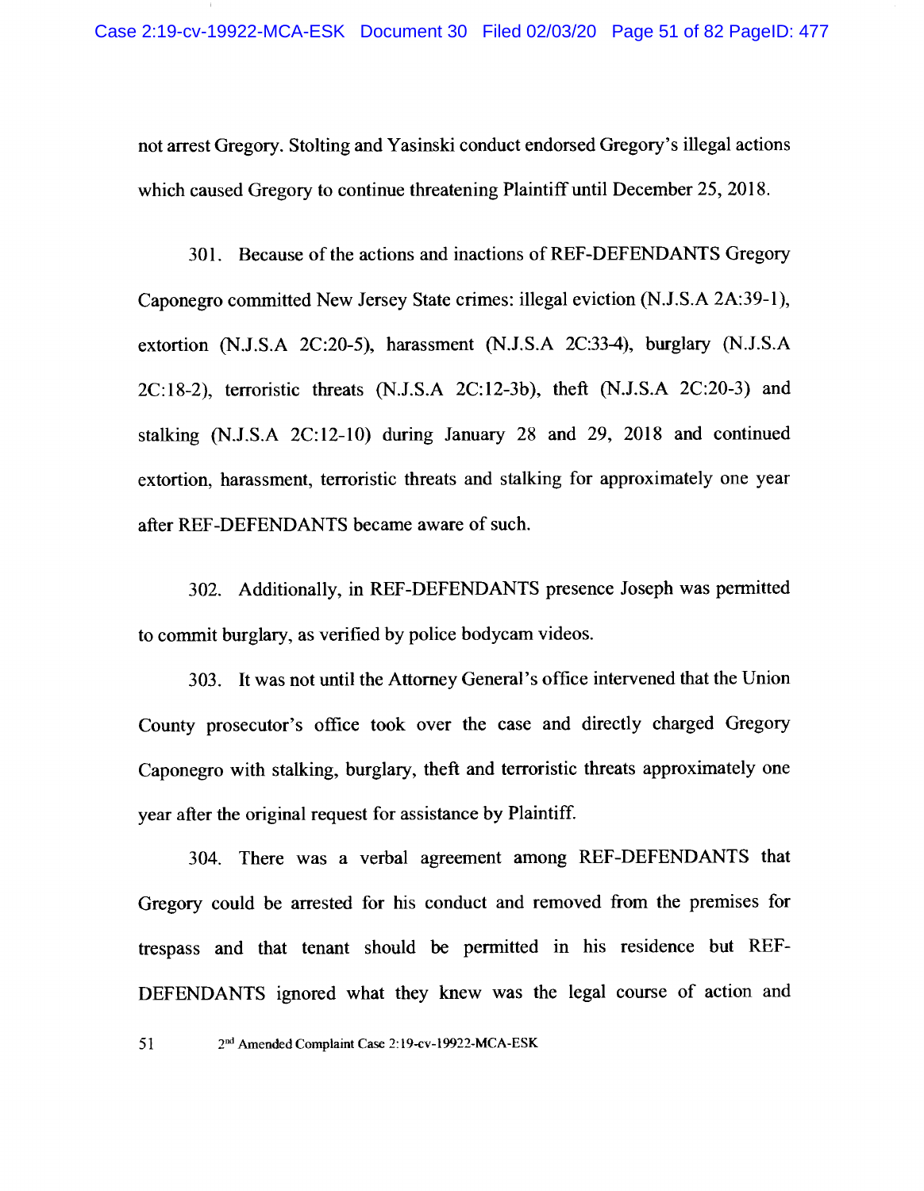not arrest Gregory. Stolting and Yasinski conduct endorsed Gregory's illegal actions which caused Gregory to continue threatening Plaintiff until December 25, 2018.

301. Because of the actions and inactions of REF-DEFENDANTS Gregory Caponegro committed New Jersey State crimes: illegal eviction (N.J.S.A 2A:39-1), extortion (N.J.S.A 2C:20-5), harassment (N.J.S.A 2C:33-4), burglary (N.J.S.A 2C:18-2), terroristic threats (N.J.S.A 2C:12-3b), theft (N.J.S.A 2C:20-3) and stalking (N.J.S.A 2C:12-10) during January 28 and 29, 2018 and continued extortion, harassment, terroristic threats and stalking for approximately one year after REF-DEFENDANTS became aware of such.

302. Additionally, in REF-DEFENDANTS presence Joseph was permitted to commit burglary, as verified by police bodycam videos.

303. It was not until the Attorney General's office intervened that the Union County prosecutor's office took over the case and directly charged Gregory Caponegro with stalking, burglary, theft and terroristic threats approximately one year after the original request for assistance by Plaintiff.

304. There was a verbal agreement among REF-DEFENDANTS that Gregory could be arrested for his conduct and removed from the premises for trespass and that tenant should be permitted in his residence but REF-DEFENDANTS ignored what they knew was the legal course of action and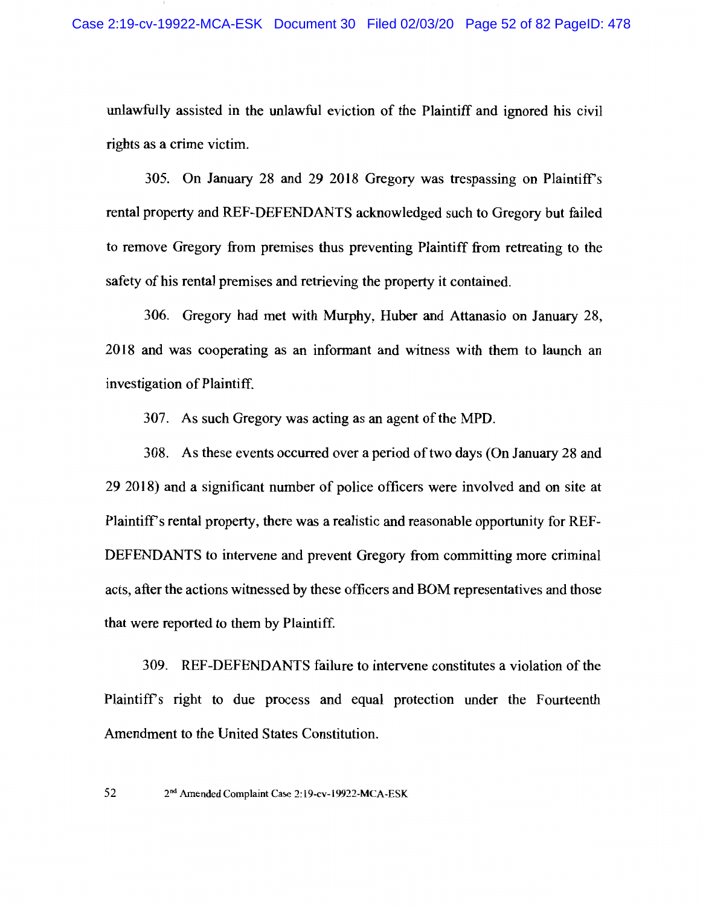unlawfully assisted in the unlawful eviction of the Plaintiff and ignored his civil rights as a crime victim.

305. On January 28 and 29 2018 Gregory was trespassing on Plaintiff's rental property and REF-DEFENDANTS acknowledged such to Gregory but failed to remove Gregory from premises thus preventing Plaintiff from retreating to the safety of his rental premises and retrieving the property it contained.

306. Gregory had met with Murphy, Huber and Attanasio on January 28, 2018 and was cooperating as an informant and witness with them to launch an investigation of Plaintiff.

307. As such Gregory was acting as an agent of the MPD.

308. As these events occurred over a period of two days (On January 28 and 29 2018) and a significant number of police officers were involved and on site at Plaintiff's rental property, there was a realistic and reasonable opportunity for REF-DEFENDANTS to intervene and prevent Gregory from committing more criminal acts, after the actions witnessed by these officers and BOM representatives and those that were reported to them by Plaintiff.

309. REF-DEFENDANTS failure to intervene constitutes a violation of the Plaintiff's right to due process and equal protection under the Fourteenth Amendment to the United States Constitution.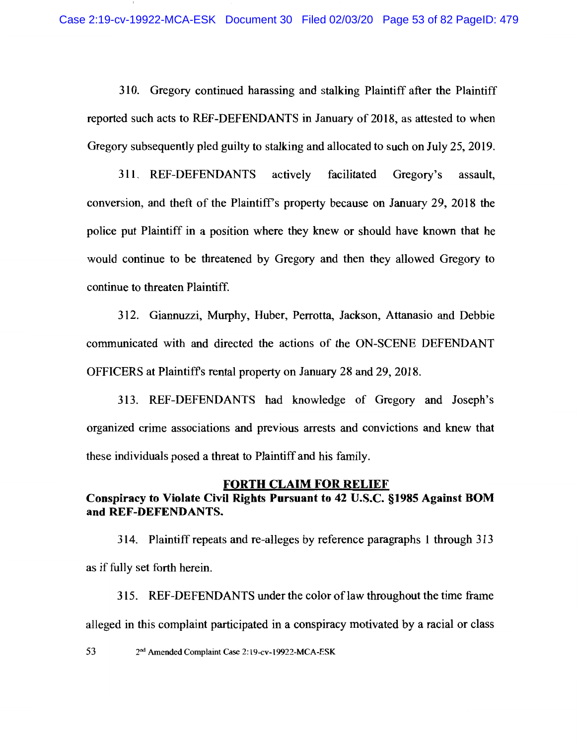310. Gregory continued harassing and stalking Plaintiff after the Plaintiff reported such acts to REF-DEFENDANTS in January of 2018, as attested to when Gregory subsequently pled guilty to stalking and allocated to such on July 25, 2019.

311. REF-DEFENDANTS actively facilitated Gregory's assault, conversion, and theft of the Plaintiff's property because on January 29, 2018 the police put Plaintiff in a position where they knew or should have known that he would continue to be threatened by Gregory and then they allowed Gregory to continue to threaten Plaintiff.

312. Giannuzzi, Murphy, Huber, Perrotta, Jackson, Attanasio and Debbie communicated with and directed the actions of the ON-SCENE DEFENDANT OFFICERS at Plaintiff's rental property on January 28 and 29, 2018.

313. REF-DEFENDANTS had knowledge of Gregory and Joseph's organized crime associations and previous arrests and convictions and knew that these individuals posed a threat to Plaintiff and his family.

## FORTH CLAIM FOR RELIEF

**Conspiracy to Violate Civil Rights Pursuant to 42 U.S.C. §1985 Against BOM and REF-DEFENDANTS.**

314. Plaintiff repeats and re-alleges by reference paragraphs 1 through 313 as if fully set forth herein.

315. REF-DEFENDANTS under the color of law throughout the time frame alleged in this complaint participated in a conspiracy motivated by a racial or class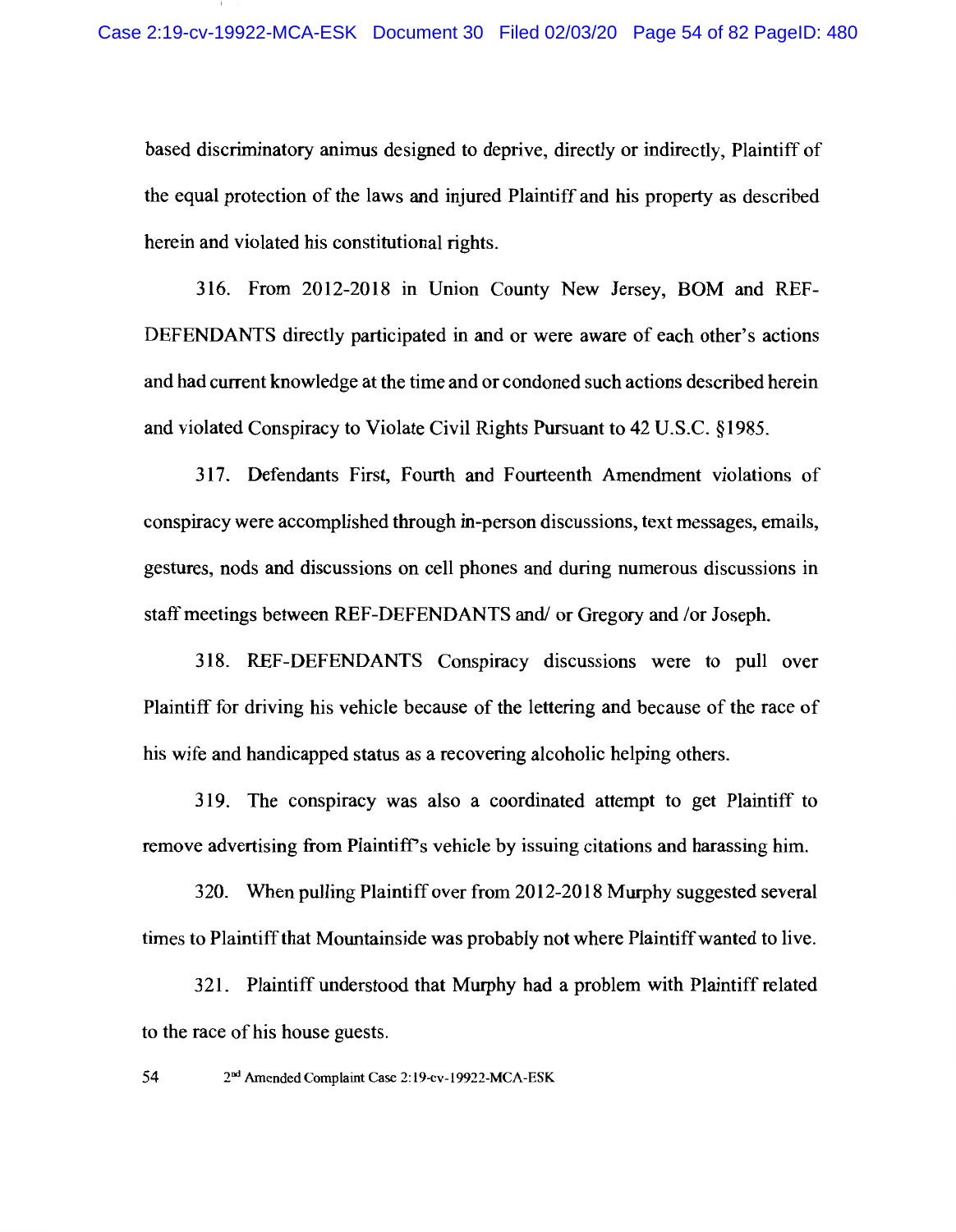based discriminatory animus designed to deprive, directly or indirectly, Plaintiff of the equal protection of the laws and injured Plaintiff and his property as described herein and violated his constitutional rights.

316. From 2012-2018 in Union County New Jersey, BOM and REF-DEFENDANTS directly participated in and or were aware of each other's actions and had current knowledge at the time and or condoned such actions described herein and violated Conspiracy to Violate Civil Rights Pursuant to 42 U.S.C. §1985.

317. Defendants First, Fourth and Fourteenth Amendment violations of conspiracy were accomplished through in-person discussions, text messages, emails, gestures, nods and discussions on cell phones and during numerous discussions in staff meetings between REF-DEFENDANTS and/ or Gregory and /or Joseph.

318. REF-DEFENDANTS Conspiracy discussions were to pull over Plaintiff for driving his vehicle because of the lettering and because of the race of his wife and handicapped status as a recovering alcoholic helping others.

319. The conspiracy was also a coordinated attempt to get Plaintiff to remove advertising from Plaintiff's vehicle by issuing citations and harassing him.

320. When pulling Plaintiff over from 2012-2018 Murphy suggested several times to Plaintiff that Mountainside was probably not where Plaintiff wanted to live.

321. Plaintiff understood that Murphy had a problem with Plaintiff related to the race of his house guests.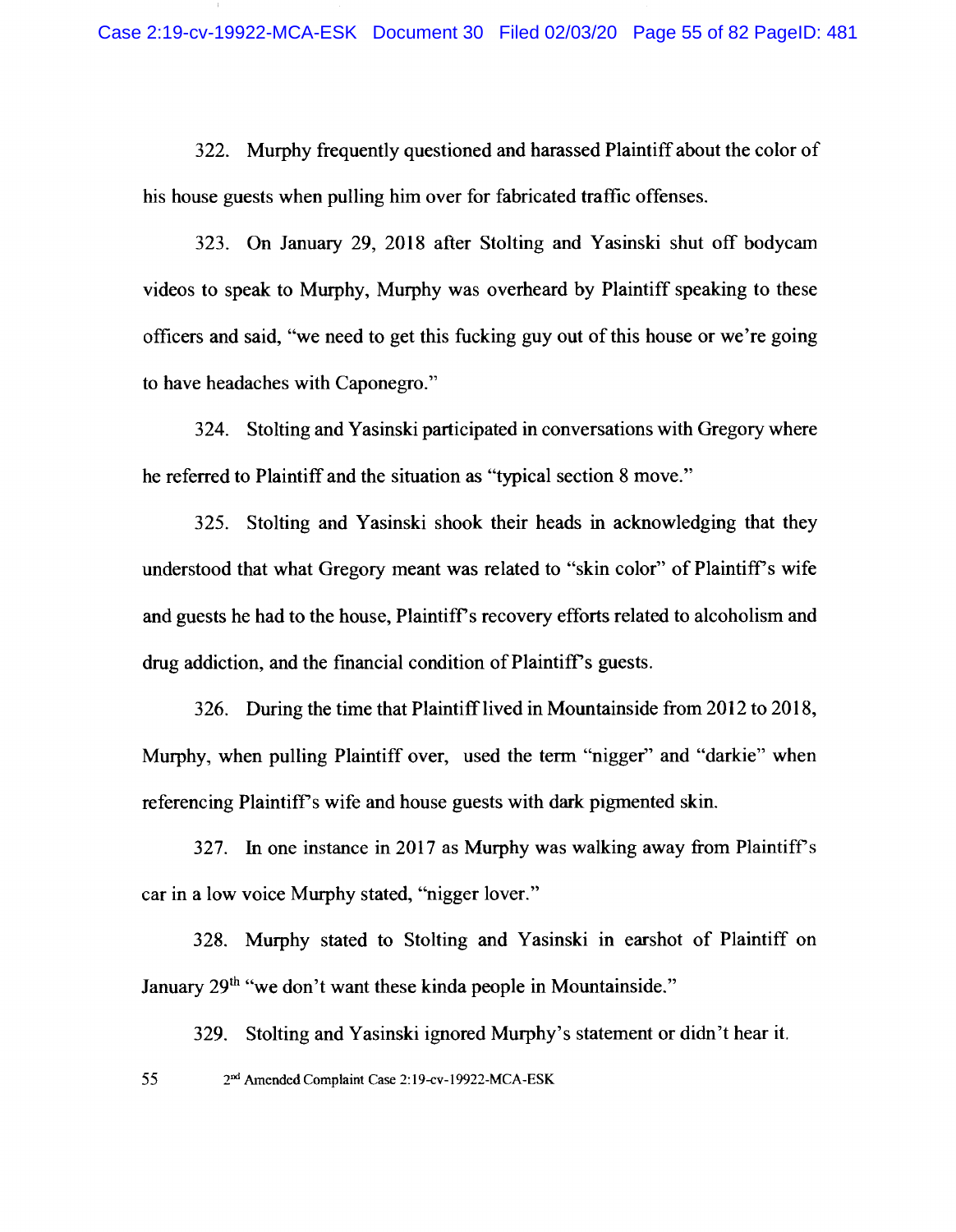322. Murphy frequently questioned and harassed Plaintiff about the color of his house guests when pulling him over for fabricated traffic offenses.

323. On January 29, 2018 after Stolting and Yasinski shut off bodycam videos to speak to Murphy, Murphy was overheard by Plaintiff speaking to these officers and said, "we need to get this fucking guy out of this house or we're going to have headaches with Caponegro."

324. Stolting and Yasinski participated in conversations with Gregory where he referred to Plaintiff and the situation as "typical section 8 move."

325. Stolting and Yasinski shook their heads in acknowledging that they understood that what Gregory meant was related to "skin color" of Plaintiff's wife and guests he had to the house, Plaintiff's recovery efforts related to alcoholism and drug addiction, and the financial condition of Plaintiff's guests.

326. During the time that Plaintiff lived in Mountainside from 2012 to 2018, Murphy, when pulling Plaintiff over, used the term "nigger" and "darkie" when referencing Plaintiff's wife and house guests with dark pigmented skin.

327. In one instance in 2017 as Murphy was walking away from Plaintiff's car in a low voice Murphy stated, "nigger lover."

328. Murphy stated to Stolting and Yasinski in earshot of Plaintiff on January 29th "we don't want these kinda people in Mountainside."

329. Stolting and Yasinski ignored Murphy's statement or didn't hear it.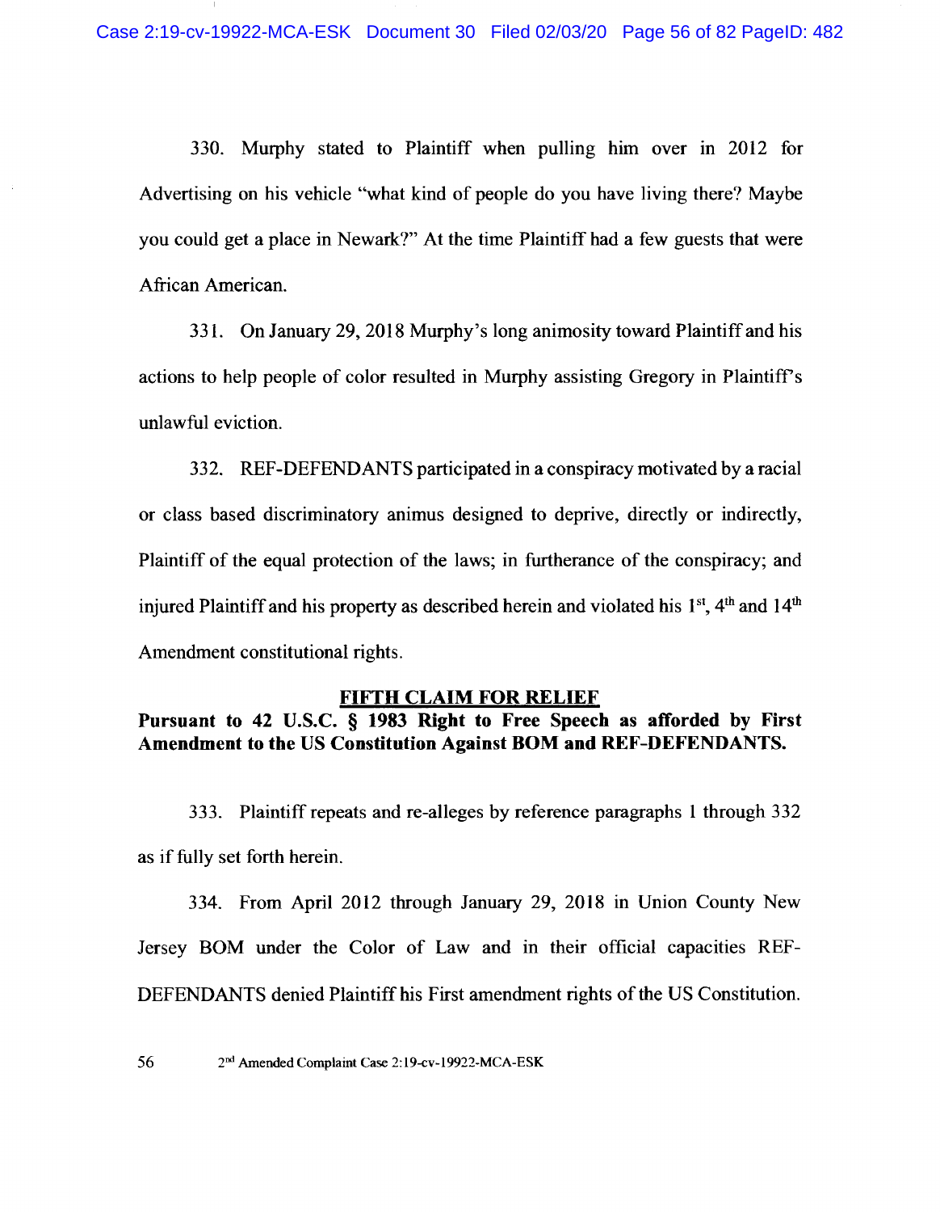330. Murphy stated to Plaintiff when pulling him over in 2012 for Advertising on his vehicle "what kind of people do you have living there? Maybe you could get a place in Newark?" At the time Plaintiff had a few guests that were African American.

331. On January 29, 2018 Murphy's long animosity toward Plaintiff and his actions to help people of color resulted in Murphy assisting Gregory in Plaintiff's unlawful eviction.

332. REF-DEFENDANTS participated in a conspiracy motivated by a racial or class based discriminatory animus designed to deprive, directly or indirectly, Plaintiff of the equal protection of the laws; in furtherance of the conspiracy; and injured Plaintiff and his property as described herein and violated his 1st, 4th and 14th Amendment constitutional rights.

## FIFTH CLAIM FOR RELIEF

**Pursuant to 42 U.S.C. § 1983 Right to Free Speech as afforded by First Amendment to the US Constitution Against BOM and REF-DEFENDANTS.**

333. Plaintiff repeats and re-alleges by reference paragraphs 1 through 332 as if fully set forth herein.

334. From April 2012 through January 29, 2018 in Union County New Jersey BOM under the Color of Law and in their official capacities REF-DEFENDANTS denied Plaintiff his First amendment rights of the US Constitution.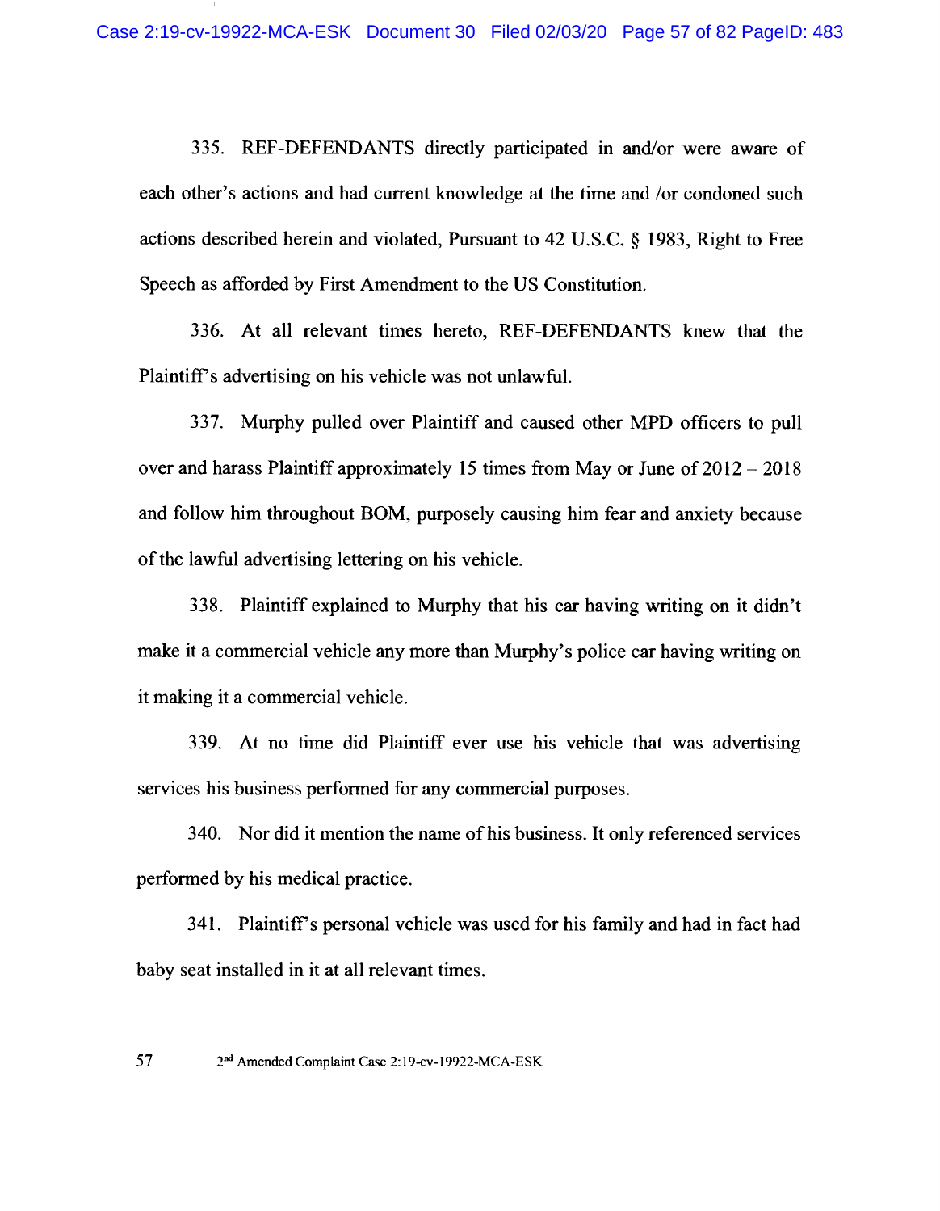335. REF-DEFENDANTS directly participated in and/or were aware of each other's actions and had current knowledge at the time and /or condoned such actions described herein and violated, Pursuant to 42 U.S.C. § 1983, Right to Free Speech as afforded by First Amendment to the US Constitution.

336. At all relevant times hereto, REF-DEFENDANTS knew that the Plaintiff's advertising on his vehicle was not unlawful.

337. Murphy pulled over Plaintiff and caused other MPD officers to pull over and harass Plaintiff approximately 15 times from May or June of 2012 – 2018 and follow him throughout BOM, purposely causing him fear and anxiety because of the lawful advertising lettering on his vehicle.

338. Plaintiff explained to Murphy that his car having writing on it didn't make it a commercial vehicle any more than Murphy's police car having writing on it making it a commercial vehicle.

339. At no time did Plaintiff ever use his vehicle that was advertising services his business performed for any commercial purposes.

340. Nor did it mention the name of his business. It only referenced services performed by his medical practice.

341. Plaintiff's personal vehicle was used for his family and had in fact had baby seat installed in it at all relevant times.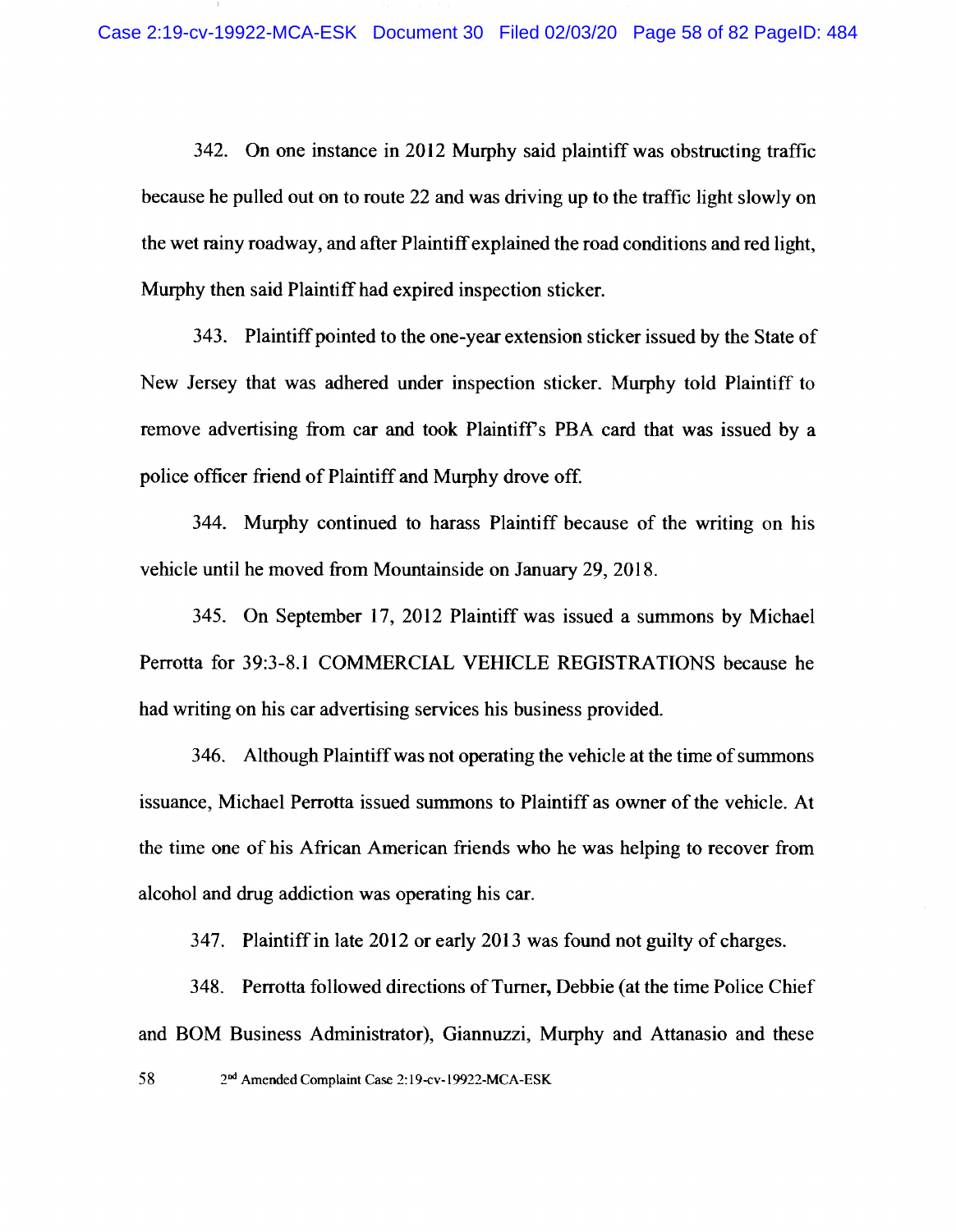342. On one instance in 2012 Murphy said plaintiff was obstructing traffic because he pulled out on to route 22 and was driving up to the traffic light slowly on the wet rainy roadway, and after Plaintiff explained the road conditions and red light, Murphy then said Plaintiff had expired inspection sticker.

343. Plaintiff pointed to the one-year extension sticker issued by the State of New Jersey that was adhered under inspection sticker. Murphy told Plaintiff to remove advertising from car and took Plaintiff's PBA card that was issued by a police officer friend of Plaintiff and Murphy drove off.

344. Murphy continued to harass Plaintiff because of the writing on his vehicle until he moved from Mountainside on January 29, 2018.

345. On September 17, 2012 Plaintiff was issued a summons by Michael Perrotta for 39:3-8.1 COMMERCIAL VEHICLE REGISTRATIONS because he had writing on his car advertising services his business provided.

346. Although Plaintiff was not operating the vehicle at the time of summons issuance, Michael Perrotta issued summons to Plaintiff as owner of the vehicle. At the time one of his African American friends who he was helping to recover from alcohol and drug addiction was operating his car.

347. Plaintiff in late 2012 or early 2013 was found not guilty of charges.

348. Perrotta followed directions of Turner, Debbie (at the time Police Chief and BOM Business Administrator), Giannuzzi, Murphy and Attanasio and these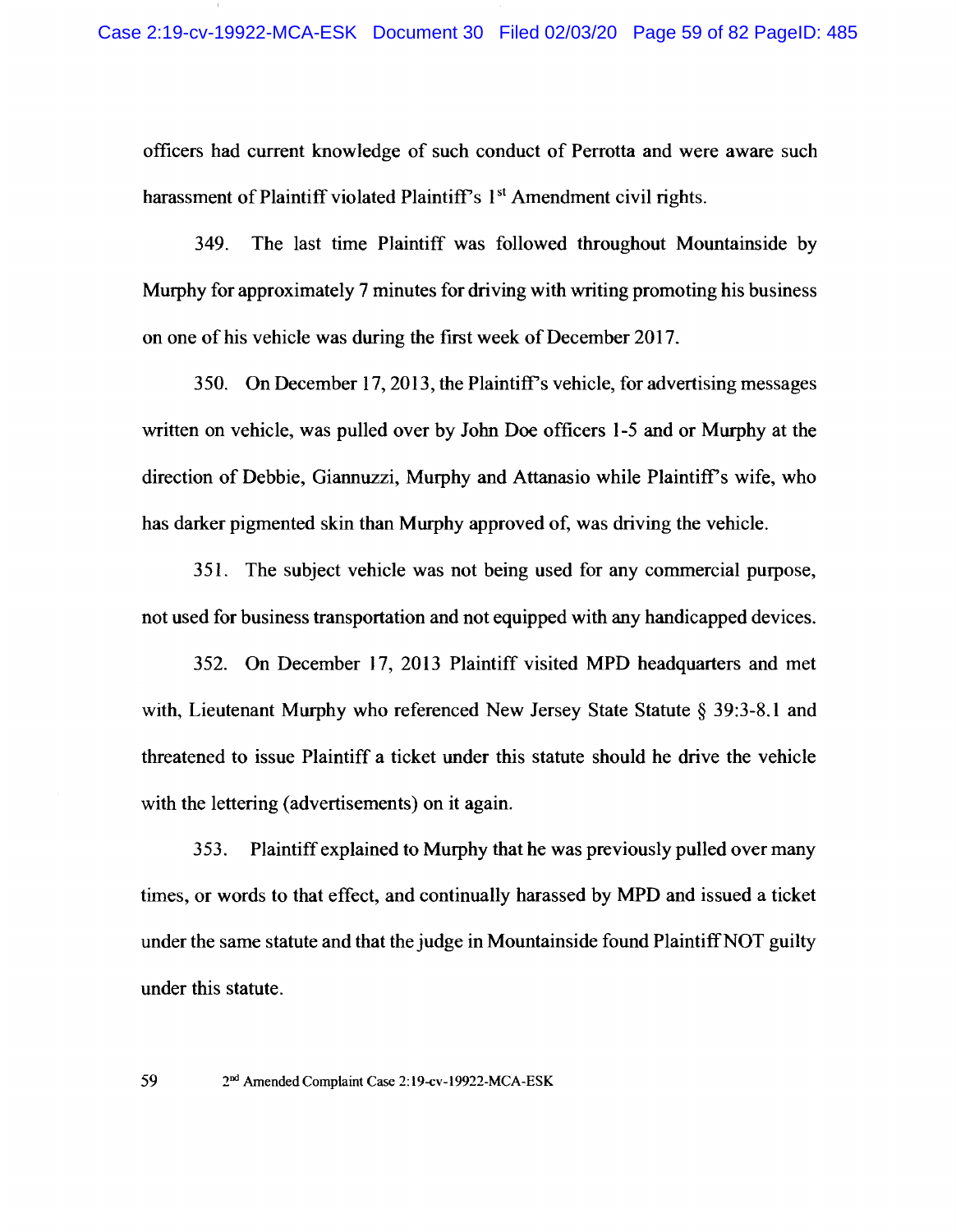officers had current knowledge of such conduct of Perrotta and were aware such harassment of Plaintiff violated Plaintiff's 1st Amendment civil rights.

349. The last time Plaintiff was followed throughout Mountainside by Murphy for approximately 7 minutes for driving with writing promoting his business on one of his vehicle was during the first week of December 2017.

350. On December 17, 2013, the Plaintiff's vehicle, for advertising messages written on vehicle, was pulled over by John Doe officers 1-5 and or Murphy at the direction of Debbie, Giannuzzi, Murphy and Attanasio while Plaintiff's wife, who has darker pigmented skin than Murphy approved of, was driving the vehicle.

351. The subject vehicle was not being used for any commercial purpose, not used for business transportation and not equipped with any handicapped devices.

352. On December 17, 2013 Plaintiff visited MPD headquarters and met with, Lieutenant Murphy who referenced New Jersey State Statute § 39:3-8.1 and threatened to issue Plaintiff a ticket under this statute should he drive the vehicle with the lettering (advertisements) on it again.

353. Plaintiff explained to Murphy that he was previously pulled over many times, or words to that effect, and continually harassed by MPD and issued a ticket under the same statute and that the judge in Mountainside found Plaintiff NOT guilty under this statute.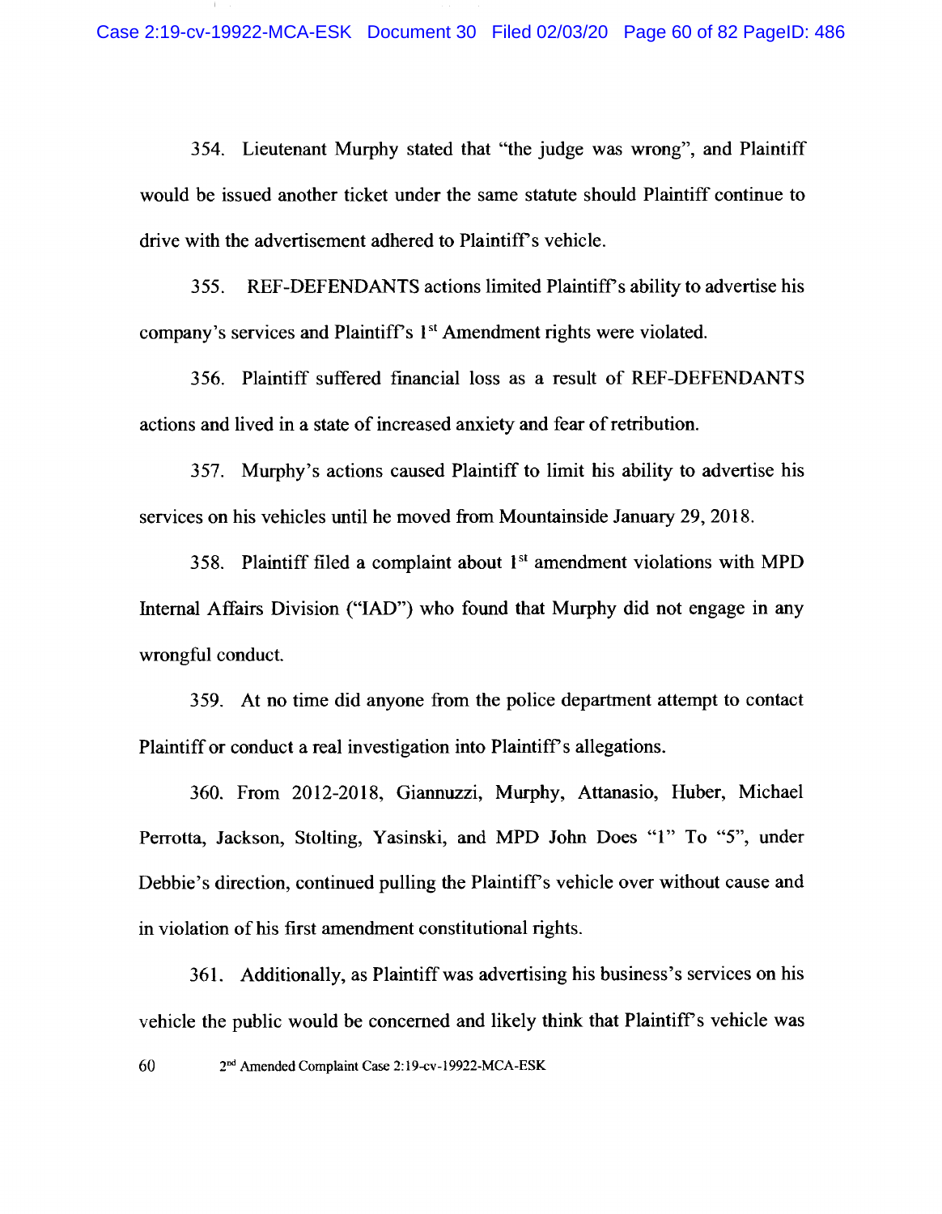354. Lieutenant Murphy stated that "the judge was wrong", and Plaintiff would be issued another ticket under the same statute should Plaintiff continue to drive with the advertisement adhered to Plaintiff's vehicle.

355. REF-DEFENDANTS actions limited Plaintiff's ability to advertise his company's services and Plaintiff's 1st Amendment rights were violated.

356. Plaintiff suffered financial loss as a result of REF-DEFENDANTS actions and lived in a state of increased anxiety and fear of retribution.

357. Murphy's actions caused Plaintiff to limit his ability to advertise his services on his vehicles until he moved from Mountainside January 29, 2018.

358. Plaintiff filed a complaint about 1st amendment violations with MPD Internal Affairs Division ("IAD") who found that Murphy did not engage in any wrongful conduct.

359. At no time did anyone from the police department attempt to contact Plaintiff or conduct a real investigation into Plaintiff's allegations.

360. From 2012-2018, Giannuzzi, Murphy, Attanasio, Huber, Michael Perrotta, Jackson, Stolting, Yasinski, and MPD John Does "1" To "5", under Debbie's direction, continued pulling the Plaintiff's vehicle over without cause and in violation of his first amendment constitutional rights.

361. Additionally, as Plaintiff was advertising his business's services on his vehicle the public would be concerned and likely think that Plaintiff's vehicle was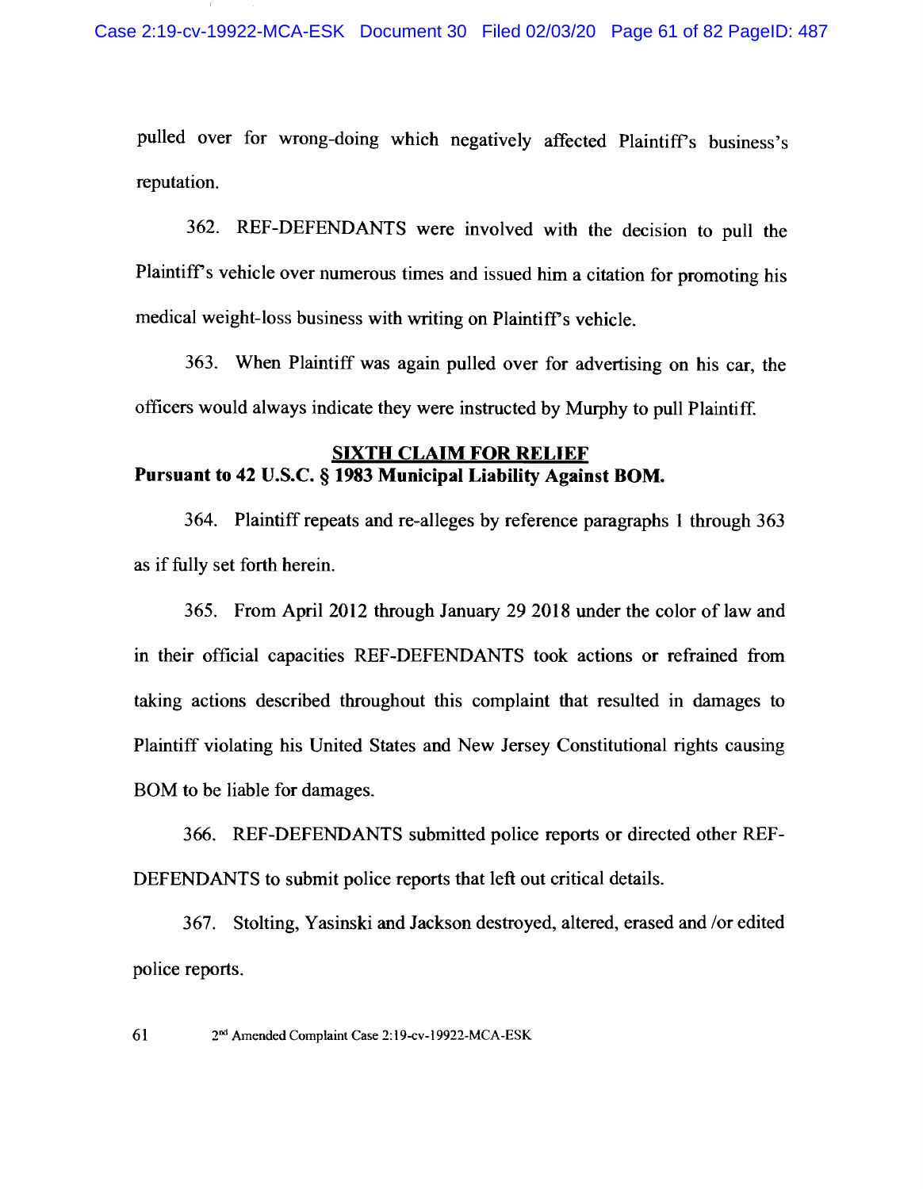pulled over for wrong-doing which negatively affected Plaintiff's business's reputation.

362. REF-DEFENDANTS were involved with the decision to pull the Plaintiff's vehicle over numerous times and issued him a citation for promoting his medical weight-loss business with writing on Plaintiff's vehicle.

363. When Plaintiff was again pulled over for advertising on his car, the officers would always indicate they were instructed by Murphy to pull Plaintiff.

## SIXTH CLAIM FOR RELIEF
**Pursuant to 42 U.S.C. § 1983 Municipal Liability Against BOM.**

364. Plaintiff repeats and re-alleges by reference paragraphs 1 through 363 as if fully set forth herein.

365. From April 2012 through January 29 2018 under the color of law and in their official capacities REF-DEFENDANTS took actions or refrained from taking actions described throughout this complaint that resulted in damages to Plaintiff violating his United States and New Jersey Constitutional rights causing BOM to be liable for damages.

366. REF-DEFENDANTS submitted police reports or directed other REF-DEFENDANTS to submit police reports that left out critical details.

367. Stolting, Yasinski and Jackson destroyed, altered, erased and /or edited police reports.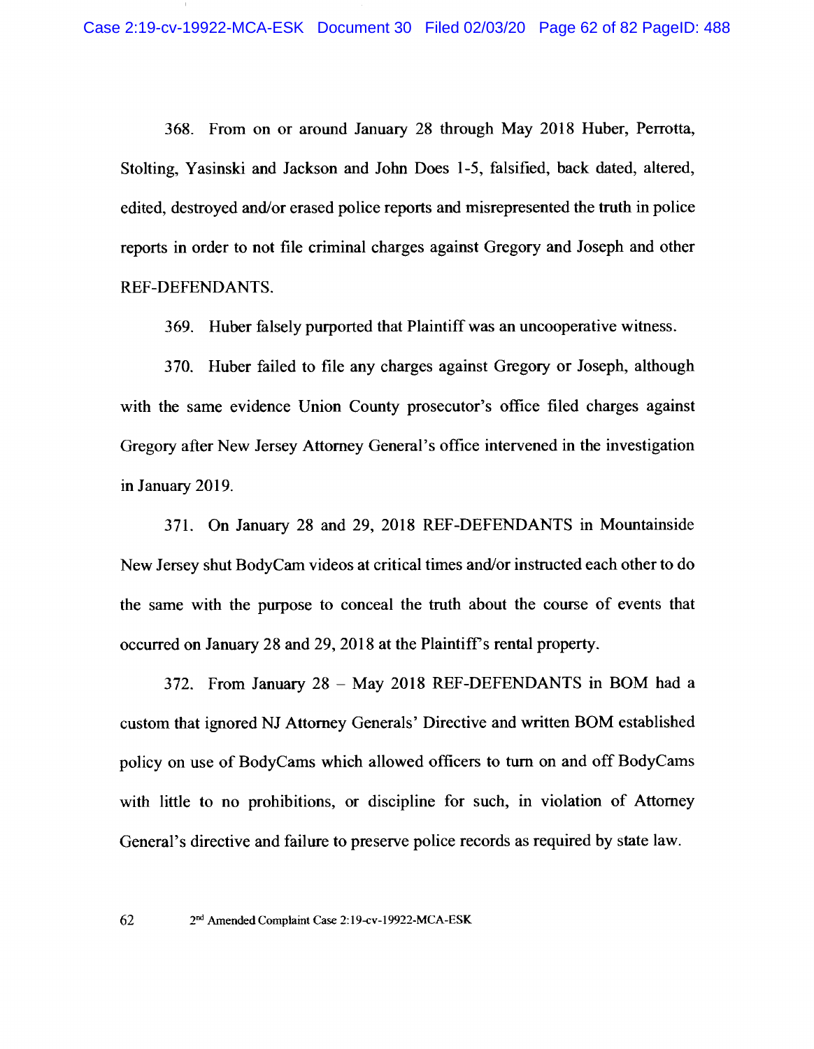368. From on or around January 28 through May 2018 Huber, Perrotta, Stolting, Yasinski and Jackson and John Does 1-5, falsified, back dated, altered, edited, destroyed and/or erased police reports and misrepresented the truth in police reports in order to not file criminal charges against Gregory and Joseph and other REF-DEFENDANTS.

369. Huber falsely purported that Plaintiff was an uncooperative witness.

370. Huber failed to file any charges against Gregory or Joseph, although with the same evidence Union County prosecutor's office filed charges against Gregory after New Jersey Attorney General's office intervened in the investigation in January 2019.

371. On January 28 and 29, 2018 REF-DEFENDANTS in Mountainside New Jersey shut BodyCam videos at critical times and/or instructed each other to do the same with the purpose to conceal the truth about the course of events that occurred on January 28 and 29, 2018 at the Plaintiff's rental property.

372. From January 28 – May 2018 REF-DEFENDANTS in BOM had a custom that ignored NJ Attorney Generals' Directive and written BOM established policy on use of BodyCams which allowed officers to turn on and off BodyCams with little to no prohibitions, or discipline for such, in violation of Attorney General's directive and failure to preserve police records as required by state law.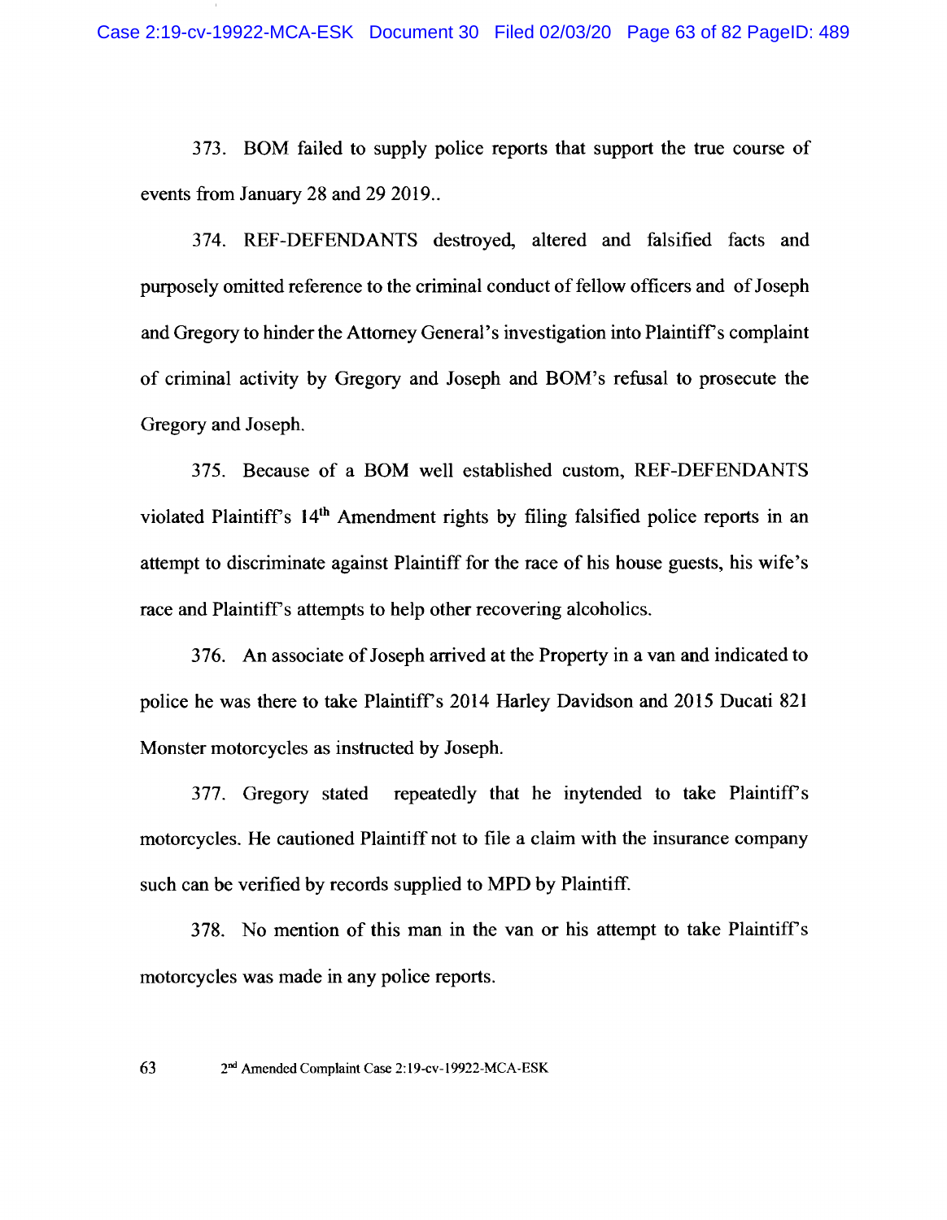373. BOM failed to supply police reports that support the true course of events from January 28 and 29 2019..

374. REF-DEFENDANTS destroyed, altered and falsified facts and purposely omitted reference to the criminal conduct of fellow officers and of Joseph and Gregory to hinder the Attorney General's investigation into Plaintiff's complaint of criminal activity by Gregory and Joseph and BOM's refusal to prosecute the Gregory and Joseph.

375. Because of a BOM well established custom, REF-DEFENDANTS violated Plaintiff's 14th Amendment rights by filing falsified police reports in an attempt to discriminate against Plaintiff for the race of his house guests, his wife's race and Plaintiff's attempts to help other recovering alcoholics.

376. An associate of Joseph arrived at the Property in a van and indicated to police he was there to take Plaintiff's 2014 Harley Davidson and 2015 Ducati 821 Monster motorcycles as instructed by Joseph.

377. Gregory stated repeatedly that he inytended to take Plaintiff's motorcycles. He cautioned Plaintiff not to file a claim with the insurance company such can be verified by records supplied to MPD by Plaintiff.

378. No mention of this man in the van or his attempt to take Plaintiff's motorcycles was made in any police reports.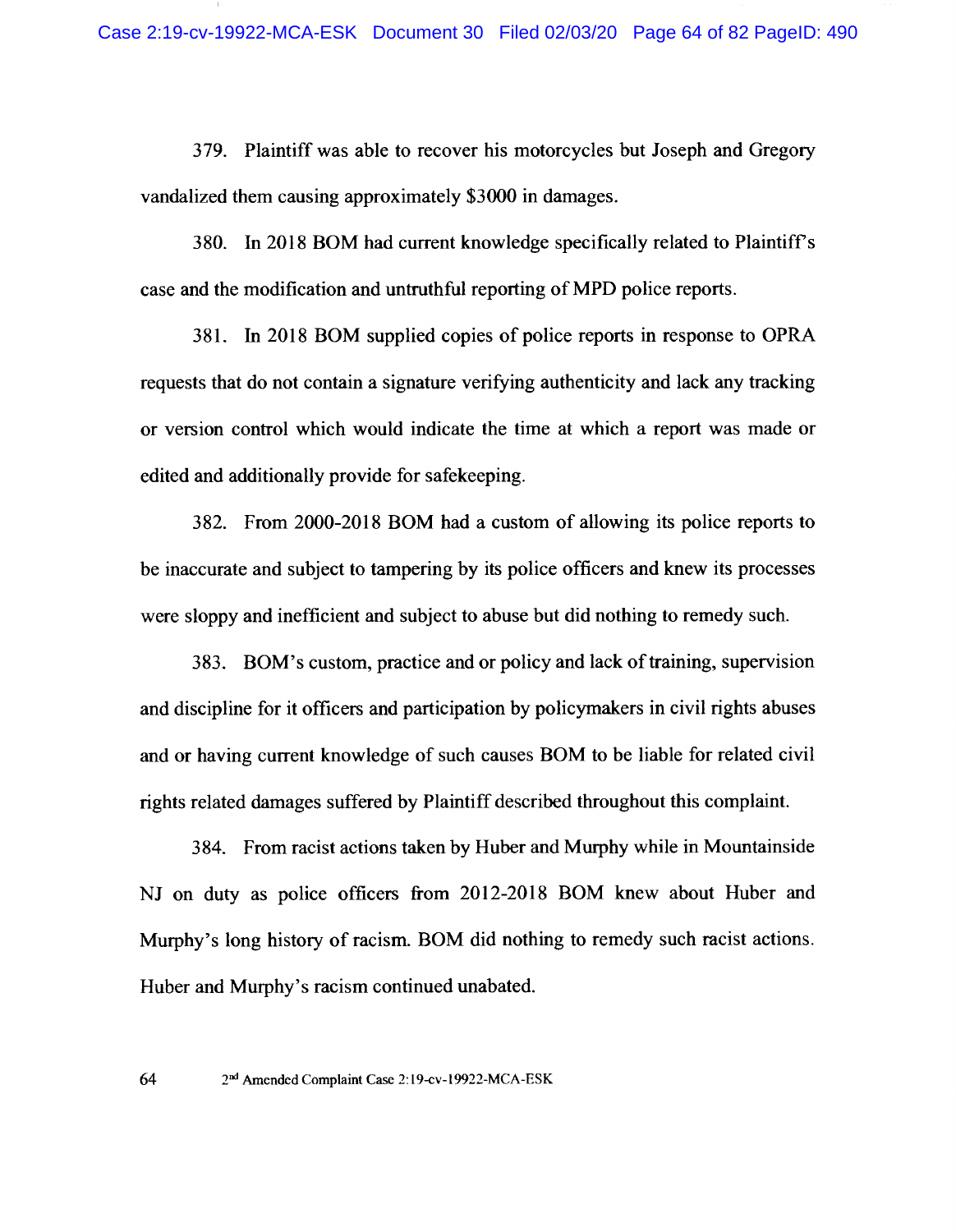379. Plaintiff was able to recover his motorcycles but Joseph and Gregory vandalized them causing approximately $3000 in damages.

380. In 2018 BOM had current knowledge specifically related to Plaintiff's case and the modification and untruthful reporting of MPD police reports.

381. In 2018 BOM supplied copies of police reports in response to OPRA requests that do not contain a signature verifying authenticity and lack any tracking or version control which would indicate the time at which a report was made or edited and additionally provide for safekeeping.

382. From 2000-2018 BOM had a custom of allowing its police reports to be inaccurate and subject to tampering by its police officers and knew its processes were sloppy and inefficient and subject to abuse but did nothing to remedy such.

383. BOM's custom, practice and or policy and lack of training, supervision and discipline for it officers and participation by policymakers in civil rights abuses and or having current knowledge of such causes BOM to be liable for related civil rights related damages suffered by Plaintiff described throughout this complaint.

384. From racist actions taken by Huber and Murphy while in Mountainside NJ on duty as police officers from 2012-2018 BOM knew about Huber and Murphy's long history of racism. BOM did nothing to remedy such racist actions. Huber and Murphy's racism continued unabated.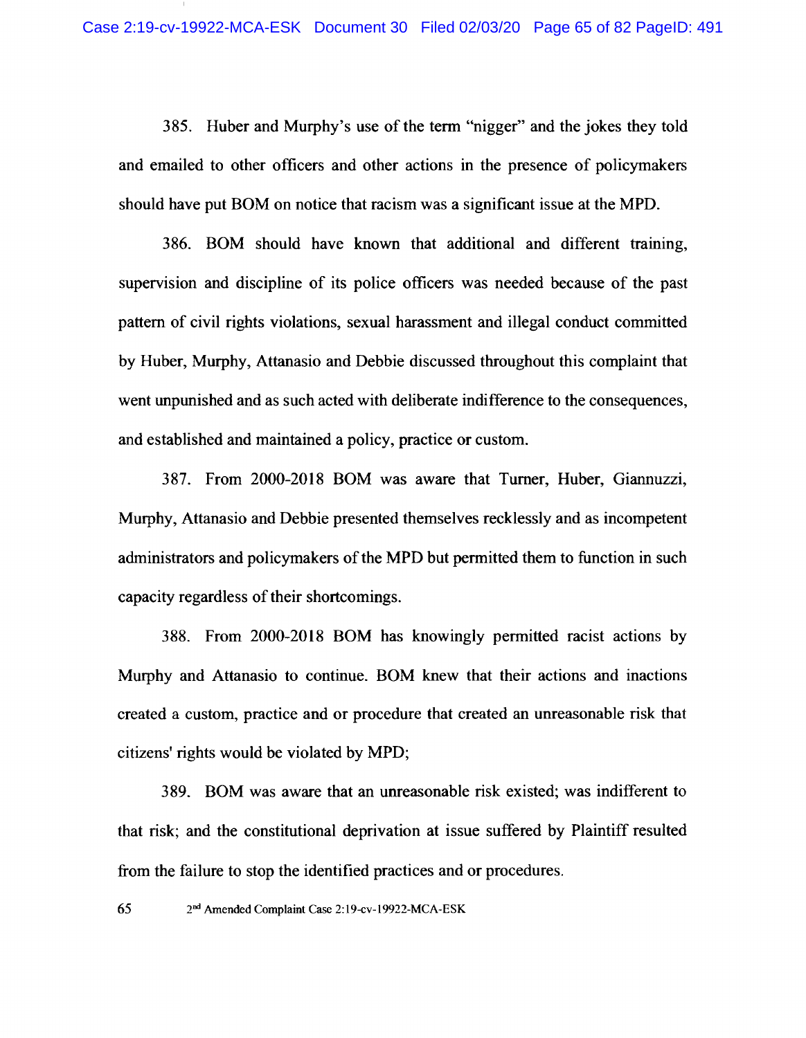385. Huber and Murphy's use of the term "nigger" and the jokes they told and emailed to other officers and other actions in the presence of policymakers should have put BOM on notice that racism was a significant issue at the MPD.

386. BOM should have known that additional and different training, supervision and discipline of its police officers was needed because of the past pattern of civil rights violations, sexual harassment and illegal conduct committed by Huber, Murphy, Attanasio and Debbie discussed throughout this complaint that went unpunished and as such acted with deliberate indifference to the consequences, and established and maintained a policy, practice or custom.

387. From 2000-2018 BOM was aware that Turner, Huber, Giannuzzi, Murphy, Attanasio and Debbie presented themselves recklessly and as incompetent administrators and policymakers of the MPD but permitted them to function in such capacity regardless of their shortcomings.

388. From 2000-2018 BOM has knowingly permitted racist actions by Murphy and Attanasio to continue. BOM knew that their actions and inactions created a custom, practice and or procedure that created an unreasonable risk that citizens' rights would be violated by MPD;

389. BOM was aware that an unreasonable risk existed; was indifferent to that risk; and the constitutional deprivation at issue suffered by Plaintiff resulted from the failure to stop the identified practices and or procedures.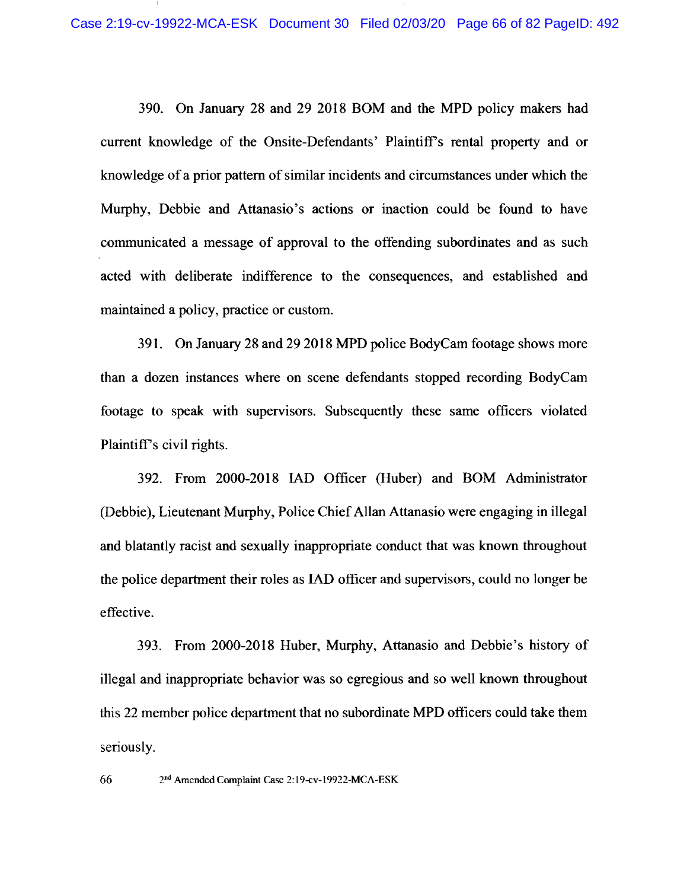390. On January 28 and 29 2018 BOM and the MPD policy makers had current knowledge of the Onsite-Defendants' Plaintiff's rental property and or knowledge of a prior pattern of similar incidents and circumstances under which the Murphy, Debbie and Attanasio's actions or inaction could be found to have communicated a message of approval to the offending subordinates and as such acted with deliberate indifference to the consequences, and established and maintained a policy, practice or custom.

391. On January 28 and 29 2018 MPD police BodyCam footage shows more than a dozen instances where on scene defendants stopped recording BodyCam footage to speak with supervisors. Subsequently these same officers violated Plaintiff's civil rights.

392. From 2000-2018 IAD Officer (Huber) and BOM Administrator (Debbie), Lieutenant Murphy, Police Chief Allan Attanasio were engaging in illegal and blatantly racist and sexually inappropriate conduct that was known throughout the police department their roles as IAD officer and supervisors, could no longer be effective.

393. From 2000-2018 Huber, Murphy, Attanasio and Debbie's history of illegal and inappropriate behavior was so egregious and so well known throughout this 22 member police department that no subordinate MPD officers could take them seriously.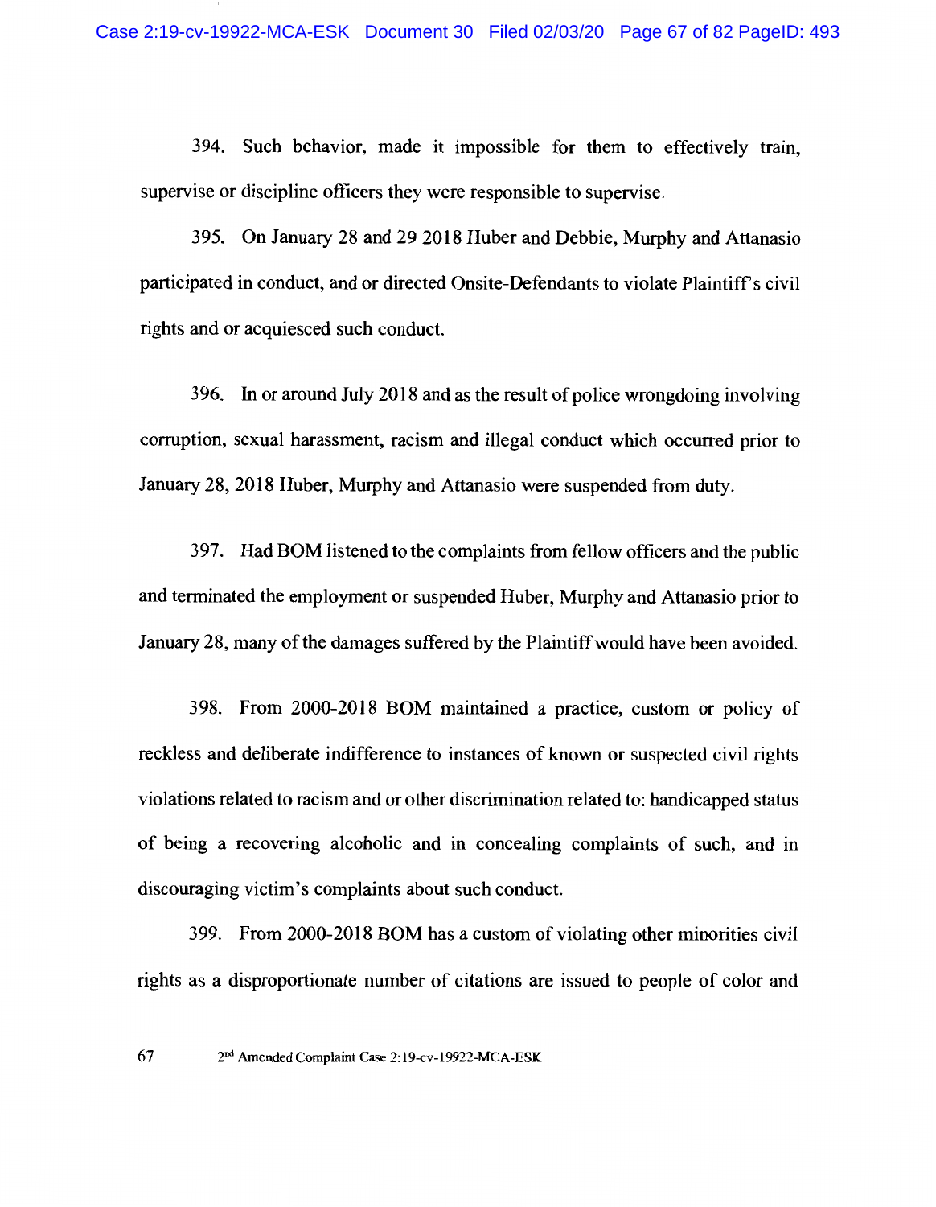394. Such behavior, made it impossible for them to effectively train, supervise or discipline officers they were responsible to supervise.

395. On January 28 and 29 2018 Huber and Debbie, Murphy and Attanasio participated in conduct, and or directed Onsite-Defendants to violate Plaintiff's civil rights and or acquiesced such conduct.

396. In or around July 2018 and as the result of police wrongdoing involving corruption, sexual harassment, racism and illegal conduct which occurred prior to January 28, 2018 Huber, Murphy and Attanasio were suspended from duty.

397. Had BOM listened to the complaints from fellow officers and the public and terminated the employment or suspended Huber, Murphy and Attanasio prior to January 28, many of the damages suffered by the Plaintiff would have been avoided.

398. From 2000-2018 BOM maintained a practice, custom or policy of reckless and deliberate indifference to instances of known or suspected civil rights violations related to racism and or other discrimination related to: handicapped status of being a recovering alcoholic and in concealing complaints of such, and in discouraging victim's complaints about such conduct.

399. From 2000-2018 BOM has a custom of violating other minorities civil rights as a disproportionate number of citations are issued to people of color and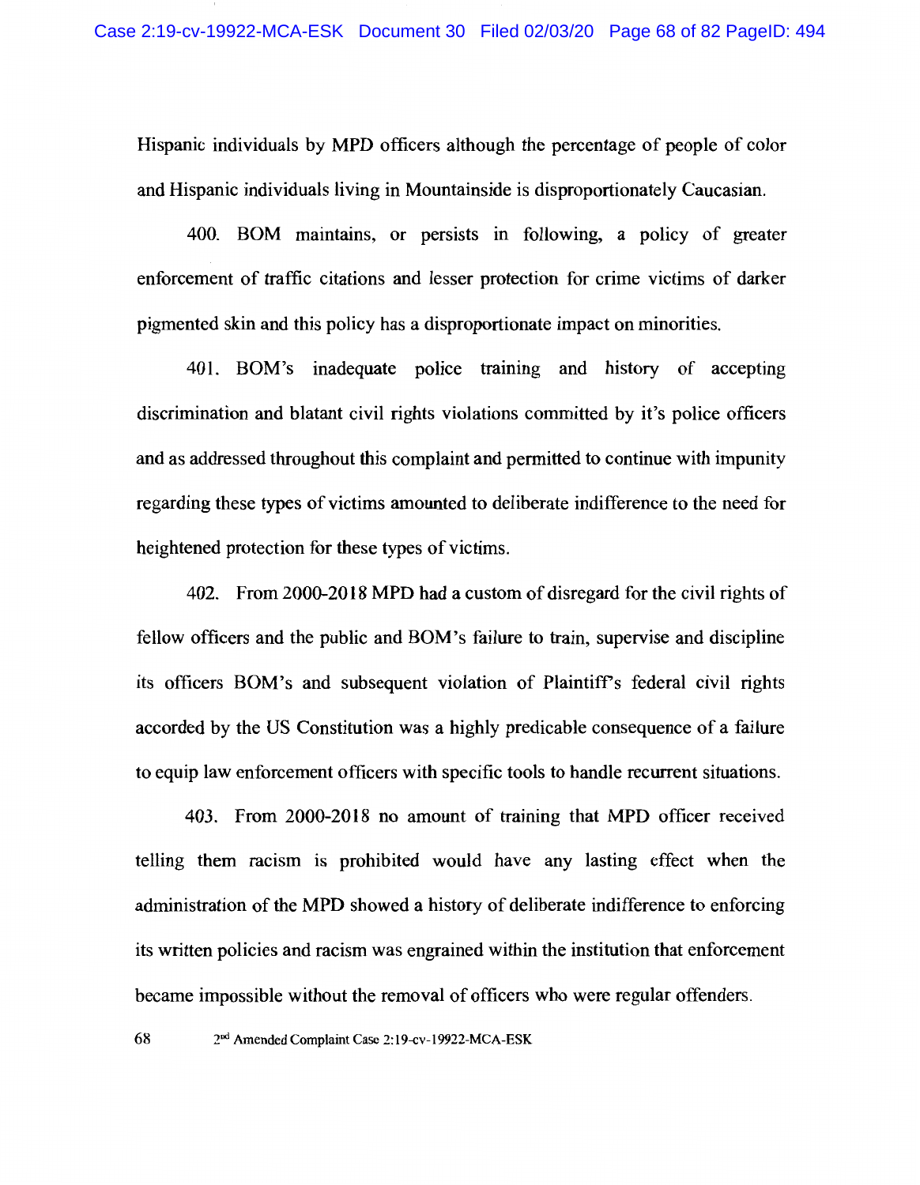Hispanic individuals by MPD officers although the percentage of people of color and Hispanic individuals living in Mountainside is disproportionately Caucasian.

400. BOM maintains, or persists in following, a policy of greater enforcement of traffic citations and lesser protection for crime victims of darker pigmented skin and this policy has a disproportionate impact on minorities.

401. BOM's inadequate police training and history of accepting discrimination and blatant civil rights violations committed by it's police officers and as addressed throughout this complaint and permitted to continue with impunity regarding these types of victims amounted to deliberate indifference to the need for heightened protection for these types of victims.

402. From 2000-2018 MPD had a custom of disregard for the civil rights of fellow officers and the public and BOM's failure to train, supervise and discipline its officers BOM's and subsequent violation of Plaintiff's federal civil rights accorded by the US Constitution was a highly predicable consequence of a failure to equip law enforcement officers with specific tools to handle recurrent situations.

403. From 2000-2018 no amount of training that MPD officer received telling them racism is prohibited would have any lasting effect when the administration of the MPD showed a history of deliberate indifference to enforcing its written policies and racism was engrained within the institution that enforcement became impossible without the removal of officers who were regular offenders.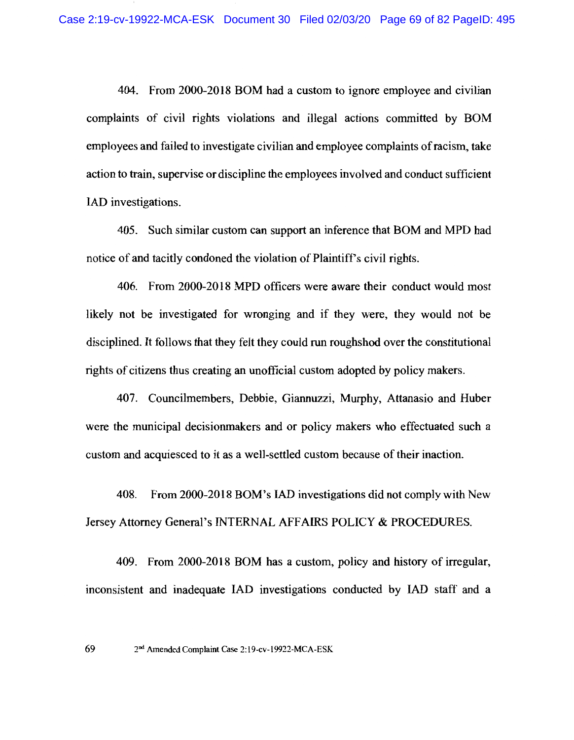404. From 2000-2018 BOM had a custom to ignore employee and civilian complaints of civil rights violations and illegal actions committed by BOM employees and failed to investigate civilian and employee complaints of racism, take action to train, supervise or discipline the employees involved and conduct sufficient IAD investigations.

405. Such similar custom can support an inference that BOM and MPD had notice of and tacitly condoned the violation of Plaintiff's civil rights.

406. From 2000-2018 MPD officers were aware their conduct would most likely not be investigated for wronging and if they were, they would not be disciplined. It follows that they felt they could run roughshod over the constitutional rights of citizens thus creating an unofficial custom adopted by policy makers.

407. Councilmembers, Debbie, Giannuzzi, Murphy, Attanasio and Huber were the municipal decisionmakers and or policy makers who effectuated such a custom and acquiesced to it as a well-settled custom because of their inaction.

408. From 2000-2018 BOM's IAD investigations did not comply with New Jersey Attorney General's INTERNAL AFFAIRS POLICY & PROCEDURES.

409. From 2000-2018 BOM has a custom, policy and history of irregular, inconsistent and inadequate IAD investigations conducted by IAD staff and a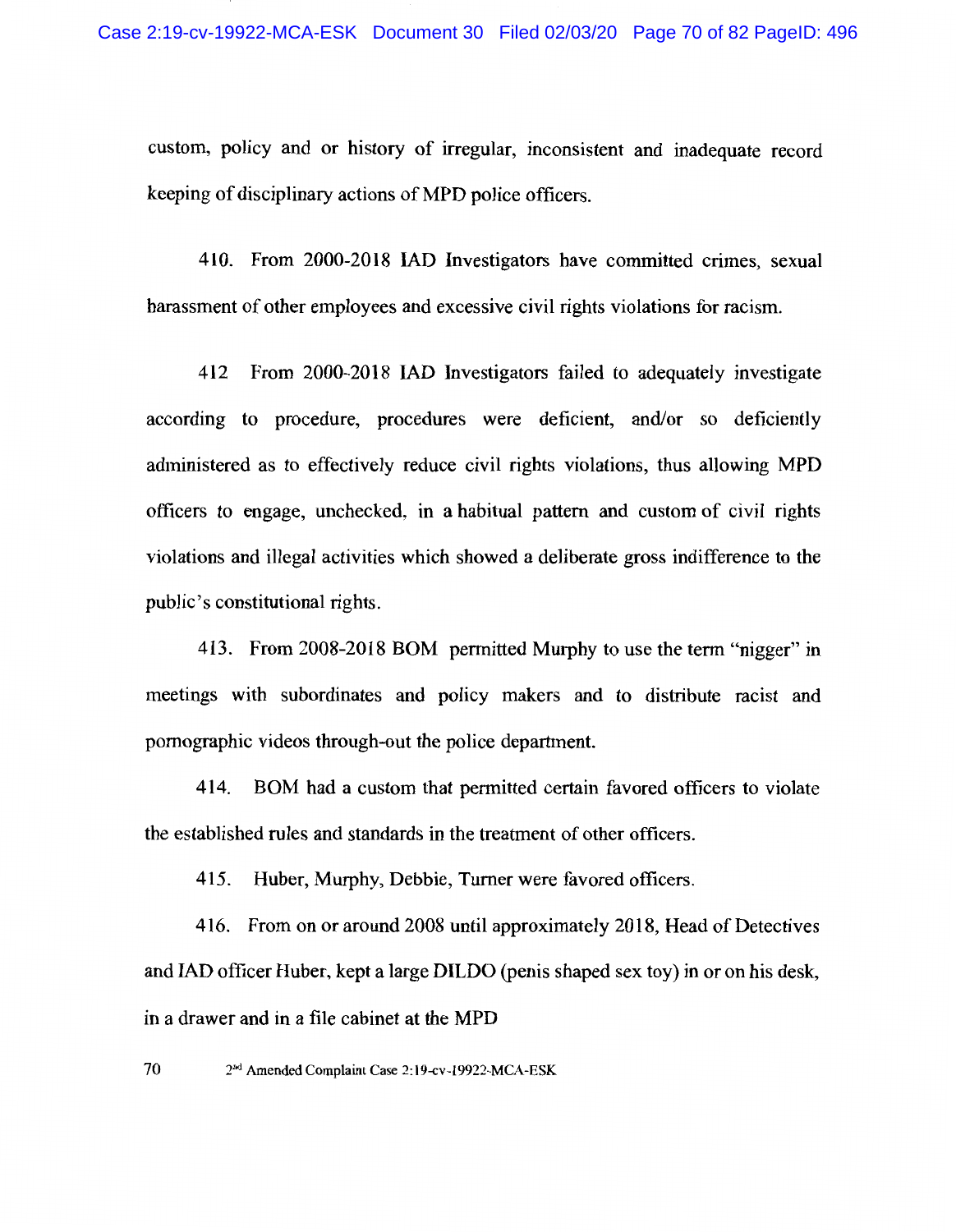custom, policy and or history of irregular, inconsistent and inadequate record keeping of disciplinary actions of MPD police officers.

410. From 2000-2018 IAD Investigators have committed crimes, sexual harassment of other employees and excessive civil rights violations for racism.

412 From 2000-2018 IAD Investigators failed to adequately investigate according to procedure, procedures were deficient, and/or so deficiently administered as to effectively reduce civil rights violations, thus allowing MPD officers to engage, unchecked, in a habitual pattern and custom of civil rights violations and illegal activities which showed a deliberate gross indifference to the public's constitutional rights.

413. From 2008-2018 BOM permitted Murphy to use the term "nigger" in meetings with subordinates and policy makers and to distribute racist and pornographic videos through-out the police department.

414. BOM had a custom that permitted certain favored officers to violate the established rules and standards in the treatment of other officers.

415. Huber, Murphy, Debbie, Turner were favored officers.

416. From on or around 2008 until approximately 2018, Head of Detectives and IAD officer Huber, kept a large DILDO (penis shaped sex toy) in or on his desk, in a drawer and in a file cabinet at the MPD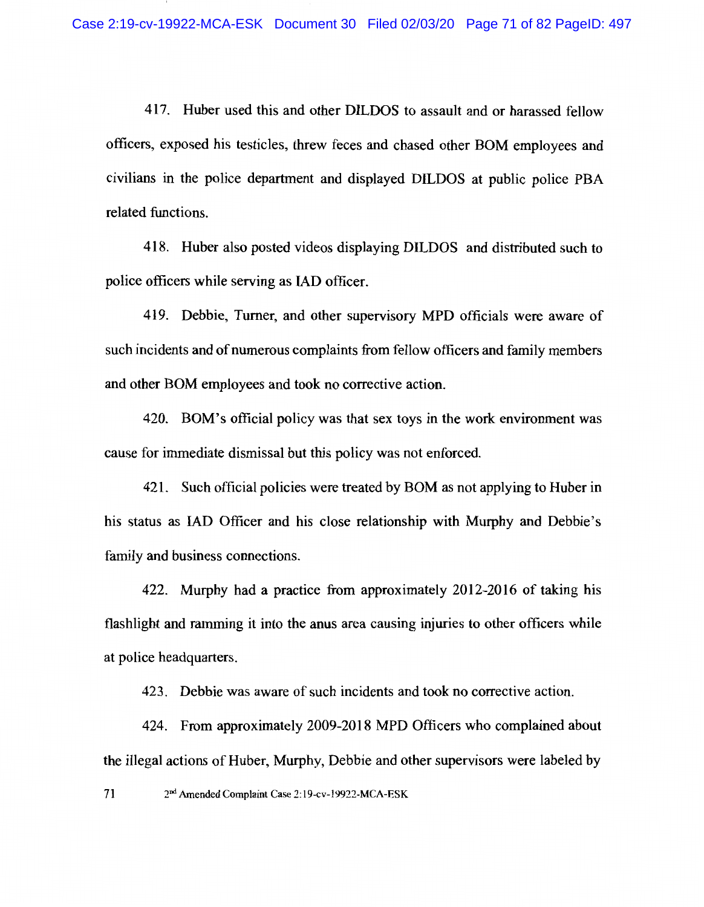417. Huber used this and other DILDOS to assault and or harassed fellow officers, exposed his testicles, threw feces and chased other BOM employees and civilians in the police department and displayed DILDOS at public police PBA related functions.

418. Huber also posted videos displaying DILDOS and distributed such to police officers while serving as IAD officer.

419. Debbie, Turner, and other supervisory MPD officials were aware of such incidents and of numerous complaints from fellow officers and family members and other BOM employees and took no corrective action.

420. BOM's official policy was that sex toys in the work environment was cause for immediate dismissal but this policy was not enforced.

421. Such official policies were treated by BOM as not applying to Huber in his status as IAD Officer and his close relationship with Murphy and Debbie's family and business connections.

422. Murphy had a practice from approximately 2012-2016 of taking his flashlight and ramming it into the anus area causing injuries to other officers while at police headquarters.

423. Debbie was aware of such incidents and took no corrective action.

424. From approximately 2009-2018 MPD Officers who complained about the illegal actions of Huber, Murphy, Debbie and other supervisors were labeled by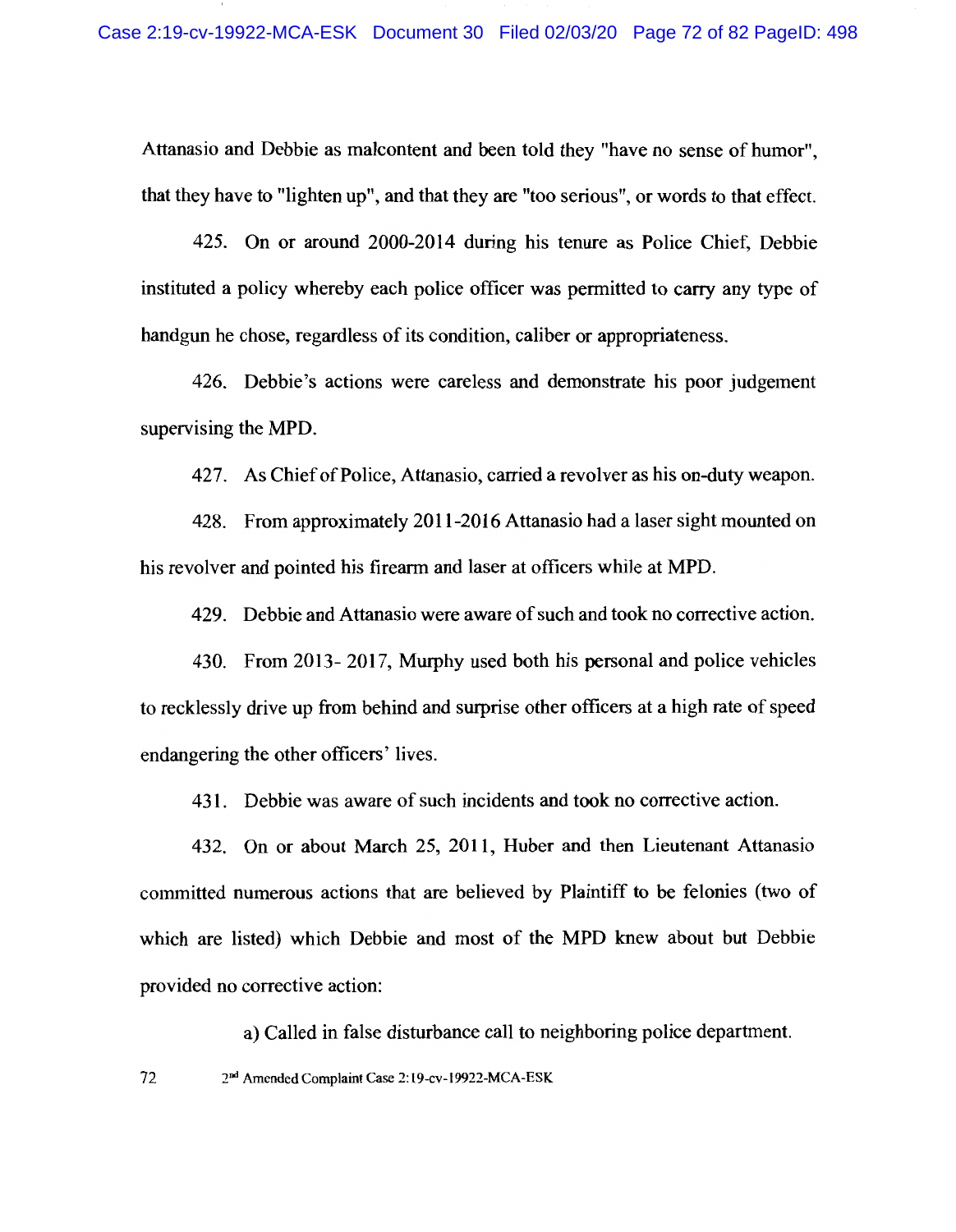Attanasio and Debbie as malcontent and been told they "have no sense of humor", that they have to "lighten up", and that they are "too serious", or words to that effect.

425. On or around 2000-2014 during his tenure as Police Chief, Debbie instituted a policy whereby each police officer was permitted to carry any type of handgun he chose, regardless of its condition, caliber or appropriateness.

426. Debbie's actions were careless and demonstrate his poor judgement supervising the MPD.

427. As Chief of Police, Attanasio, carried a revolver as his on-duty weapon.

428. From approximately 2011-2016 Attanasio had a laser sight mounted on his revolver and pointed his firearm and laser at officers while at MPD.

429. Debbie and Attanasio were aware of such and took no corrective action.

430. From 2013- 2017, Murphy used both his personal and police vehicles to recklessly drive up from behind and surprise other officers at a high rate of speed endangering the other officers' lives.

431. Debbie was aware of such incidents and took no corrective action.

432. On or about March 25, 2011, Huber and then Lieutenant Attanasio committed numerous actions that are believed by Plaintiff to be felonies (two of which are listed) which Debbie and most of the MPD knew about but Debbie provided no corrective action:

a) Called in false disturbance call to neighboring police department.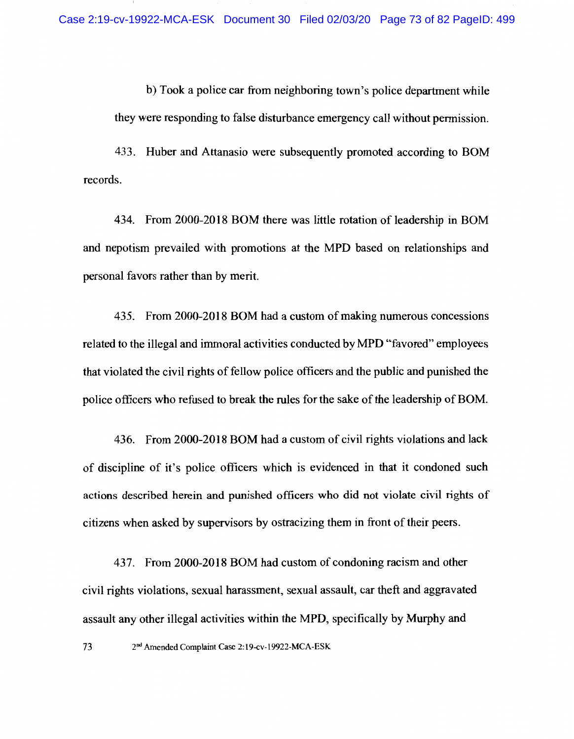b) Took a police car from neighboring town's police department while they were responding to false disturbance emergency call without permission.

433. Huber and Attanasio were subsequently promoted according to BOM records.

434. From 2000-2018 BOM there was little rotation of leadership in BOM and nepotism prevailed with promotions at the MPD based on relationships and personal favors rather than by merit.

435. From 2000-2018 BOM had a custom of making numerous concessions related to the illegal and immoral activities conducted by MPD "favored" employees that violated the civil rights of fellow police officers and the public and punished the police officers who refused to break the rules for the sake of the leadership of BOM.

436. From 2000-2018 BOM had a custom of civil rights violations and lack of discipline of it's police officers which is evidenced in that it condoned such actions described herein and punished officers who did not violate civil rights of citizens when asked by supervisors by ostracizing them in front of their peers.

437. From 2000-2018 BOM had custom of condoning racism and other civil rights violations, sexual harassment, sexual assault, car theft and aggravated assault any other illegal activities within the MPD, specifically by Murphy and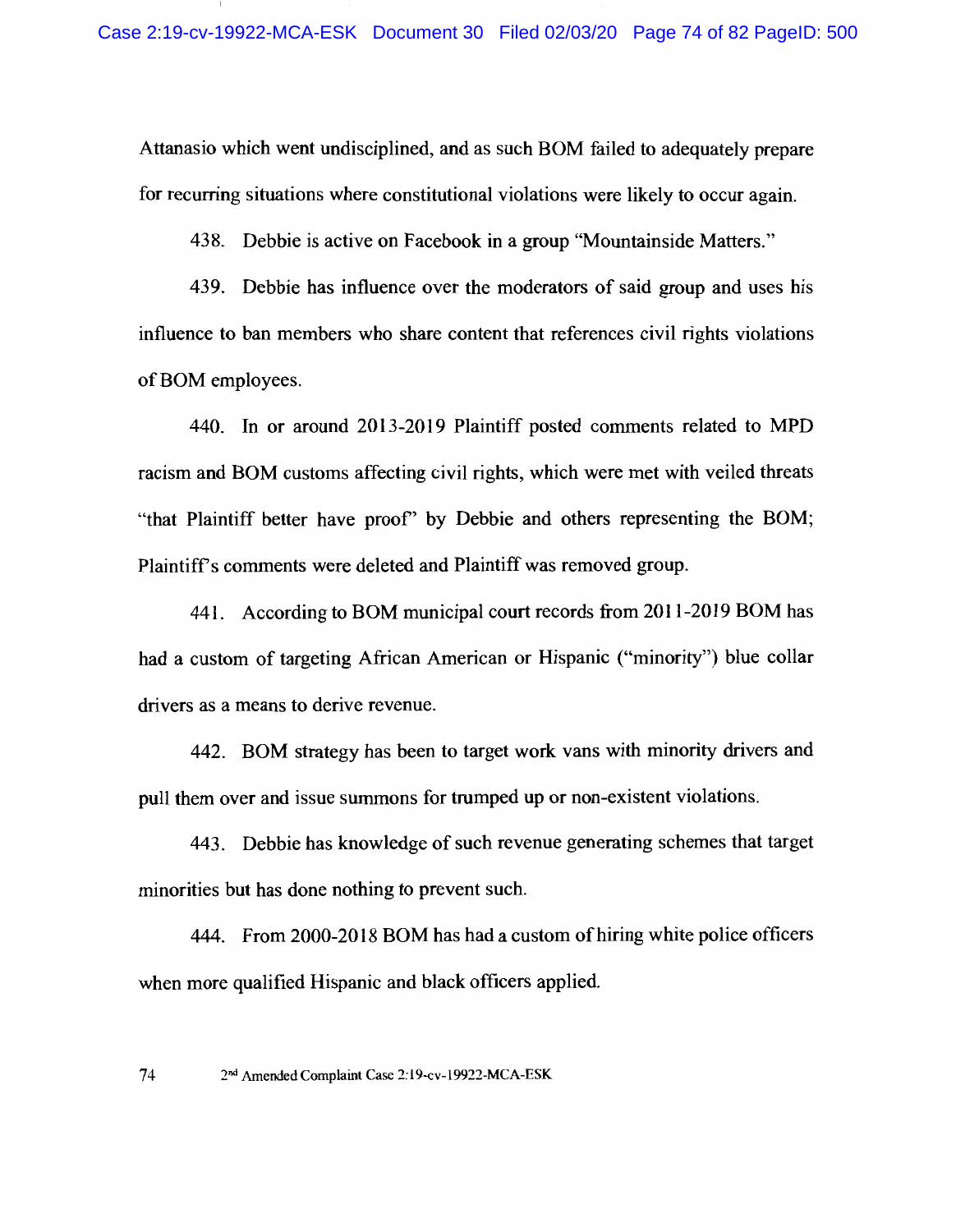Attanasio which went undisciplined, and as such BOM failed to adequately prepare for recurring situations where constitutional violations were likely to occur again.

438. Debbie is active on Facebook in a group "Mountainside Matters."

439. Debbie has influence over the moderators of said group and uses his influence to ban members who share content that references civil rights violations of BOM employees.

440. In or around 2013-2019 Plaintiff posted comments related to MPD racism and BOM customs affecting civil rights, which were met with veiled threats "that Plaintiff better have proof" by Debbie and others representing the BOM; Plaintiff's comments were deleted and Plaintiff was removed group.

441. According to BOM municipal court records from 2011-2019 BOM has had a custom of targeting African American or Hispanic ("minority") blue collar drivers as a means to derive revenue.

442. BOM strategy has been to target work vans with minority drivers and pull them over and issue summons for trumped up or non-existent violations.

443. Debbie has knowledge of such revenue generating schemes that target minorities but has done nothing to prevent such.

444. From 2000-2018 BOM has had a custom of hiring white police officers when more qualified Hispanic and black officers applied.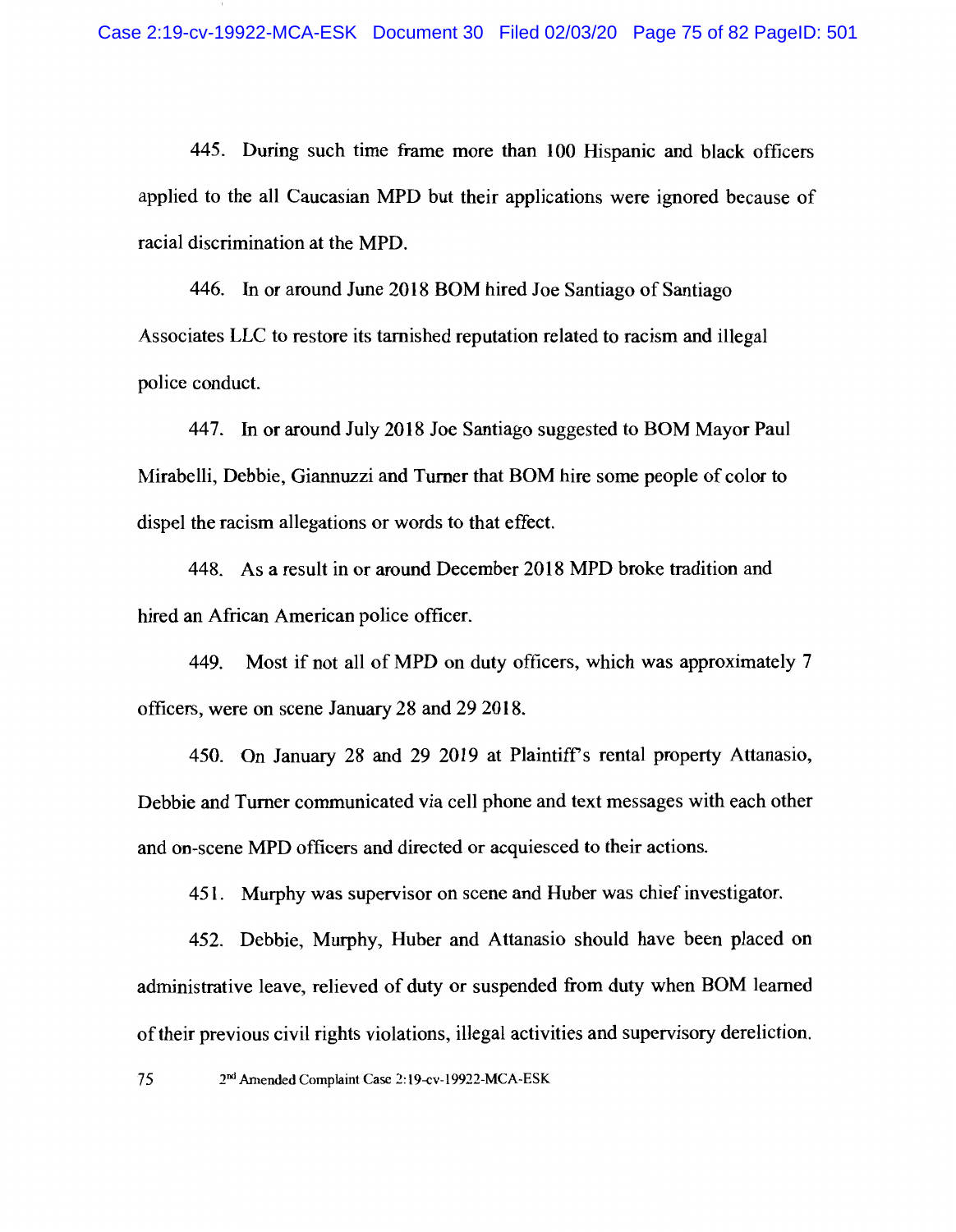445. During such time frame more than 100 Hispanic and black officers applied to the all Caucasian MPD but their applications were ignored because of racial discrimination at the MPD.

446. In or around June 2018 BOM hired Joe Santiago of Santiago Associates LLC to restore its tarnished reputation related to racism and illegal police conduct.

447. In or around July 2018 Joe Santiago suggested to BOM Mayor Paul Mirabelli, Debbie, Giannuzzi and Turner that BOM hire some people of color to dispel the racism allegations or words to that effect.

448. As a result in or around December 2018 MPD broke tradition and hired an African American police officer.

449. Most if not all of MPD on duty officers, which was approximately 7 officers, were on scene January 28 and 29 2018.

450. On January 28 and 29 2019 at Plaintiff's rental property Attanasio, Debbie and Turner communicated via cell phone and text messages with each other and on-scene MPD officers and directed or acquiesced to their actions.

451. Murphy was supervisor on scene and Huber was chief investigator.

452. Debbie, Murphy, Huber and Attanasio should have been placed on administrative leave, relieved of duty or suspended from duty when BOM learned of their previous civil rights violations, illegal activities and supervisory dereliction.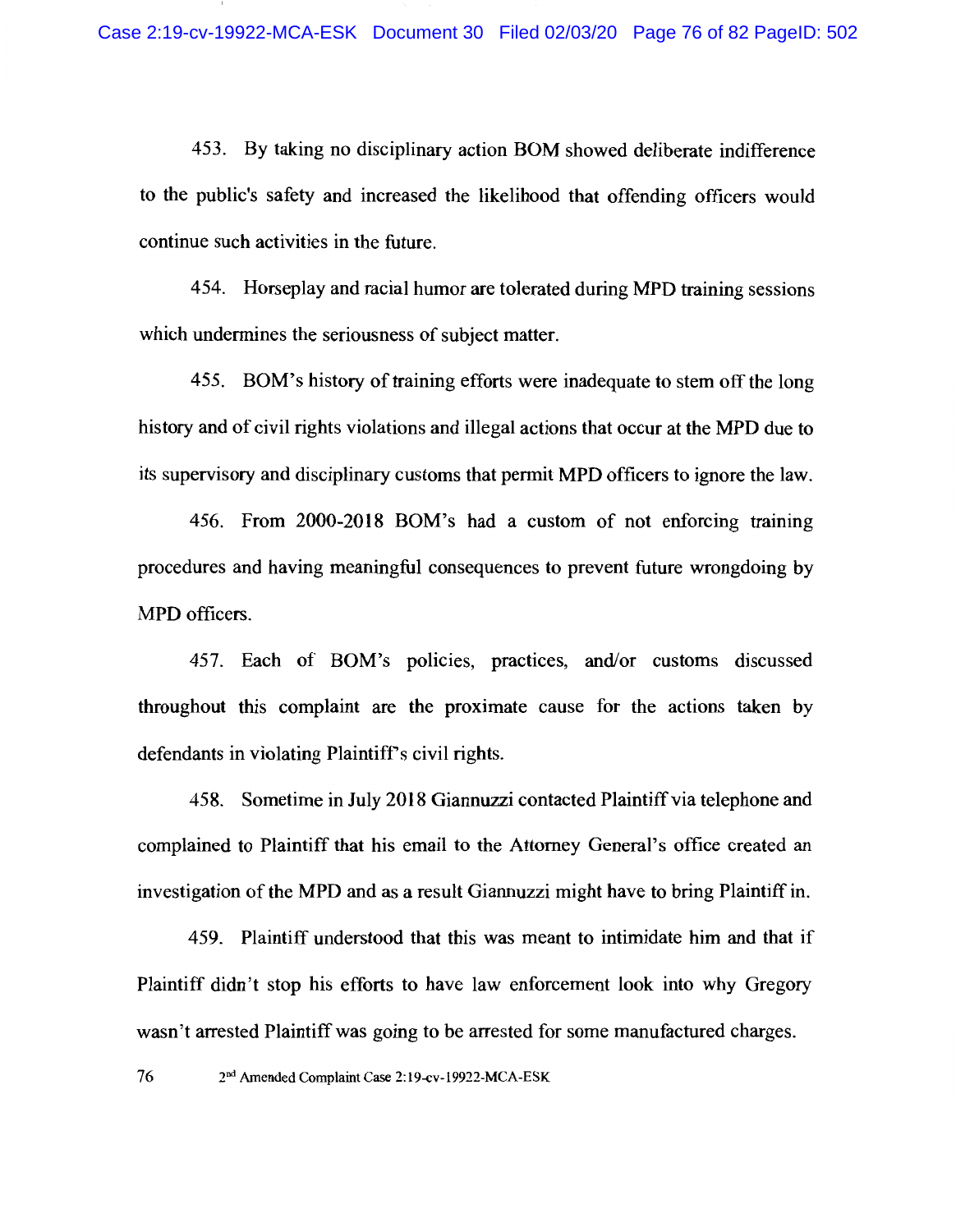453. By taking no disciplinary action BOM showed deliberate indifference to the public's safety and increased the likelihood that offending officers would continue such activities in the future.

454. Horseplay and racial humor are tolerated during MPD training sessions which undermines the seriousness of subject matter.

455. BOM's history of training efforts were inadequate to stem off the long history and of civil rights violations and illegal actions that occur at the MPD due to its supervisory and disciplinary customs that permit MPD officers to ignore the law.

456. From 2000-2018 BOM's had a custom of not enforcing training procedures and having meaningful consequences to prevent future wrongdoing by MPD officers.

457. Each of BOM's policies, practices, and/or customs discussed throughout this complaint are the proximate cause for the actions taken by defendants in violating Plaintiff's civil rights.

458. Sometime in July 2018 Giannuzzi contacted Plaintiff via telephone and complained to Plaintiff that his email to the Attorney General's office created an investigation of the MPD and as a result Giannuzzi might have to bring Plaintiff in.

459. Plaintiff understood that this was meant to intimidate him and that if Plaintiff didn't stop his efforts to have law enforcement look into why Gregory wasn't arrested Plaintiff was going to be arrested for some manufactured charges.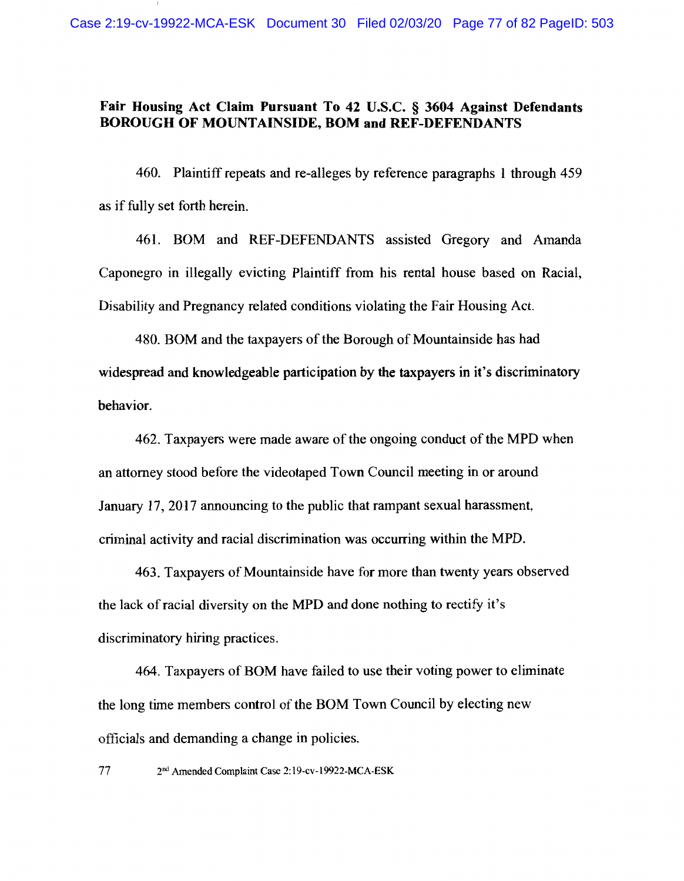**Fair Housing Act Claim Pursuant To 42 U.S.C. § 3604 Against Defendants BOROUGH OF MOUNTAINSIDE, BOM and REF-DEFENDANTS**

460. Plaintiff repeats and re-alleges by reference paragraphs 1 through 459 as if fully set forth herein.

461. BOM and REF-DEFENDANTS assisted Gregory and Amanda Caponegro in illegally evicting Plaintiff from his rental house based on Racial, Disability and Pregnancy related conditions violating the Fair Housing Act.

480. BOM and the taxpayers of the Borough of Mountainside has had widespread and knowledgeable participation by the taxpayers in it's discriminatory behavior.

462. Taxpayers were made aware of the ongoing conduct of the MPD when an attorney stood before the videotaped Town Council meeting in or around January 17, 2017 announcing to the public that rampant sexual harassment, criminal activity and racial discrimination was occurring within the MPD.

463. Taxpayers of Mountainside have for more than twenty years observed the lack of racial diversity on the MPD and done nothing to rectify it's discriminatory hiring practices.

464. Taxpayers of BOM have failed to use their voting power to eliminate the long time members control of the BOM Town Council by electing new officials and demanding a change in policies.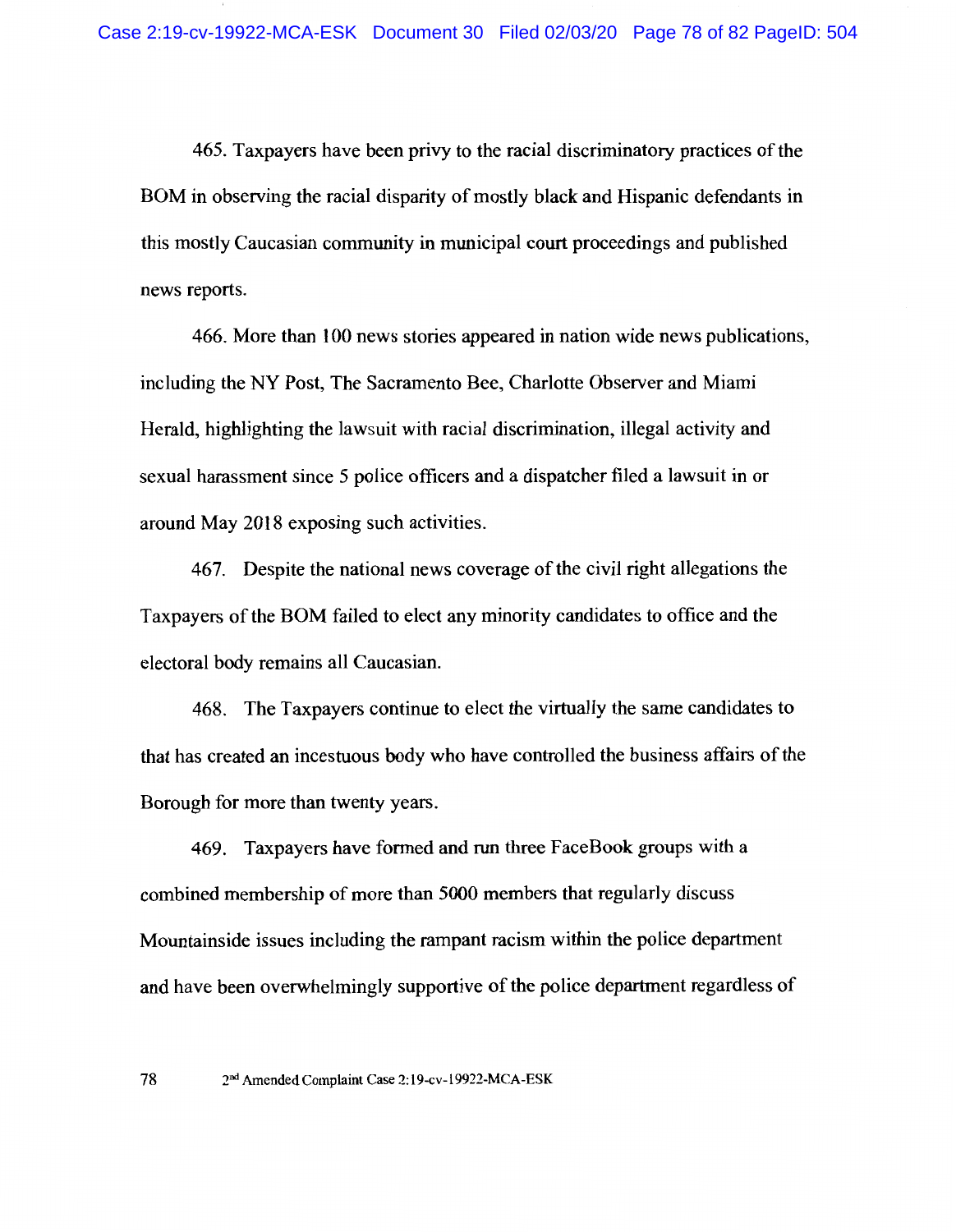465. Taxpayers have been privy to the racial discriminatory practices of the BOM in observing the racial disparity of mostly black and Hispanic defendants in this mostly Caucasian community in municipal court proceedings and published news reports.

466. More than 100 news stories appeared in nation wide news publications, including the NY Post, The Sacramento Bee, Charlotte Observer and Miami Herald, highlighting the lawsuit with racial discrimination, illegal activity and sexual harassment since 5 police officers and a dispatcher filed a lawsuit in or around May 2018 exposing such activities.

467. Despite the national news coverage of the civil right allegations the Taxpayers of the BOM failed to elect any minority candidates to office and the electoral body remains all Caucasian.

468. The Taxpayers continue to elect the virtually the same candidates to that has created an incestuous body who have controlled the business affairs of the Borough for more than twenty years.

469. Taxpayers have formed and run three FaceBook groups with a combined membership of more than 5000 members that regularly discuss Mountainside issues including the rampant racism within the police department and have been overwhelmingly supportive of the police department regardless of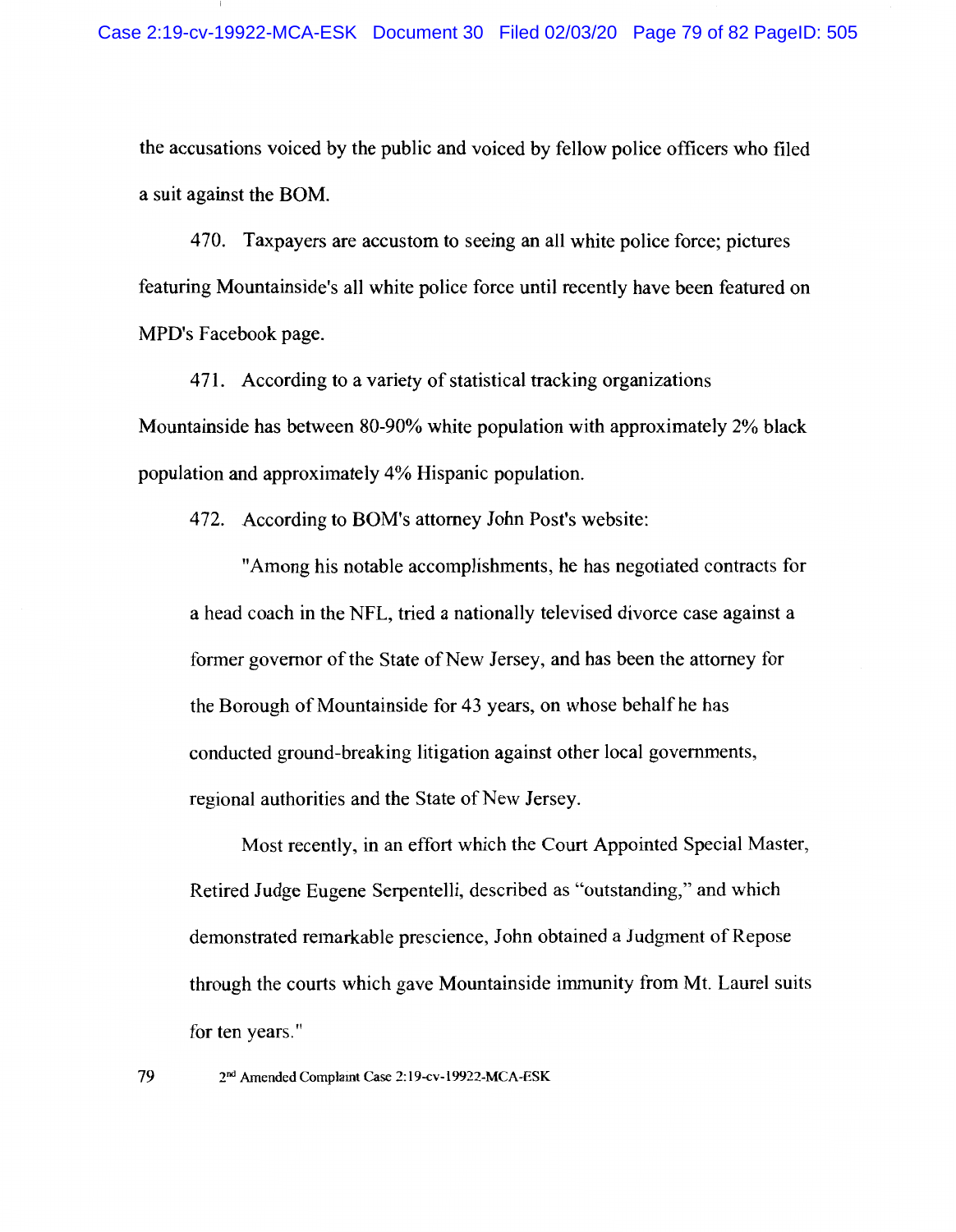the accusations voiced by the public and voiced by fellow police officers who filed a suit against the BOM.

470. Taxpayers are accustom to seeing an all white police force; pictures featuring Mountainside's all white police force until recently have been featured on MPD's Facebook page.

471. According to a variety of statistical tracking organizations Mountainside has between 80-90% white population with approximately 2% black population and approximately 4% Hispanic population.

472. According to BOM's attorney John Post's website:

> "Among his notable accomplishments, he has negotiated contracts for a head coach in the NFL, tried a nationally televised divorce case against a former governor of the State of New Jersey, and has been the attorney for the Borough of Mountainside for 43 years, on whose behalf he has conducted ground-breaking litigation against other local governments, regional authorities and the State of New Jersey.
>
> Most recently, in an effort which the Court Appointed Special Master, Retired Judge Eugene Serpentelli, described as "outstanding," and which demonstrated remarkable prescience, John obtained a Judgment of Repose through the courts which gave Mountainside immunity from Mt. Laurel suits for ten years."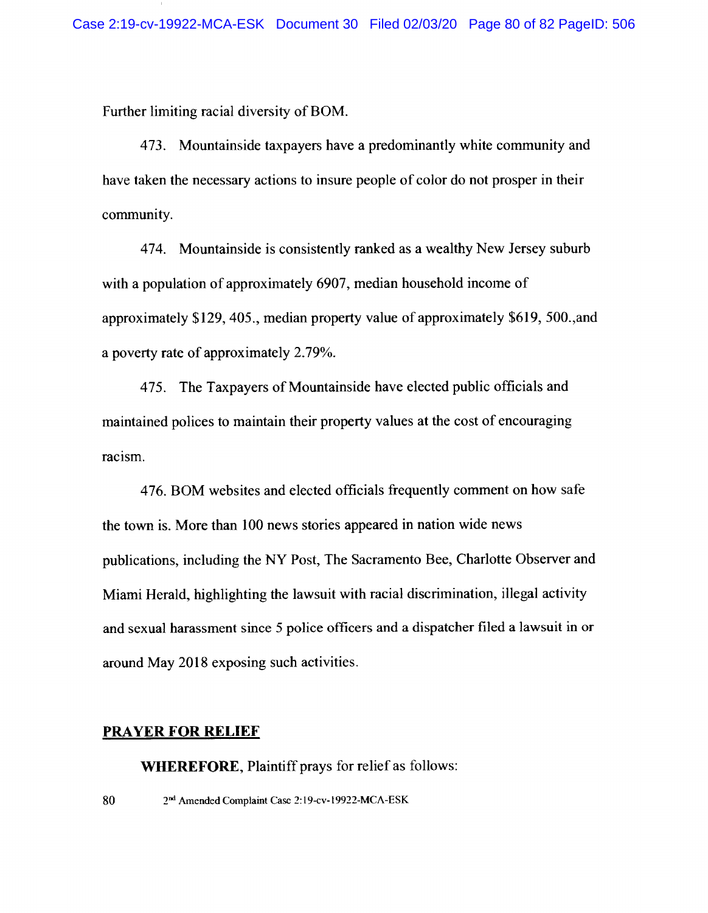Further limiting racial diversity of BOM.

473. Mountainside taxpayers have a predominantly white community and have taken the necessary actions to insure people of color do not prosper in their community.

474. Mountainside is consistently ranked as a wealthy New Jersey suburb with a population of approximately 6907, median household income of approximately $129, 405., median property value of approximately $619, 500.,and a poverty rate of approximately 2.79%.

475. The Taxpayers of Mountainside have elected public officials and maintained polices to maintain their property values at the cost of encouraging racism.

476. BOM websites and elected officials frequently comment on how safe the town is. More than 100 news stories appeared in nation wide news publications, including the NY Post, The Sacramento Bee, Charlotte Observer and Miami Herald, highlighting the lawsuit with racial discrimination, illegal activity and sexual harassment since 5 police officers and a dispatcher filed a lawsuit in or around May 2018 exposing such activities.

## PRAYER FOR RELIEF

**WHEREFORE,** Plaintiff prays for relief as follows: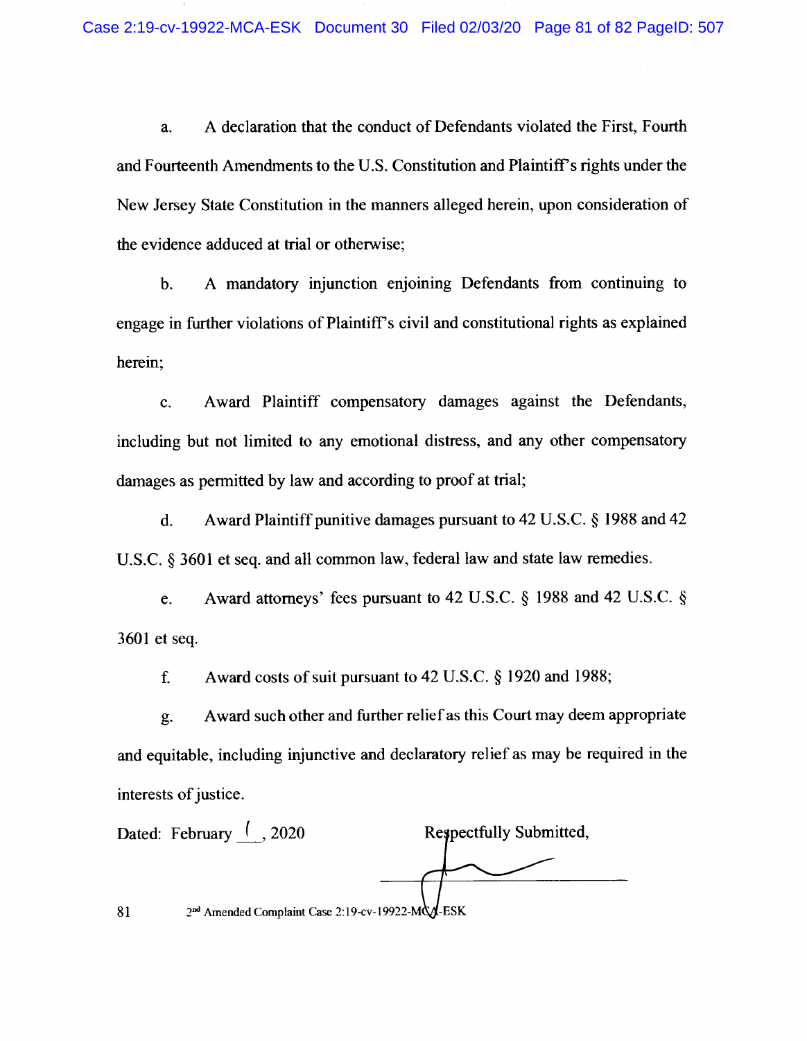a. A declaration that the conduct of Defendants violated the First, Fourth and Fourteenth Amendments to the U.S. Constitution and Plaintiff's rights under the New Jersey State Constitution in the manners alleged herein, upon consideration of the evidence adduced at trial or otherwise;

b. A mandatory injunction enjoining Defendants from continuing to engage in further violations of Plaintiff's civil and constitutional rights as explained herein;

c. Award Plaintiff compensatory damages against the Defendants, including but not limited to any emotional distress, and any other compensatory damages as permitted by law and according to proof at trial;

d. Award Plaintiff punitive damages pursuant to 42 U.S.C. § 1988 and 42 U.S.C. § 3601 et seq. and all common law, federal law and state law remedies.

e. Award attorneys' fees pursuant to 42 U.S.C. § 1988 and 42 U.S.C. § 3601 et seq.

f. Award costs of suit pursuant to 42 U.S.C. § 1920 and 1988;

g. Award such other and further relief as this Court may deem appropriate and equitable, including injunctive and declaratory relief as may be required in the interests of justice.

Dated: February 1, 2020

Respectfully Submitted,

2nd Amended Complaint Case 2:19-cv-19922-MCA-ESK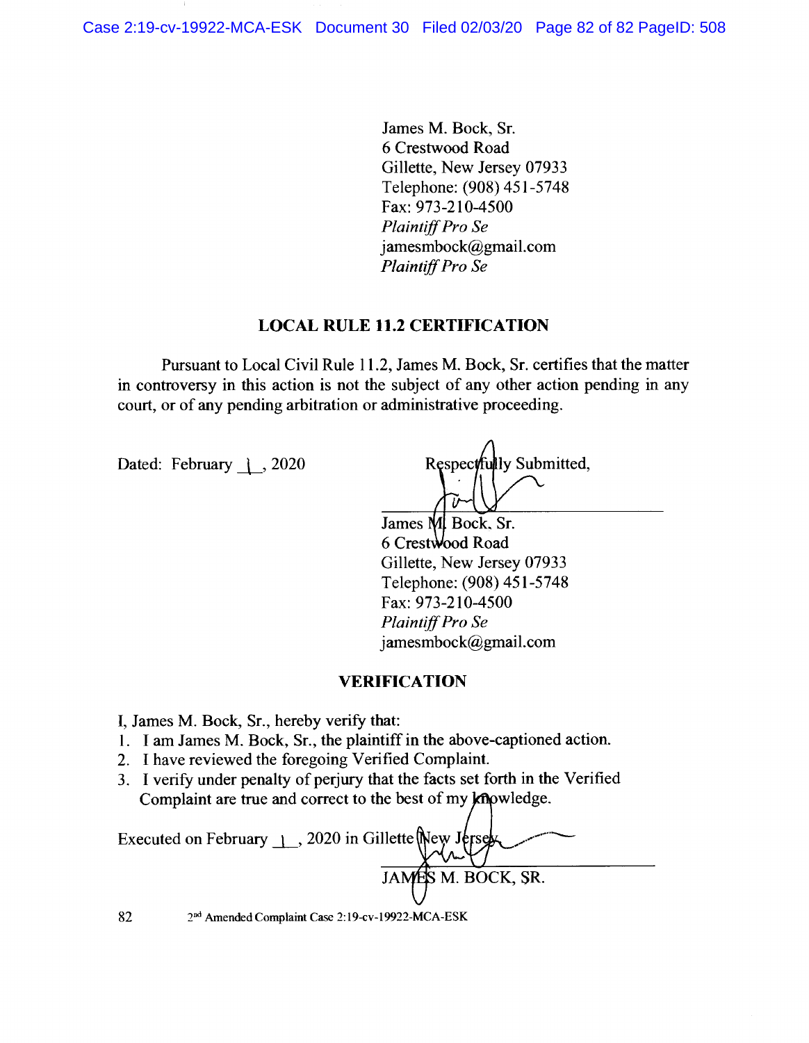James M. Bock, Sr.
6 Crestwood Road
Gillette, New Jersey 07933
Telephone: (908) 451-5748
Fax: 973-210-4500
*Plaintiff Pro Se*
jamesmbock@gmail.com
*Plaintiff Pro Se*

## LOCAL RULE 11.2 CERTIFICATION

Pursuant to Local Civil Rule 11.2, James M. Bock, Sr. certifies that the matter in controversy in this action is not the subject of any other action pending in any court, or of any pending arbitration or administrative proceeding.

Dated: February 1, 2020

Respectfully Submitted,

James M. Bock, Sr.
6 Crestwood Road
Gillette, New Jersey 07933
Telephone: (908) 451-5748
Fax: 973-210-4500
*Plaintiff Pro Se*
jamesmbock@gmail.com

## VERIFICATION

I, James M. Bock, Sr., hereby verify that:

1. I am James M. Bock, Sr., the plaintiff in the above-captioned action.
2. I have reviewed the foregoing Verified Complaint.
3. I verify under penalty of perjury that the facts set forth in the Verified Complaint are true and correct to the best of my knowledge.

Executed on February 1, 2020 in Gillette New Jersey

JAMES M. BOCK, SR.

2nd Amended Complaint Case 2:19-cv-19922-MCA-ESK